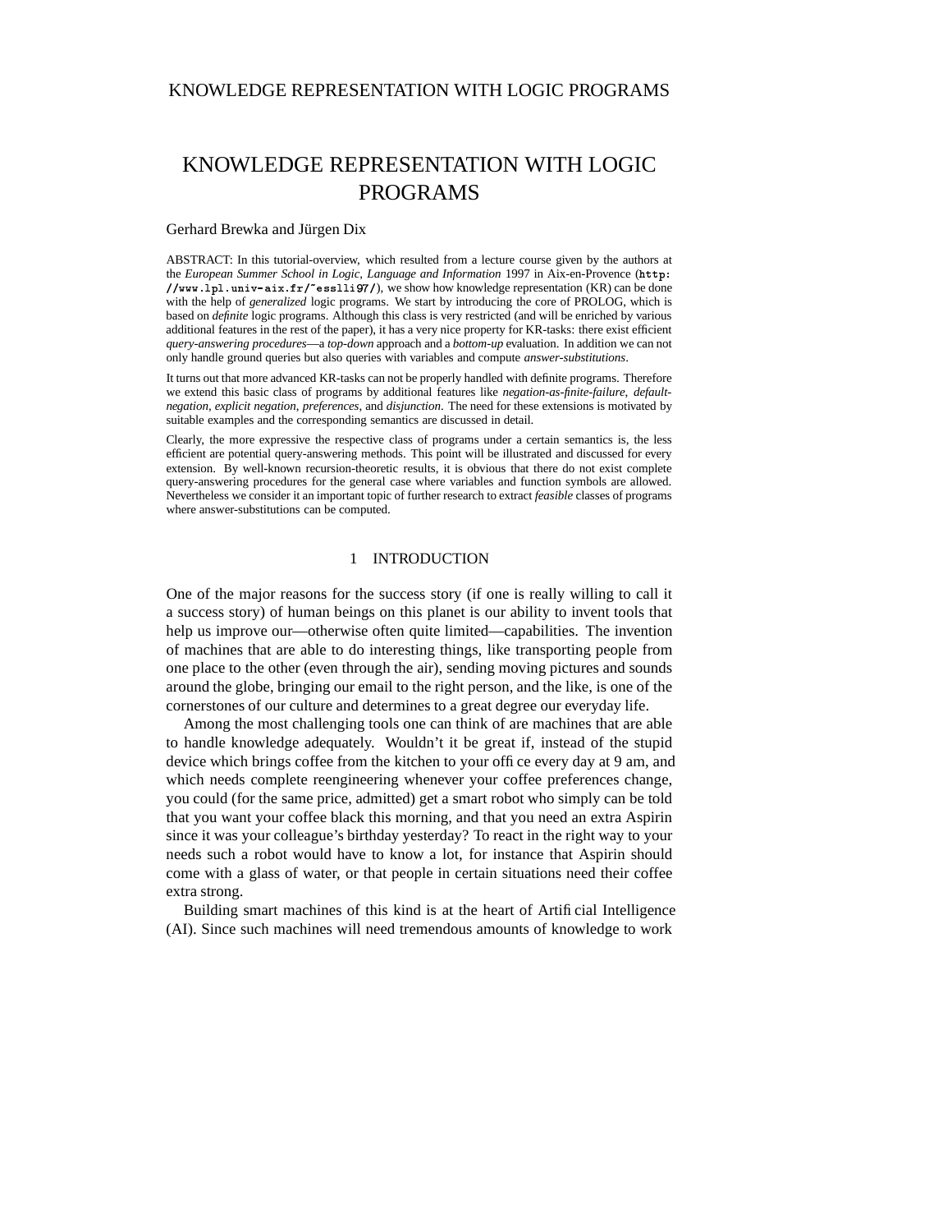# KNOWLEDGE REPRESENTATION WITH LOGIC PROGRAMS

Gerhard Brewka and Jürgen Dix

ABSTRACT: In this tutorial-overview, which resulted from a lecture course given by the authors at the *European Summer School in Logic, Language and Information* 1997 in Aix-en-Provence (`http://www.lpl.univ-aix.fr/~esslli97/`), we show how knowledge representation (KR) can be done with the help of *generalized* logic programs. We start by introducing the core of PROLOG, which is based on *definite* logic programs. Although this class is very restricted (and will be enriched by various additional features in the rest of the paper), it has a very nice property for KR-tasks: there exist efficient *query-answering procedures*—a *top-down* approach and a *bottom-up* evaluation. In addition we can not only handle ground queries but also queries with variables and compute *answer-substitutions*.

It turns out that more advanced KR-tasks can not be properly handled with definite programs. Therefore we extend this basic class of programs by additional features like *negation-as-finite-failure*, *default-negation*, *explicit negation*, *preferences*, and *disjunction*. The need for these extensions is motivated by suitable examples and the corresponding semantics are discussed in detail.

Clearly, the more expressive the respective class of programs under a certain semantics is, the less efficient are potential query-answering methods. This point will be illustrated and discussed for every extension. By well-known recursion-theoretic results, it is obvious that there do not exist complete query-answering procedures for the general case where variables and function symbols are allowed. Nevertheless we consider it an important topic of further research to extract *feasible* classes of programs where answer-substitutions can be computed.

## 1 INTRODUCTION

One of the major reasons for the success story (if one is really willing to call it a success story) of human beings on this planet is our ability to invent tools that help us improve our—otherwise often quite limited—capabilities. The invention of machines that are able to do interesting things, like transporting people from one place to the other (even through the air), sending moving pictures and sounds around the globe, bringing our email to the right person, and the like, is one of the cornerstones of our culture and determines to a great degree our everyday life.

Among the most challenging tools one can think of are machines that are able to handle knowledge adequately. Wouldn't it be great if, instead of the stupid device which brings coffee from the kitchen to your office every day at 9 am, and which needs complete reengineering whenever your coffee preferences change, you could (for the same price, admitted) get a smart robot who simply can be told that you want your coffee black this morning, and that you need an extra Aspirin since it was your colleague's birthday yesterday? To react in the right way to your needs such a robot would have to know a lot, for instance that Aspirin should come with a glass of water, or that people in certain situations need their coffee extra strong.

Building smart machines of this kind is at the heart of Artificial Intelligence (AI). Since such machines will need tremendous amounts of knowledge to work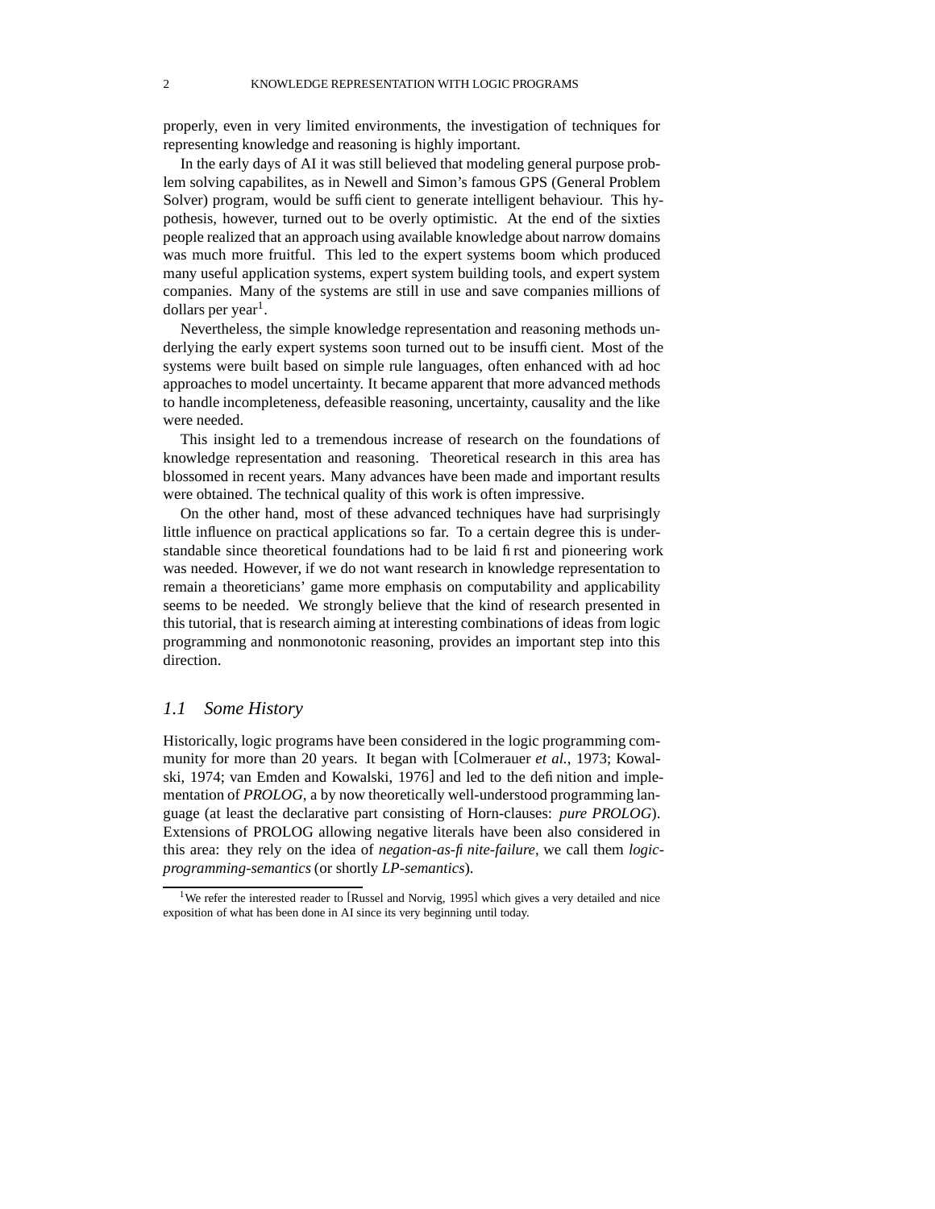properly, even in very limited environments, the investigation of techniques for representing knowledge and reasoning is highly important.

In the early days of AI it was still believed that modeling general purpose problem solving capabilites, as in Newell and Simon's famous GPS (General Problem Solver) program, would be sufficient to generate intelligent behaviour. This hypothesis, however, turned out to be overly optimistic. At the end of the sixties people realized that an approach using available knowledge about narrow domains was much more fruitful. This led to the expert systems boom which produced many useful application systems, expert system building tools, and expert system companies. Many of the systems are still in use and save companies millions of dollars per year[1].

Nevertheless, the simple knowledge representation and reasoning methods underlying the early expert systems soon turned out to be insufficient. Most of the systems were built based on simple rule languages, often enhanced with ad hoc approaches to model uncertainty. It became apparent that more advanced methods to handle incompleteness, defeasible reasoning, uncertainty, causality and the like were needed.

This insight led to a tremendous increase of research on the foundations of knowledge representation and reasoning. Theoretical research in this area has blossomed in recent years. Many advances have been made and important results were obtained. The technical quality of this work is often impressive.

On the other hand, most of these advanced techniques have had surprisingly little influence on practical applications so far. To a certain degree this is understandable since theoretical foundations had to be laid first and pioneering work was needed. However, if we do not want research in knowledge representation to remain a theoreticians' game more emphasis on computability and applicability seems to be needed. We strongly believe that the kind of research presented in this tutorial, that is research aiming at interesting combinations of ideas from logic programming and nonmonotonic reasoning, provides an important step into this direction.

## *1.1 Some History*

Historically, logic programs have been considered in the logic programming community for more than 20 years. It began with [Colmerauer *et al.*, 1973; Kowalski, 1974; van Emden and Kowalski, 1976] and led to the definition and implementation of *PROLOG*, a by now theoretically well-understood programming language (at least the declarative part consisting of Horn-clauses: *pure PROLOG*). Extensions of PROLOG allowing negative literals have been also considered in this area: they rely on the idea of *negation-as-finite-failure*, we call them *logic-programming-semantics* (or shortly *LP-semantics*).

[1] We refer the interested reader to [Russel and Norvig, 1995] which gives a very detailed and nice exposition of what has been done in AI since its very beginning until today.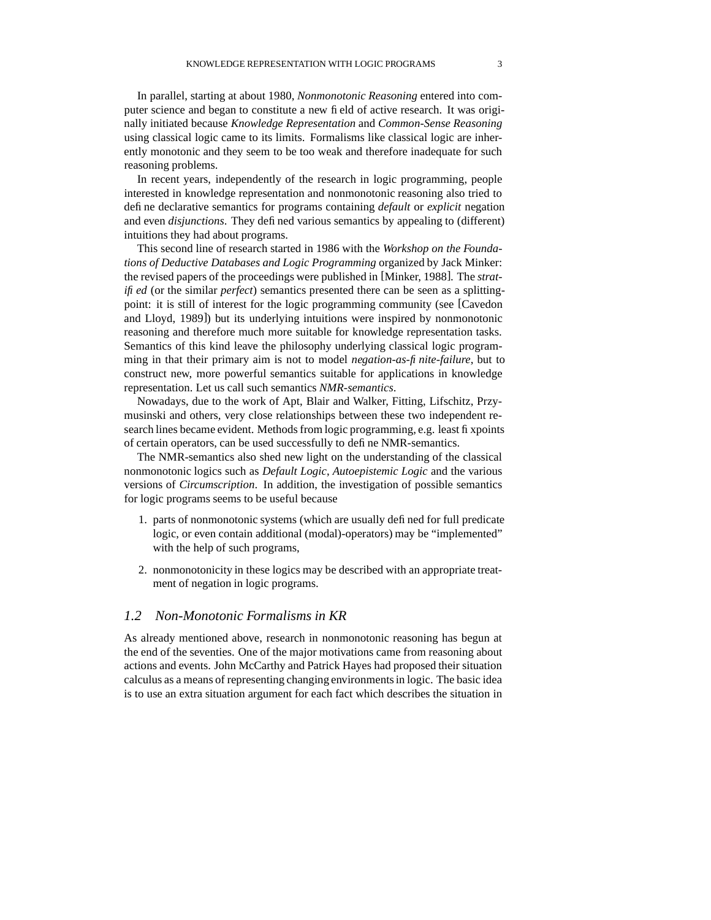In parallel, starting at about 1980, *Nonmonotonic Reasoning* entered into computer science and began to constitute a new field of active research. It was originally initiated because *Knowledge Representation* and *Common-Sense Reasoning* using classical logic came to its limits. Formalisms like classical logic are inherently monotonic and they seem to be too weak and therefore inadequate for such reasoning problems.

In recent years, independently of the research in logic programming, people interested in knowledge representation and nonmonotonic reasoning also tried to define declarative semantics for programs containing *default* or *explicit* negation and even *disjunctions*. They defined various semantics by appealing to (different) intuitions they had about programs.

This second line of research started in 1986 with the *Workshop on the Foundations of Deductive Databases and Logic Programming* organized by Jack Minker: the revised papers of the proceedings were published in [Minker, 1988]. The *stratified* (or the similar *perfect*) semantics presented there can be seen as a splitting-point: it is still of interest for the logic programming community (see [Cavedon and Lloyd, 1989]) but its underlying intuitions were inspired by nonmonotonic reasoning and therefore much more suitable for knowledge representation tasks. Semantics of this kind leave the philosophy underlying classical logic programming in that their primary aim is not to model *negation-as-finite-failure*, but to construct new, more powerful semantics suitable for applications in knowledge representation. Let us call such semantics *NMR-semantics*.

Nowadays, due to the work of Apt, Blair and Walker, Fitting, Lifschitz, Przymusinski and others, very close relationships between these two independent research lines became evident. Methods from logic programming, e.g. least fixpoints of certain operators, can be used successfully to define NMR-semantics.

The NMR-semantics also shed new light on the understanding of the classical nonmonotonic logics such as *Default Logic*, *Autoepistemic Logic* and the various versions of *Circumscription*. In addition, the investigation of possible semantics for logic programs seems to be useful because

1. parts of nonmonotonic systems (which are usually defined for full predicate logic, or even contain additional (modal)-operators) may be "implemented" with the help of such programs,
2. nonmonotonicity in these logics may be described with an appropriate treatment of negation in logic programs.

## *1.2 Non-Monotonic Formalisms in KR*

As already mentioned above, research in nonmonotonic reasoning has begun at the end of the seventies. One of the major motivations came from reasoning about actions and events. John McCarthy and Patrick Hayes had proposed their situation calculus as a means of representing changing environments in logic. The basic idea is to use an extra situation argument for each fact which describes the situation in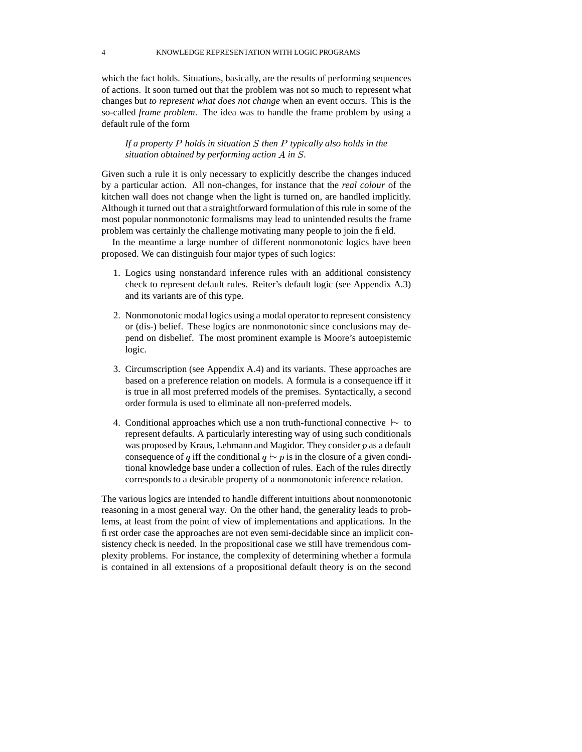which the fact holds. Situations, basically, are the results of performing sequences of actions. It soon turned out that the problem was not so much to represent what changes but *to represent what does not change* when an event occurs. This is the so-called *frame problem*. The idea was to handle the frame problem by using a default rule of the form

> *If a property $P$ holds in situation $S$ then $P$ typically also holds in the situation obtained by performing action $A$ in $S$.*

Given such a rule it is only necessary to explicitly describe the changes induced by a particular action. All non-changes, for instance that the *real colour* of the kitchen wall does not change when the light is turned on, are handled implicitly. Although it turned out that a straightforward formulation of this rule in some of the most popular nonmonotonic formalisms may lead to unintended results the frame problem was certainly the challenge motivating many people to join the field.

In the meantime a large number of different nonmonotonic logics have been proposed. We can distinguish four major types of such logics:

1. Logics using nonstandard inference rules with an additional consistency check to represent default rules. Reiter's default logic (see Appendix A.3) and its variants are of this type.

2. Nonmonotonic modal logics using a modal operator to represent consistency or (dis-) belief. These logics are nonmonotonic since conclusions may depend on disbelief. The most prominent example is Moore's autoepistemic logic.

3. Circumscription (see Appendix A.4) and its variants. These approaches are based on a preference relation on models. A formula is a consequence iff it is true in all most preferred models of the premises. Syntactically, a second order formula is used to eliminate all non-preferred models.

4. Conditional approaches which use a non truth-functional connective $\mid\sim$ to represent defaults. A particularly interesting way of using such conditionals was proposed by Kraus, Lehmann and Magidor. They consider $p$ as a default consequence of $q$ iff the conditional $q \mid\sim p$ is in the closure of a given conditional knowledge base under a collection of rules. Each of the rules directly corresponds to a desirable property of a nonmonotonic inference relation.

The various logics are intended to handle different intuitions about nonmonotonic reasoning in a most general way. On the other hand, the generality leads to problems, at least from the point of view of implementations and applications. In the first order case the approaches are not even semi-decidable since an implicit consistency check is needed. In the propositional case we still have tremendous complexity problems. For instance, the complexity of determining whether a formula is contained in all extensions of a propositional default theory is on the second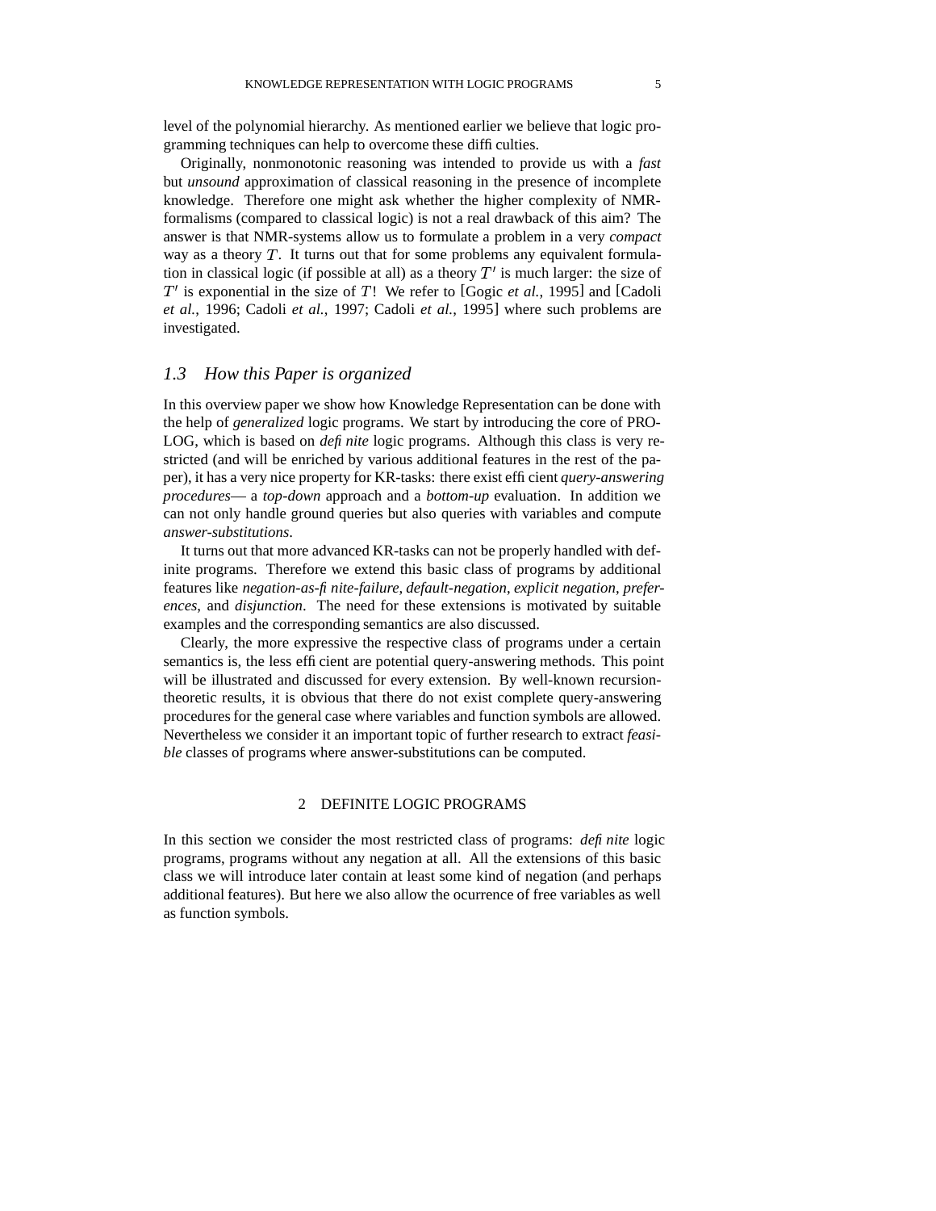level of the polynomial hierarchy. As mentioned earlier we believe that logic programming techniques can help to overcome these difficulties.

Originally, nonmonotonic reasoning was intended to provide us with a *fast* but *unsound* approximation of classical reasoning in the presence of incomplete knowledge. Therefore one might ask whether the higher complexity of NMR-formalisms (compared to classical logic) is not a real drawback of this aim? The answer is that NMR-systems allow us to formulate a problem in a very *compact* way as a theory $T$. It turns out that for some problems any equivalent formulation in classical logic (if possible at all) as a theory $T'$ is much larger: the size of $T'$ is exponential in the size of $T$! We refer to [Gogic *et al.*, 1995] and [Cadoli *et al.*, 1996; Cadoli *et al.*, 1997; Cadoli *et al.*, 1995] where such problems are investigated.

## *1.3 How this Paper is organized*

In this overview paper we show how Knowledge Representation can be done with the help of *generalized* logic programs. We start by introducing the core of PROLOG, which is based on *definite* logic programs. Although this class is very restricted (and will be enriched by various additional features in the rest of the paper), it has a very nice property for KR-tasks: there exist efficient *query-answering procedures*— a *top-down* approach and a *bottom-up* evaluation. In addition we can not only handle ground queries but also queries with variables and compute *answer-substitutions*.

It turns out that more advanced KR-tasks can not be properly handled with definite programs. Therefore we extend this basic class of programs by additional features like *negation-as-finite-failure*, *default-negation*, *explicit negation*, *preferences*, and *disjunction*. The need for these extensions is motivated by suitable examples and the corresponding semantics are also discussed.

Clearly, the more expressive the respective class of programs under a certain semantics is, the less efficient are potential query-answering methods. This point will be illustrated and discussed for every extension. By well-known recursion-theoretic results, it is obvious that there do not exist complete query-answering procedures for the general case where variables and function symbols are allowed. Nevertheless we consider it an important topic of further research to extract *feasible* classes of programs where answer-substitutions can be computed.

# 2 DEFINITE LOGIC PROGRAMS

In this section we consider the most restricted class of programs: *definite* logic programs, programs without any negation at all. All the extensions of this basic class we will introduce later contain at least some kind of negation (and perhaps additional features). But here we also allow the ocurrence of free variables as well as function symbols.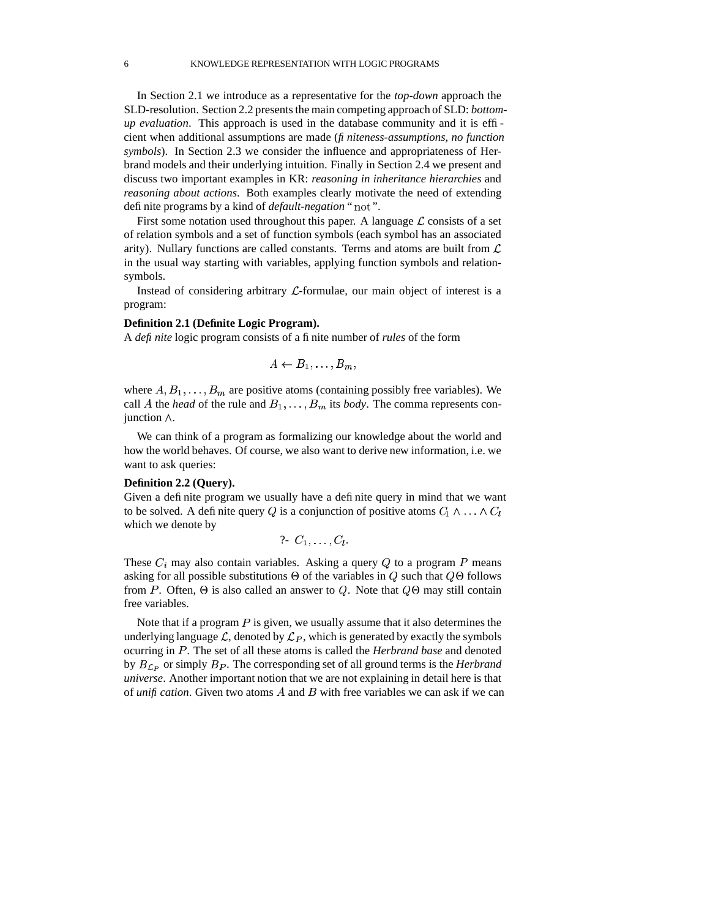In Section 2.1 we introduce as a representative for the *top-down* approach the SLD-resolution. Section 2.2 presents the main competing approach of SLD: *bottom-up evaluation*. This approach is used in the database community and it is efficient when additional assumptions are made (*finiteness-assumptions*, *no function symbols*). In Section 2.3 we consider the influence and appropriateness of Herbrand models and their underlying intuition. Finally in Section 2.4 we present and discuss two important examples in KR: *reasoning in inheritance hierarchies* and *reasoning about actions*. Both examples clearly motivate the need of extending definite programs by a kind of *default-negation* "$\mathrm{not}$".

First some notation used throughout this paper. A language $\mathcal{L}$ consists of a set of relation symbols and a set of function symbols (each symbol has an associated arity). Nullary functions are called constants. Terms and atoms are built from $\mathcal{L}$ in the usual way starting with variables, applying function symbols and relation-symbols.

Instead of considering arbitrary $\mathcal{L}$-formulae, our main object of interest is a program:

**Definition 2.1 (Definite Logic Program).**
A *definite* logic program consists of a finite number of *rules* of the form

$$A \leftarrow B_1, \ldots, B_m,$$

where $A, B_1, \ldots, B_m$ are positive atoms (containing possibly free variables). We call $A$ the *head* of the rule and $B_1, \ldots, B_m$ its *body*. The comma represents conjunction $\wedge$.

We can think of a program as formalizing our knowledge about the world and how the world behaves. Of course, we also want to derive new information, i.e. we want to ask queries:

**Definition 2.2 (Query).**
Given a definite program we usually have a definite query in mind that we want to be solved. A definite query $Q$ is a conjunction of positive atoms $C_1 \wedge \ldots \wedge C_l$ which we denote by

$$?\text{-}\ C_1, \ldots, C_l.$$

These $C_i$ may also contain variables. Asking a query $Q$ to a program $P$ means asking for all possible substitutions $\Theta$ of the variables in $Q$ such that $Q\Theta$ follows from $P$. Often, $\Theta$ is also called an answer to $Q$. Note that $Q\Theta$ may still contain free variables.

Note that if a program $P$ is given, we usually assume that it also determines the underlying language $\mathcal{L}$, denoted by $\mathcal{L}_P$, which is generated by exactly the symbols ocurring in $P$. The set of all these atoms is called the *Herbrand base* and denoted by $B_{\mathcal{L}_P}$ or simply $B_P$. The corresponding set of all ground terms is the *Herbrand universe*. Another important notion that we are not explaining in detail here is that of *unification*. Given two atoms $A$ and $B$ with free variables we can ask if we can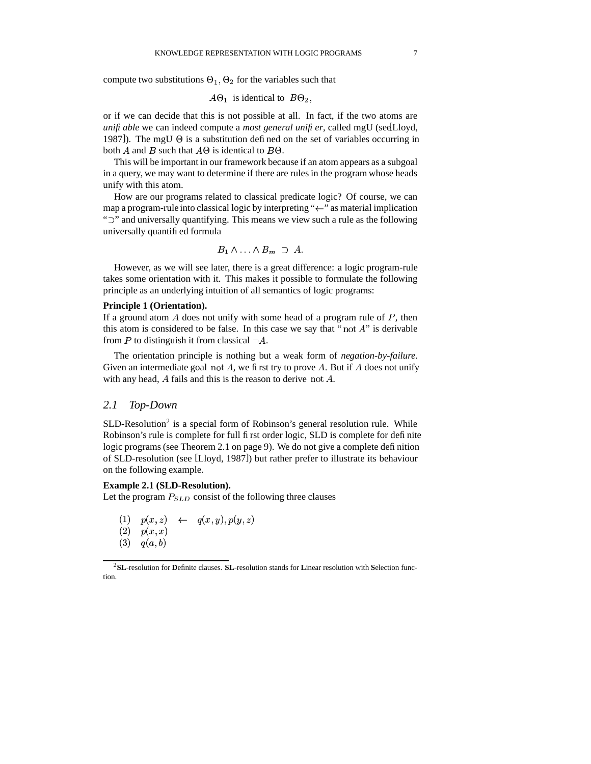compute two substitutions $\Theta_1, \Theta_2$ for the variables such that

$$A\Theta_1 \text{ is identical to } B\Theta_2,$$

or if we can decide that this is not possible at all. In fact, if the two atoms are *unifiable* we can indeed compute a *most general unifier*, called mgU (see [Lloyd, 1987]). The mgU $\Theta$ is a substitution defined on the set of variables occurring in both $A$ and $B$ such that $A\Theta$ is identical to $B\Theta$.

This will be important in our framework because if an atom appears as a subgoal in a query, we may want to determine if there are rules in the program whose heads unify with this atom.

How are our programs related to classical predicate logic? Of course, we can map a program-rule into classical logic by interpreting "$\leftarrow$" as material implication "$\supset$" and universally quantifying. This means we view such a rule as the following universally quantified formula

$$B_1 \wedge \ldots \wedge B_m \supset A.$$

However, as we will see later, there is a great difference: a logic program-rule takes some orientation with it. This makes it possible to formulate the following principle as an underlying intuition of all semantics of logic programs:

**Principle 1 (Orientation).**
If a ground atom $A$ does not unify with some head of a program rule of $P$, then this atom is considered to be false. In this case we say that "$\mathrm{not}\, A$" is derivable from $P$ to distinguish it from classical $\neg A$.

The orientation principle is nothing but a weak form of *negation-by-failure*. Given an intermediate goal $\mathrm{not}\, A$, we first try to prove $A$. But if $A$ does not unify with any head, $A$ fails and this is the reason to derive $\mathrm{not}\, A$.

## 2.1 Top-Down

SLD-Resolution[2] is a special form of Robinson's general resolution rule. While Robinson's rule is complete for full first order logic, SLD is complete for definite logic programs (see Theorem 2.1 on page 9). We do not give a complete definition of SLD-resolution (see [Lloyd, 1987]) but rather prefer to illustrate its behaviour on the following example.

**Example 2.1 (SLD-Resolution).**
Let the program $P_{SLD}$ consist of the following three clauses

$$
\begin{array}{lll}
(1) & p(x,z) & \leftarrow \quad q(x,y), p(y,z) \\
(2) & p(x,x) & \\
(3) & q(a,b) &
\end{array}
$$

[2] **SL**-resolution for **D**efinite clauses. **SL**-resolution stands for **L**inear resolution with **S**election function.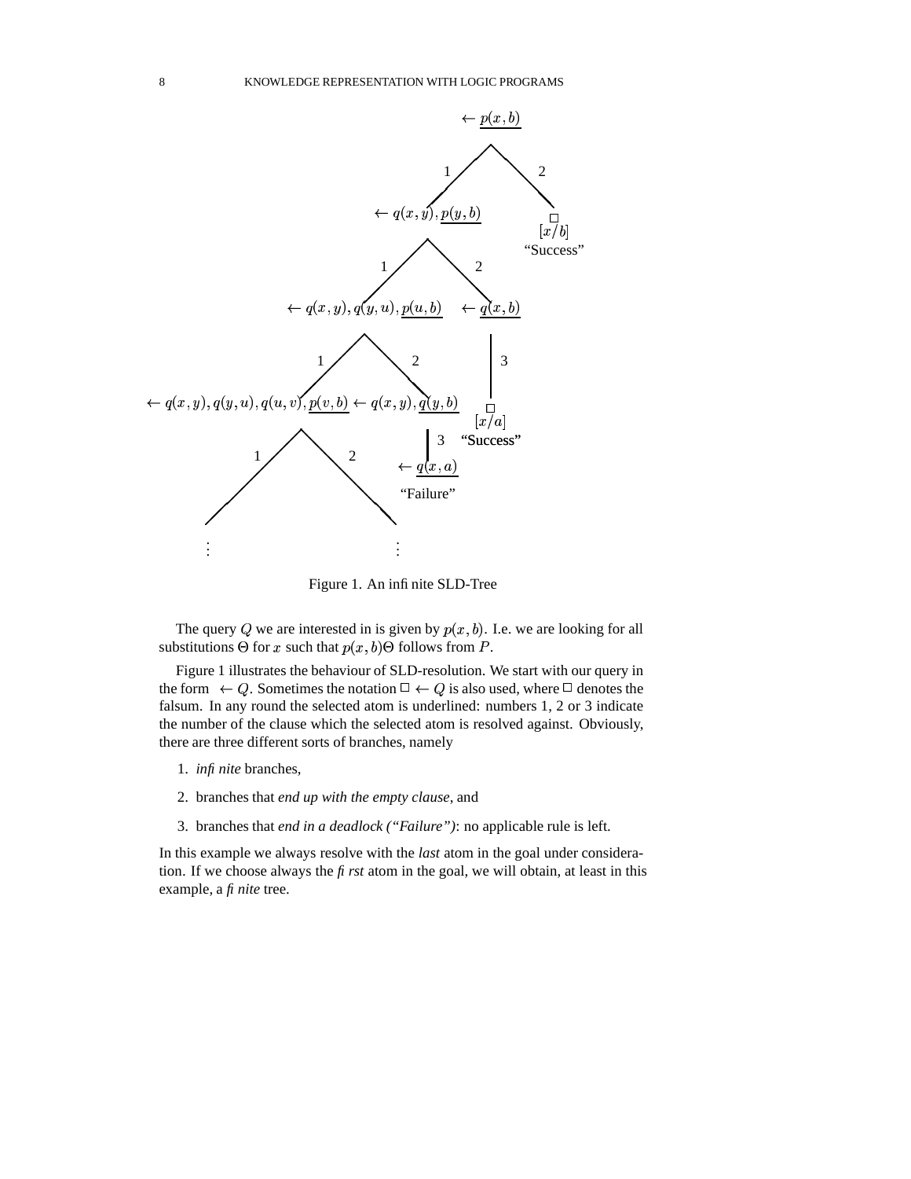Figure 1. An infinite SLD-Tree

The query $Q$ we are interested in is given by $p(x,b)$. I.e. we are looking for all substitutions $\Theta$ for $x$ such that $p(x,b)\Theta$ follows from $P$.

Figure 1 illustrates the behaviour of SLD-resolution. We start with our query in the form $\leftarrow Q$. Sometimes the notation $\Box \leftarrow Q$ is also used, where $\Box$ denotes the falsum. In any round the selected atom is underlined: numbers 1, 2 or 3 indicate the number of the clause which the selected atom is resolved against. Obviously, there are three different sorts of branches, namely

1. *infinite* branches,
2. branches that *end up with the empty clause*, and
3. branches that *end in a deadlock ("Failure")*: no applicable rule is left.

In this example we always resolve with the *last* atom in the goal under consideration. If we choose always the *first* atom in the goal, we will obtain, at least in this example, a *finite* tree.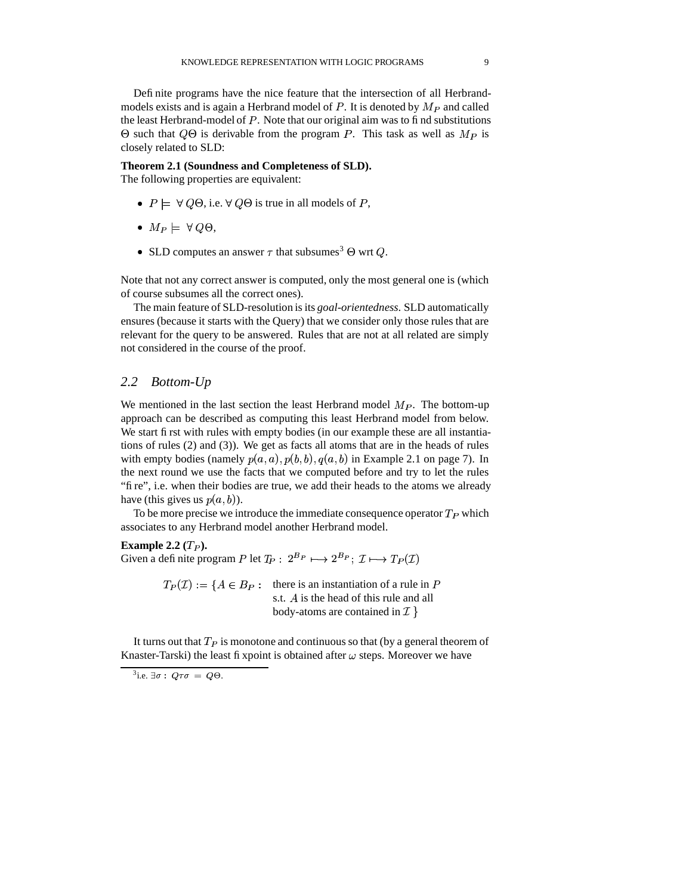Definite programs have the nice feature that the intersection of all Herbrand-models exists and is again a Herbrand model of $P$. It is denoted by $M_P$ and called the least Herbrand-model of $P$. Note that our original aim was to find substitutions $\Theta$ such that $Q\Theta$ is derivable from the program $P$. This task as well as $M_P$ is closely related to SLD:

**Theorem 2.1 (Soundness and Completeness of SLD).**
The following properties are equivalent:

- $P \models \forall Q\Theta$, i.e. $\forall Q\Theta$ is true in all models of $P$,
- $M_P \models \forall Q\Theta$,
- SLD computes an answer $\tau$ that subsumes[3] $\Theta$ wrt $Q$.

Note that not any correct answer is computed, only the most general one is (which of course subsumes all the correct ones).

The main feature of SLD-resolution is its *goal-orientedness*. SLD automatically ensures (because it starts with the Query) that we consider only those rules that are relevant for the query to be answered. Rules that are not at all related are simply not considered in the course of the proof.

## *2.2 Bottom-Up*

We mentioned in the last section the least Herbrand model $M_P$. The bottom-up approach can be described as computing this least Herbrand model from below. We start first with rules with empty bodies (in our example these are all instantiations of rules (2) and (3)). We get as facts all atoms that are in the heads of rules with empty bodies (namely $p(a,a), p(b,b), q(a,b)$ in Example 2.1 on page 7). In the next round we use the facts that we computed before and try to let the rules "fire", i.e. when their bodies are true, we add their heads to the atoms we already have (this gives us $p(a,b)$).

To be more precise we introduce the immediate consequence operator $T_P$ which associates to any Herbrand model another Herbrand model.

**Example 2.2 ($T_P$).**
Given a definite program $P$ let $T_P : 2^{B_P} \longmapsto 2^{B_P}$; $\mathcal{I} \longmapsto T_P(\mathcal{I})$

$$T_P(\mathcal{I}) := \{A \in B_P : \text{ there is an instantiation of a rule in } P \text{ s.t. } A \text{ is the head of this rule and all body-atoms are contained in } \mathcal{I}\ \}$$

It turns out that $T_P$ is monotone and continuous so that (by a general theorem of Knaster-Tarski) the least fixpoint is obtained after $\omega$ steps. Moreover we have

[3] i.e. $\exists \sigma : Q\tau\sigma = Q\Theta$.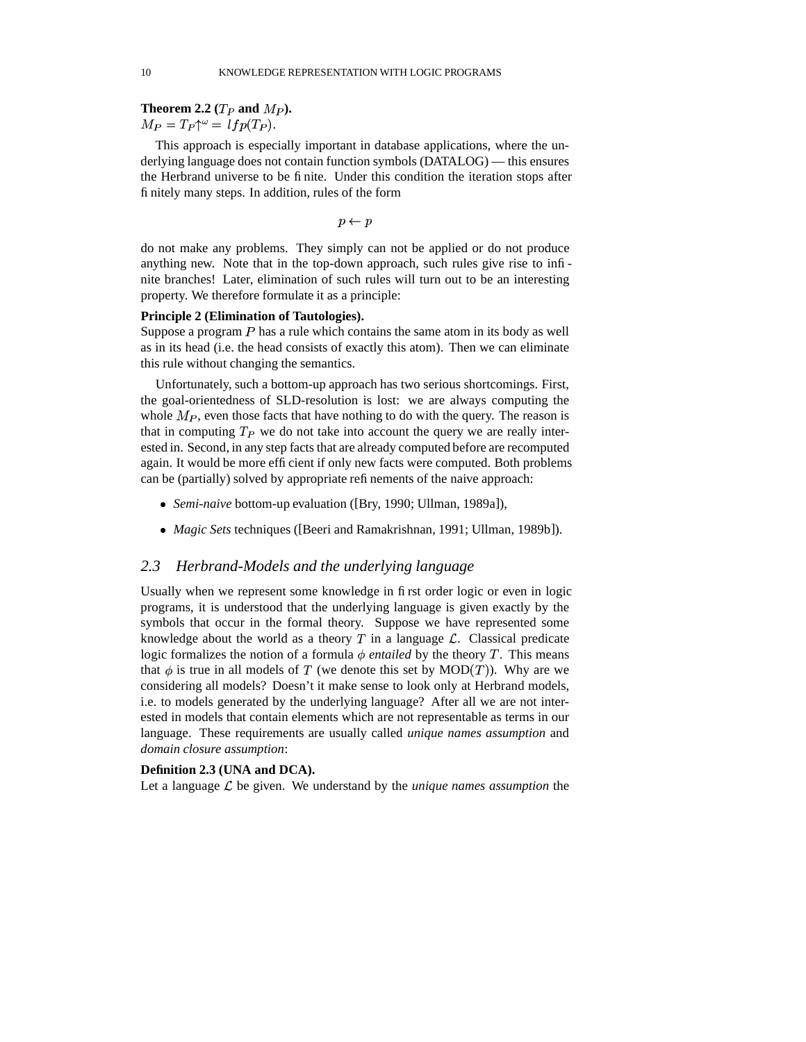**Theorem 2.2 ($T_P$ and $M_P$).**
$M_P = T_P{\uparrow}^{\omega} = lfp(T_P)$.

This approach is especially important in database applications, where the underlying language does not contain function symbols (DATALOG) — this ensures the Herbrand universe to be finite. Under this condition the iteration stops after finitely many steps. In addition, rules of the form

$$p \leftarrow p$$

do not make any problems. They simply can not be applied or do not produce anything new. Note that in the top-down approach, such rules give rise to infinite branches! Later, elimination of such rules will turn out to be an interesting property. We therefore formulate it as a principle:

**Principle 2 (Elimination of Tautologies).**
Suppose a program $P$ has a rule which contains the same atom in its body as well as in its head (i.e. the head consists of exactly this atom). Then we can eliminate this rule without changing the semantics.

Unfortunately, such a bottom-up approach has two serious shortcomings. First, the goal-orientedness of SLD-resolution is lost: we are always computing the whole $M_P$, even those facts that have nothing to do with the query. The reason is that in computing $T_P$ we do not take into account the query we are really interested in. Second, in any step facts that are already computed before are recomputed again. It would be more efficient if only new facts were computed. Both problems can be (partially) solved by appropriate refinements of the naive approach:

- *Semi-naive* bottom-up evaluation ([Bry, 1990; Ullman, 1989a]),
- *Magic Sets* techniques ([Beeri and Ramakrishnan, 1991; Ullman, 1989b]).

## 2.3 Herbrand-Models and the underlying language

Usually when we represent some knowledge in first order logic or even in logic programs, it is understood that the underlying language is given exactly by the symbols that occur in the formal theory. Suppose we have represented some knowledge about the world as a theory $T$ in a language $\mathcal{L}$. Classical predicate logic formalizes the notion of a formula $\phi$ *entailed* by the theory $T$. This means that $\phi$ is true in all models of $T$ (we denote this set by MOD($T$)). Why are we considering all models? Doesn't it make sense to look only at Herbrand models, i.e. to models generated by the underlying language? After all we are not interested in models that contain elements which are not representable as terms in our language. These requirements are usually called *unique names assumption* and *domain closure assumption*:

**Definition 2.3 (UNA and DCA).**
Let a language $\mathcal{L}$ be given. We understand by the *unique names assumption* the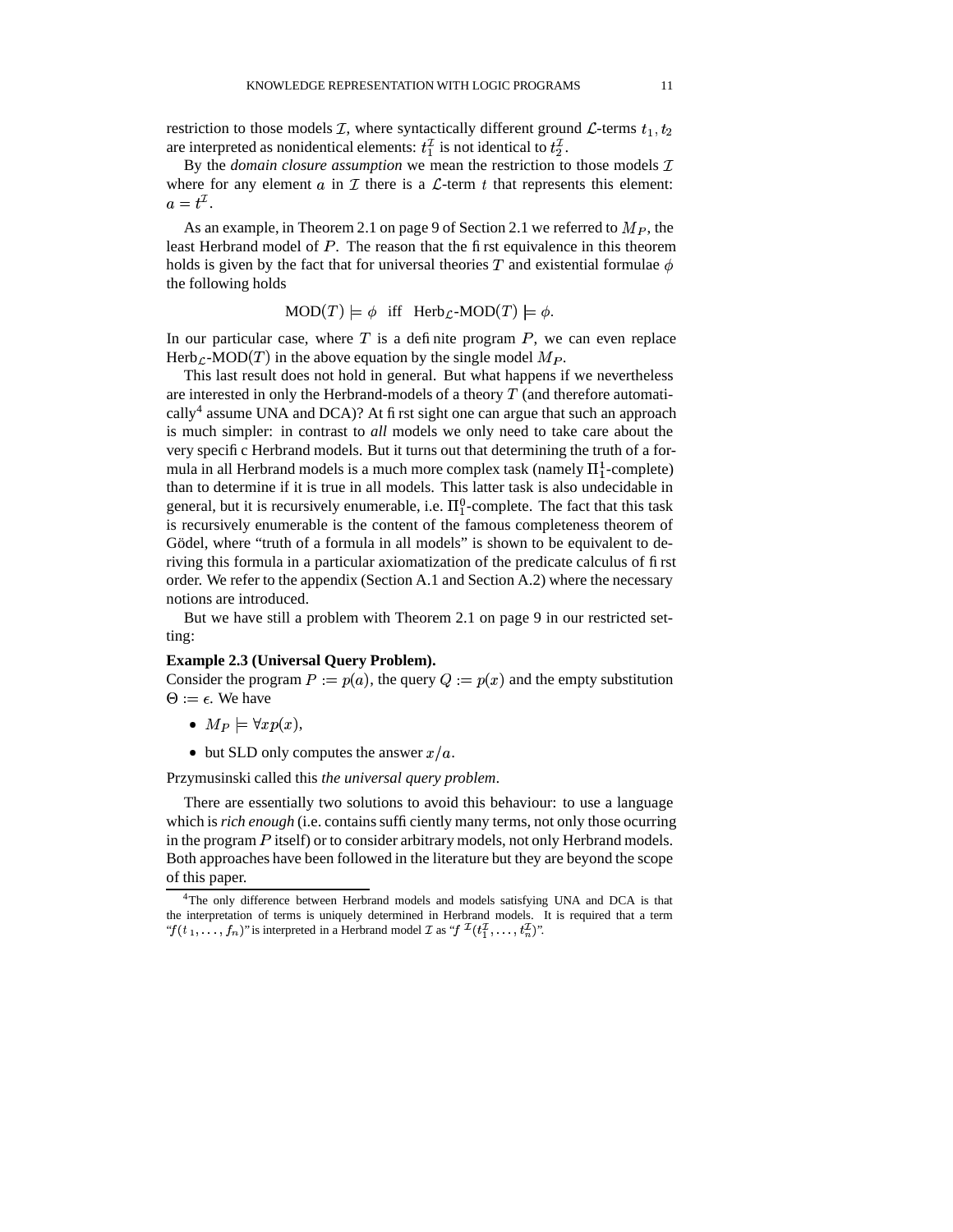restriction to those models $\mathcal{I}$, where syntactically different ground $\mathcal{L}$-terms $t_1, t_2$ are interpreted as nonidentical elements: $t_1^{\mathcal{I}}$ is not identical to $t_2^{\mathcal{I}}$.

By the *domain closure assumption* we mean the restriction to those models $\mathcal{I}$ where for any element $a$ in $\mathcal{I}$ there is a $\mathcal{L}$-term $t$ that represents this element: $a = t^{\mathcal{I}}$.

As an example, in Theorem 2.1 on page 9 of Section 2.1 we referred to $M_P$, the least Herbrand model of $P$. The reason that the first equivalence in this theorem holds is given by the fact that for universal theories $T$ and existential formulae $\phi$ the following holds

$$\text{MOD}(T) \models \phi \quad \text{iff} \quad \text{Herb}_{\mathcal{L}}\text{-MOD}(T) \models \phi.$$

In our particular case, where $T$ is a definite program $P$, we can even replace $\text{Herb}_{\mathcal{L}}\text{-MOD}(T)$ in the above equation by the single model $M_P$.

This last result does not hold in general. But what happens if we nevertheless are interested in only the Herbrand-models of a theory $T$ (and therefore automatically[4] assume UNA and DCA)? At first sight one can argue that such an approach is much simpler: in contrast to *all* models we only need to take care about the very specific Herbrand models. But it turns out that determining the truth of a formula in all Herbrand models is a much more complex task (namely $\Pi_1^1$-complete) than to determine if it is true in all models. This latter task is also undecidable in general, but it is recursively enumerable, i.e. $\Pi_1^0$-complete. The fact that this task is recursively enumerable is the content of the famous completeness theorem of Gödel, where "truth of a formula in all models" is shown to be equivalent to deriving this formula in a particular axiomatization of the predicate calculus of first order. We refer to the appendix (Section A.1 and Section A.2) where the necessary notions are introduced.

But we have still a problem with Theorem 2.1 on page 9 in our restricted setting:

**Example 2.3 (Universal Query Problem).**
Consider the program $P := p(a)$, the query $Q := p(x)$ and the empty substitution $\Theta := \epsilon$. We have

- $M_P \models \forall x p(x)$,
- but SLD only computes the answer $x/a$.

Przymusinski called this *the universal query problem*.

There are essentially two solutions to avoid this behaviour: to use a language which is *rich enough* (i.e. contains sufficiently many terms, not only those ocurring in the program $P$ itself) or to consider arbitrary models, not only Herbrand models. Both approaches have been followed in the literature but they are beyond the scope of this paper.

[4]The only difference between Herbrand models and models satisfying UNA and DCA is that the interpretation of terms is uniquely determined in Herbrand models. It is required that a term "$f(t_1, \ldots, f_n)$" is interpreted in a Herbrand model $\mathcal{I}$ as "$f^{\mathcal{I}}(t_1^{\mathcal{I}}, \ldots, t_n^{\mathcal{I}})$".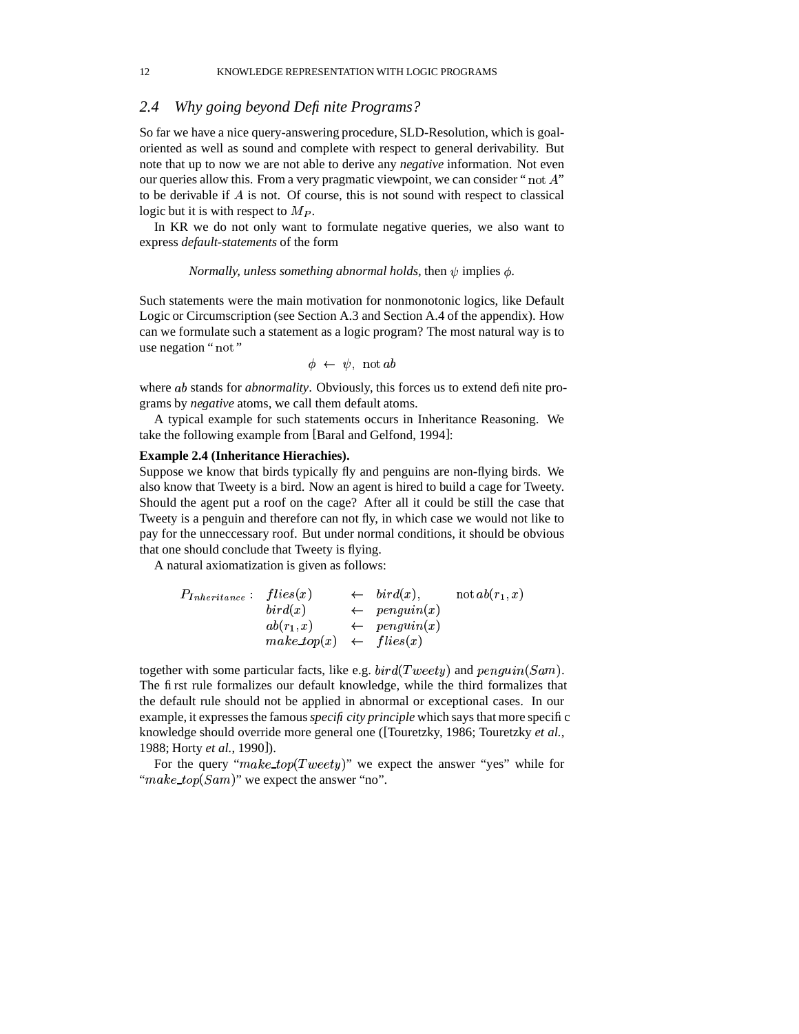## 2.4 Why going beyond Definite Programs?

So far we have a nice query-answering procedure, SLD-Resolution, which is goal-oriented as well as sound and complete with respect to general derivability. But note that up to now we are not able to derive any *negative* information. Not even our queries allow this. From a very pragmatic viewpoint, we can consider "$\text{not } A$" to be derivable if $A$ is not. Of course, this is not sound with respect to classical logic but it is with respect to $M_P$.

In KR we do not only want to formulate negative queries, we also want to express *default-statements* of the form

*Normally, unless something abnormal holds*, then $\psi$ implies $\phi$.

Such statements were the main motivation for nonmonotonic logics, like Default Logic or Circumscription (see Section A.3 and Section A.4 of the appendix). How can we formulate such a statement as a logic program? The most natural way is to use negation "$\text{not}$"

$$\phi \leftarrow \psi, \ \text{not}\, ab$$

where $ab$ stands for *abnormality*. Obviously, this forces us to extend definite programs by *negative* atoms, we call them default atoms.

A typical example for such statements occurs in Inheritance Reasoning. We take the following example from [Baral and Gelfond, 1994]:

**Example 2.4 (Inheritance Hierachies).**
Suppose we know that birds typically fly and penguins are non-flying birds. We also know that Tweety is a bird. Now an agent is hired to build a cage for Tweety. Should the agent put a roof on the cage? After all it could be still the case that Tweety is a penguin and therefore can not fly, in which case we would not like to pay for the unneccessary roof. But under normal conditions, it should be obvious that one should conclude that Tweety is flying.

A natural axiomatization is given as follows:

$$
\begin{array}{llll}
P_{Inheritance}: & flies(x) & \leftarrow & bird(x), \quad \text{not}\, ab(r_1, x) \\
& bird(x) & \leftarrow & penguin(x) \\
& ab(r_1, x) & \leftarrow & penguin(x) \\
& make\_top(x) & \leftarrow & flies(x)
\end{array}
$$

together with some particular facts, like e.g. $bird(Tweety)$ and $penguin(Sam)$. The first rule formalizes our default knowledge, while the third formalizes that the default rule should not be applied in abnormal or exceptional cases. In our example, it expresses the famous *specificity principle* which says that more specific knowledge should override more general one ([Touretzky, 1986; Touretzky *et al.*, 1988; Horty *et al.*, 1990]).

For the query "$make\_top(Tweety)$" we expect the answer "yes" while for "$make\_top(Sam)$" we expect the answer "no".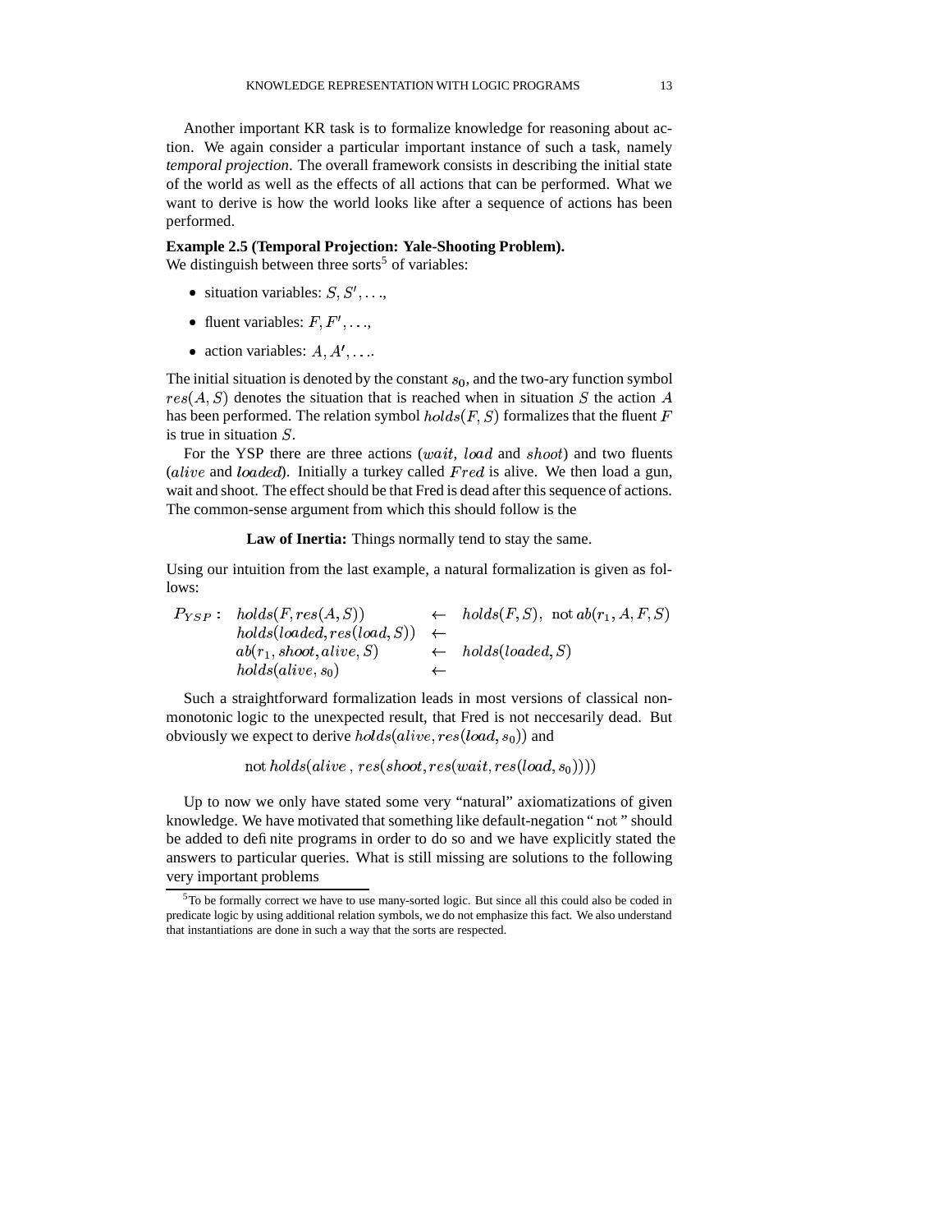Another important KR task is to formalize knowledge for reasoning about action. We again consider a particular important instance of such a task, namely *temporal projection*. The overall framework consists in describing the initial state of the world as well as the effects of all actions that can be performed. What we want to derive is how the world looks like after a sequence of actions has been performed.

**Example 2.5 (Temporal Projection: Yale-Shooting Problem).**
We distinguish between three sorts[5] of variables:

- situation variables: $S, S', \ldots$,
- fluent variables: $F, F', \ldots$,
- action variables: $A, A', \ldots$.

The initial situation is denoted by the constant $s_0$, and the two-ary function symbol $res(A, S)$ denotes the situation that is reached when in situation $S$ the action $A$ has been performed. The relation symbol $holds(F, S)$ formalizes that the fluent $F$ is true in situation $S$.

For the YSP there are three actions ($wait$, $load$ and $shoot$) and two fluents ($alive$ and $loaded$). Initially a turkey called $Fred$ is alive. We then load a gun, wait and shoot. The effect should be that Fred is dead after this sequence of actions. The common-sense argument from which this should follow is the

**Law of Inertia:** Things normally tend to stay the same.

Using our intuition from the last example, a natural formalization is given as follows:

$$
\begin{array}{lll}
P_{YSP}: & holds(F, res(A, S)) & \leftarrow \; holds(F, S), \; \mathrm{not}\, ab(r_1, A, F, S) \\
 & holds(loaded, res(load, S)) & \leftarrow \\
 & ab(r_1, shoot, alive, S) & \leftarrow \; holds(loaded, S) \\
 & holds(alive, s_0) & \leftarrow
\end{array}
$$

Such a straightforward formalization leads in most versions of classical nonmonotonic logic to the unexpected result, that Fred is not neccesarily dead. But obviously we expect to derive $holds(alive, res(load, s_0))$ and

$$\mathrm{not}\, holds(alive\,,\, res(shoot, res(wait, res(load, s_0))))$$

Up to now we only have stated some very "natural" axiomatizations of given knowledge. We have motivated that something like default-negation "not" should be added to definite programs in order to do so and we have explicitly stated the answers to particular queries. What is still missing are solutions to the following very important problems

[5] To be formally correct we have to use many-sorted logic. But since all this could also be coded in predicate logic by using additional relation symbols, we do not emphasize this fact. We also understand that instantiations are done in such a way that the sorts are respected.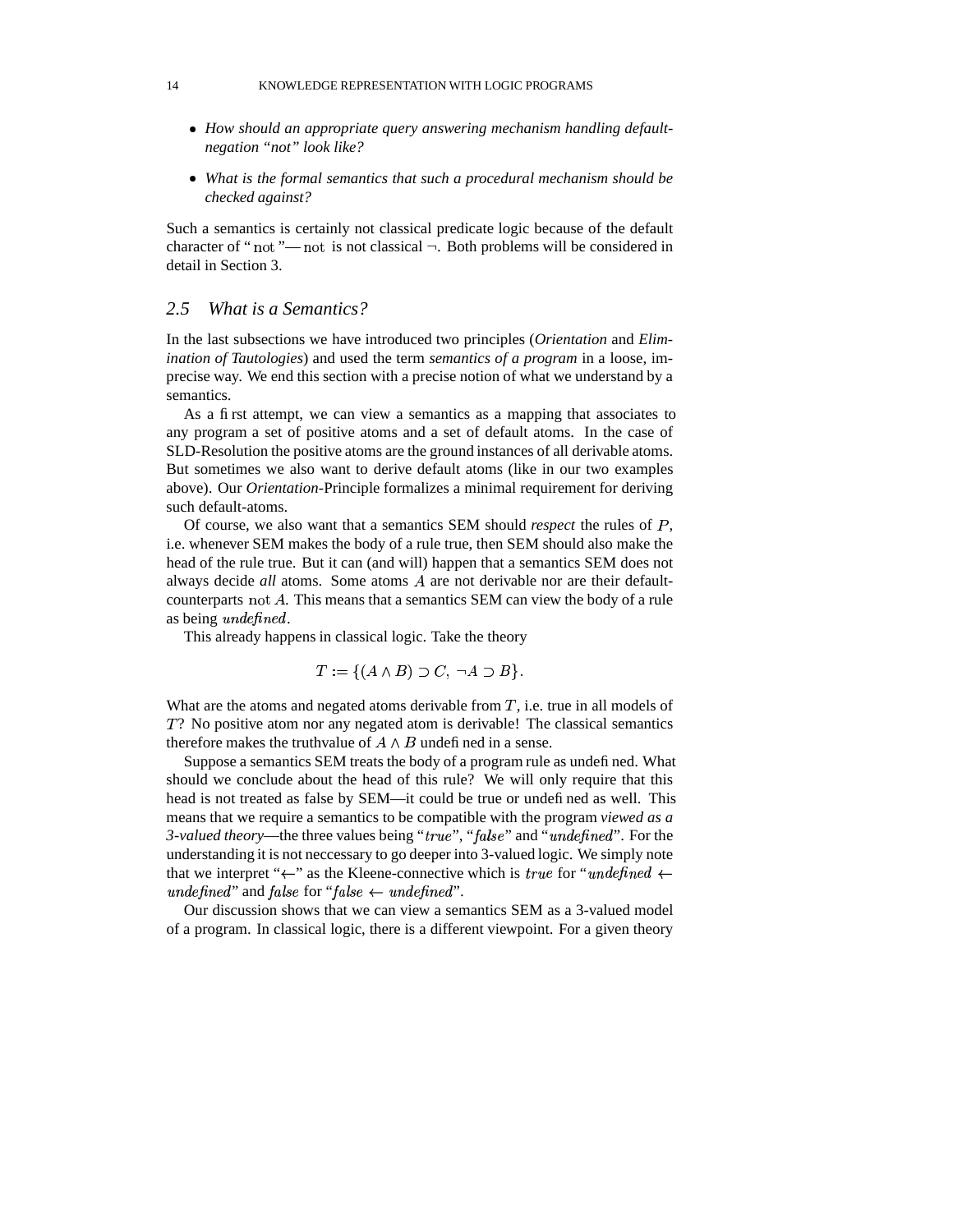- *How should an appropriate query answering mechanism handling default-negation "not" look like?*
- *What is the formal semantics that such a procedural mechanism should be checked against?*

Such a semantics is certainly not classical predicate logic because of the default character of "$\mathrm{not}$"—$\mathrm{not}$ is not classical $\neg$. Both problems will be considered in detail in Section 3.

## 2.5 What is a Semantics?

In the last subsections we have introduced two principles (*Orientation* and *Elimination of Tautologies*) and used the term *semantics of a program* in a loose, imprecise way. We end this section with a precise notion of what we understand by a semantics.

As a first attempt, we can view a semantics as a mapping that associates to any program a set of positive atoms and a set of default atoms. In the case of SLD-Resolution the positive atoms are the ground instances of all derivable atoms. But sometimes we also want to derive default atoms (like in our two examples above). Our *Orientation*-Principle formalizes a minimal requirement for deriving such default-atoms.

Of course, we also want that a semantics SEM should *respect* the rules of $P$, i.e. whenever SEM makes the body of a rule true, then SEM should also make the head of the rule true. But it can (and will) happen that a semantics SEM does not always decide *all* atoms. Some atoms $A$ are not derivable nor are their default-counterparts $\mathrm{not}\,A$. This means that a semantics SEM can view the body of a rule as being $\mathit{undefined}$.

This already happens in classical logic. Take the theory

$$T := \{(A \wedge B) \supset C,\ \neg A \supset B\}.$$

What are the atoms and negated atoms derivable from $T$, i.e. true in all models of $T$? No positive atom nor any negated atom is derivable! The classical semantics therefore makes the truthvalue of $A \wedge B$ undefined in a sense.

Suppose a semantics SEM treats the body of a program rule as undefined. What should we conclude about the head of this rule? We will only require that this head is not treated as false by SEM—it could be true or undefined as well. This means that we require a semantics to be compatible with the program *viewed as a 3-valued theory*—the three values being "$\mathit{true}$", "$\mathit{false}$" and "$\mathit{undefined}$". For the understanding it is not neccessary to go deeper into 3-valued logic. We simply note that we interpret "$\leftarrow$" as the Kleene-connective which is $\mathit{true}$ for "$\mathit{undefined} \leftarrow \mathit{undefined}$" and $\mathit{false}$ for "$\mathit{false} \leftarrow \mathit{undefined}$".

Our discussion shows that we can view a semantics SEM as a 3-valued model of a program. In classical logic, there is a different viewpoint. For a given theory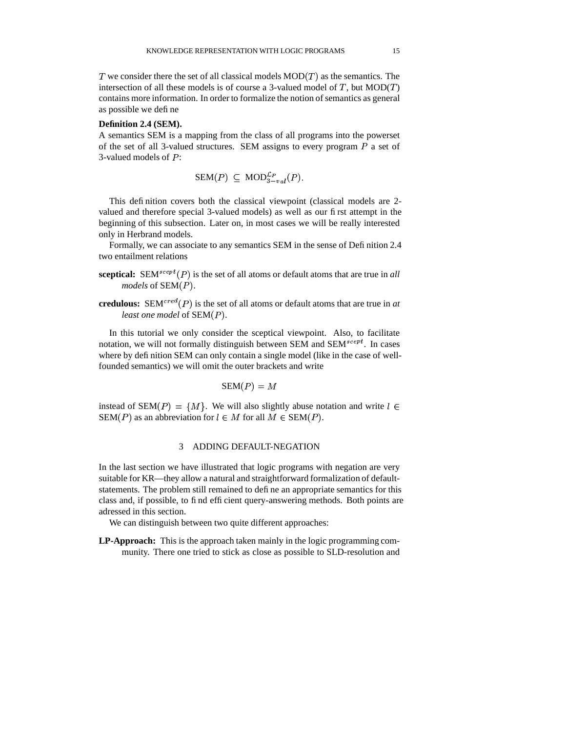$T$ we consider there the set of all classical models MOD($T$) as the semantics. The intersection of all these models is of course a 3-valued model of $T$, but MOD($T$) contains more information. In order to formalize the notion of semantics as general as possible we define

**Definition 2.4 (SEM).**
A semantics SEM is a mapping from the class of all programs into the powerset of the set of all 3-valued structures. SEM assigns to every program $P$ a set of 3-valued models of $P$:

$$\text{SEM}(P) \subseteq \text{MOD}^{\mathcal{L}_P}_{3-val}(P).$$

This definition covers both the classical viewpoint (classical models are 2-valued and therefore special 3-valued models) as well as our first attempt in the beginning of this subsection. Later on, in most cases we will be really interested only in Herbrand models.

Formally, we can associate to any semantics SEM in the sense of Definition 2.4 two entailment relations

**sceptical:** $\text{SEM}^{scept}(P)$ is the set of all atoms or default atoms that are true in *all models* of SEM($P$).

**credulous:** $\text{SEM}^{cred}(P)$ is the set of all atoms or default atoms that are true in *at least one model* of SEM($P$).

In this tutorial we only consider the sceptical viewpoint. Also, to facilitate notation, we will not formally distinguish between SEM and $\text{SEM}^{scept}$. In cases where by definition SEM can only contain a single model (like in the case of well-founded semantics) we will omit the outer brackets and write

$$\text{SEM}(P) = M$$

instead of $\text{SEM}(P) = \{M\}$. We will also slightly abuse notation and write $l \in \text{SEM}(P)$ as an abbreviation for $l \in M$ for all $M \in \text{SEM}(P)$.

## 3 ADDING DEFAULT-NEGATION

In the last section we have illustrated that logic programs with negation are very suitable for KR—they allow a natural and straightforward formalization of default-statements. The problem still remained to define an appropriate semantics for this class and, if possible, to find efficient query-answering methods. Both points are adressed in this section.

We can distinguish between two quite different approaches:

**LP-Approach:** This is the approach taken mainly in the logic programming community. There one tried to stick as close as possible to SLD-resolution and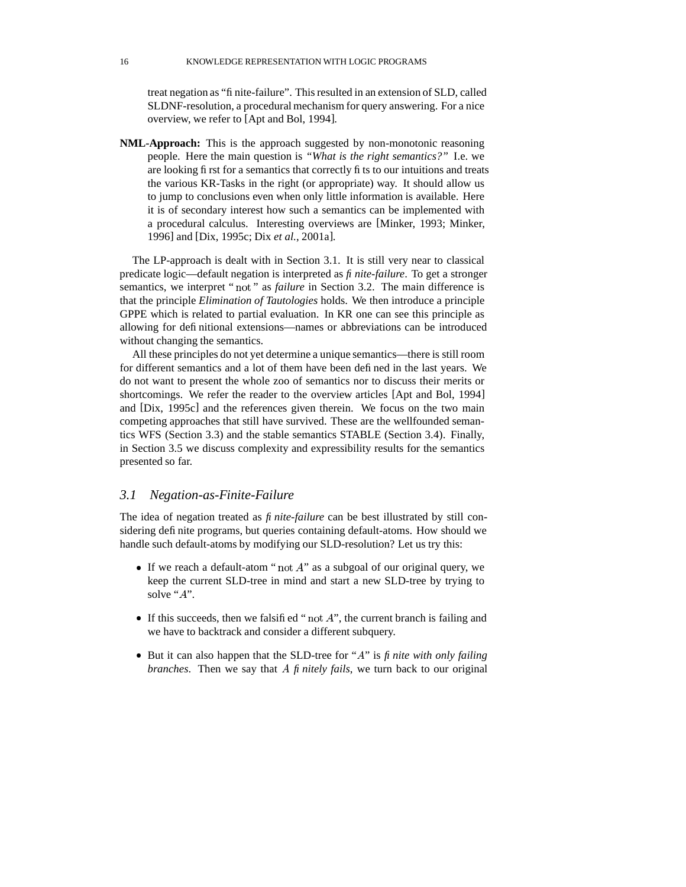treat negation as "finite-failure". This resulted in an extension of SLD, called SLDNF-resolution, a procedural mechanism for query answering. For a nice overview, we refer to [Apt and Bol, 1994].

**NML-Approach:** This is the approach suggested by non-monotonic reasoning people. Here the main question is *"What is the right semantics?"* I.e. we are looking first for a semantics that correctly fits to our intuitions and treats the various KR-Tasks in the right (or appropriate) way. It should allow us to jump to conclusions even when only little information is available. Here it is of secondary interest how such a semantics can be implemented with a procedural calculus. Interesting overviews are [Minker, 1993; Minker, 1996] and [Dix, 1995c; Dix *et al.*, 2001a].

The LP-approach is dealt with in Section 3.1. It is still very near to classical predicate logic—default negation is interpreted as *finite-failure*. To get a stronger semantics, we interpret "$\mathrm{not}$" as *failure* in Section 3.2. The main difference is that the principle *Elimination of Tautologies* holds. We then introduce a principle GPPE which is related to partial evaluation. In KR one can see this principle as allowing for definitional extensions—names or abbreviations can be introduced without changing the semantics.

All these principles do not yet determine a unique semantics—there is still room for different semantics and a lot of them have been defined in the last years. We do not want to present the whole zoo of semantics nor to discuss their merits or shortcomings. We refer the reader to the overview articles [Apt and Bol, 1994] and [Dix, 1995c] and the references given therein. We focus on the two main competing approaches that still have survived. These are the wellfounded semantics WFS (Section 3.3) and the stable semantics STABLE (Section 3.4). Finally, in Section 3.5 we discuss complexity and expressibility results for the semantics presented so far.

### *3.1 Negation-as-Finite-Failure*

The idea of negation treated as *finite-failure* can be best illustrated by still considering definite programs, but queries containing default-atoms. How should we handle such default-atoms by modifying our SLD-resolution? Let us try this:

- If we reach a default-atom "$\mathrm{not}\, A$" as a subgoal of our original query, we keep the current SLD-tree in mind and start a new SLD-tree by trying to solve "$A$".
- If this succeeds, then we falsified "$\mathrm{not}\, A$", the current branch is failing and we have to backtrack and consider a different subquery.
- But it can also happen that the SLD-tree for "$A$" is *finite with only failing branches*. Then we say that $A$ *finitely fails*, we turn back to our original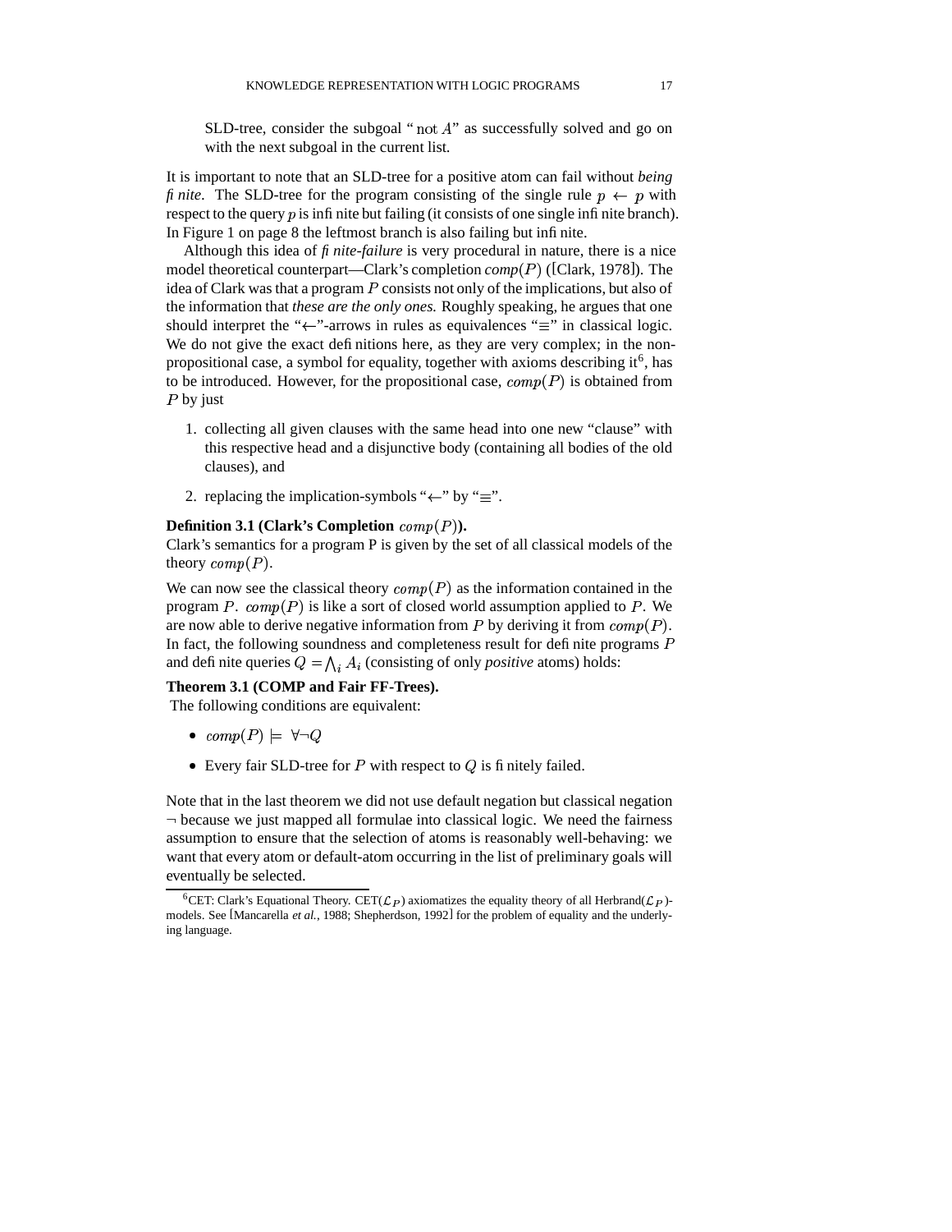SLD-tree, consider the subgoal "$\mathrm{not}\, A$" as successfully solved and go on with the next subgoal in the current list.

It is important to note that an SLD-tree for a positive atom can fail without *being finite*. The SLD-tree for the program consisting of the single rule $p \leftarrow p$ with respect to the query $p$ is infinite but failing (it consists of one single infinite branch). In Figure 1 on page 8 the leftmost branch is also failing but infinite.

Although this idea of *finite-failure* is very procedural in nature, there is a nice model theoretical counterpart—Clark's completion $comp(P)$ ([Clark, 1978]). The idea of Clark was that a program $P$ consists not only of the implications, but also of the information that *these are the only ones.* Roughly speaking, he argues that one should interpret the "$\leftarrow$"-arrows in rules as equivalences "$\equiv$" in classical logic. We do not give the exact definitions here, as they are very complex; in the non-propositional case, a symbol for equality, together with axioms describing it[6], has to be introduced. However, for the propositional case, $comp(P)$ is obtained from $P$ by just

1. collecting all given clauses with the same head into one new "clause" with this respective head and a disjunctive body (containing all bodies of the old clauses), and
2. replacing the implication-symbols "$\leftarrow$" by "$\equiv$".

**Definition 3.1 (Clark's Completion $comp(P)$).**
Clark's semantics for a program P is given by the set of all classical models of the theory $comp(P)$.

We can now see the classical theory $comp(P)$ as the information contained in the program $P$. $comp(P)$ is like a sort of closed world assumption applied to $P$. We are now able to derive negative information from $P$ by deriving it from $comp(P)$. In fact, the following soundness and completeness result for definite programs $P$ and definite queries $Q = \bigwedge_i A_i$ (consisting of only *positive* atoms) holds:

**Theorem 3.1 (COMP and Fair FF-Trees).**
The following conditions are equivalent:

- $comp(P) \models \forall \neg Q$
- Every fair SLD-tree for $P$ with respect to $Q$ is finitely failed.

Note that in the last theorem we did not use default negation but classical negation $\neg$ because we just mapped all formulae into classical logic. We need the fairness assumption to ensure that the selection of atoms is reasonably well-behaving: we want that every atom or default-atom occurring in the list of preliminary goals will eventually be selected.

[6] CET: Clark's Equational Theory. CET($\mathcal{L}_P$) axiomatizes the equality theory of all Herbrand($\mathcal{L}_P$)-models. See [Mancarella *et al.*, 1988; Shepherdson, 1992] for the problem of equality and the underlying language.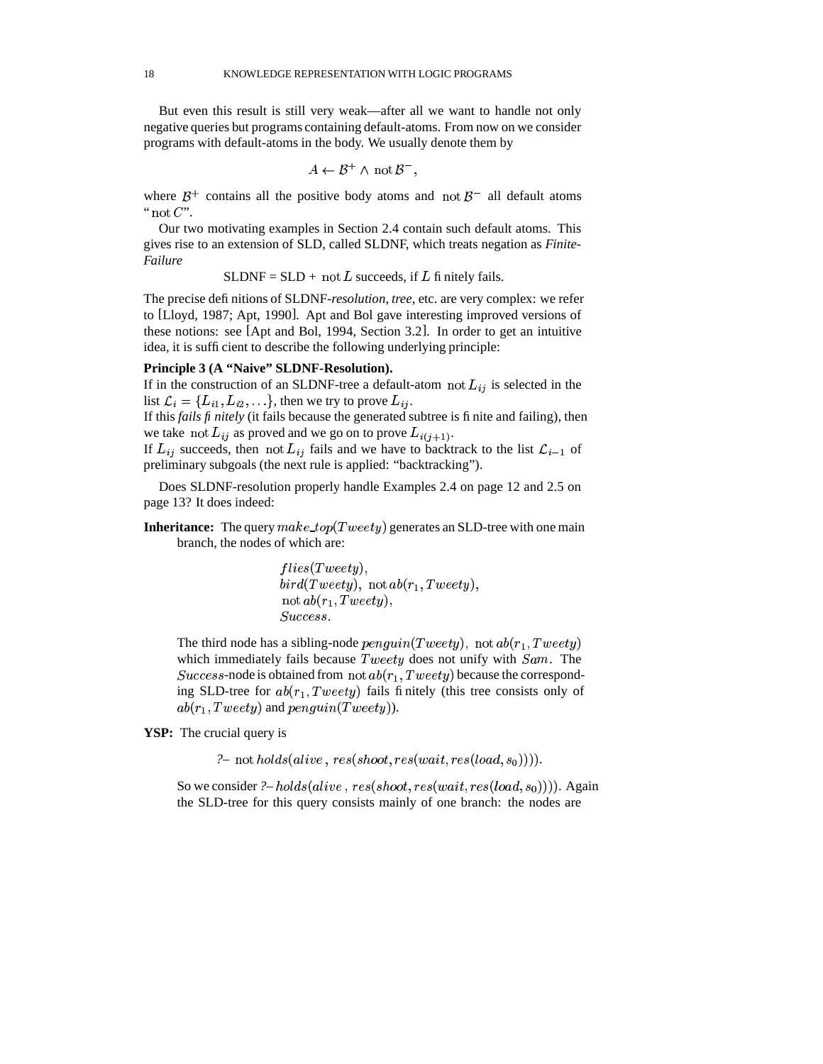But even this result is still very weak—after all we want to handle not only negative queries but programs containing default-atoms. From now on we consider programs with default-atoms in the body. We usually denote them by

$$A \leftarrow \mathcal{B}^+ \wedge \text{ not } \mathcal{B}^-,$$

where $\mathcal{B}^+$ contains all the positive body atoms and $\text{not } \mathcal{B}^-$ all default atoms "$\text{not } C$".

Our two motivating examples in Section 2.4 contain such default atoms. This gives rise to an extension of SLD, called SLDNF, which treats negation as *Finite-Failure*

SLDNF = SLD + $\text{not } L$ succeeds, if $L$ finitely fails.

The precise definitions of SLDNF-*resolution*, *tree*, etc. are very complex: we refer to [Lloyd, 1987; Apt, 1990]. Apt and Bol gave interesting improved versions of these notions: see [Apt and Bol, 1994, Section 3.2]. In order to get an intuitive idea, it is sufficient to describe the following underlying principle:

**Principle 3 (A "Naive" SLDNF-Resolution).**
If in the construction of an SLDNF-tree a default-atom $\text{not } L_{ij}$ is selected in the list $\mathcal{L}_i = \{L_{i1}, L_{i2}, \ldots\}$, then we try to prove $L_{ij}$.
If this *fails finitely* (it fails because the generated subtree is finite and failing), then we take $\text{not } L_{ij}$ as proved and we go on to prove $L_{i(j+1)}$.
If $L_{ij}$ succeeds, then $\text{not } L_{ij}$ fails and we have to backtrack to the list $\mathcal{L}_{i-1}$ of preliminary subgoals (the next rule is applied: "backtracking").

Does SLDNF-resolution properly handle Examples 2.4 on page 12 and 2.5 on page 13? It does indeed:

**Inheritance:** The query $make\_top(Tweety)$ generates an SLD-tree with one main branch, the nodes of which are:

$$\begin{array}{l} flies(Tweety), \\ bird(Tweety), \text{ not } ab(r_1, Tweety), \\ \text{not } ab(r_1, Tweety), \\ Success. \end{array}$$

The third node has a sibling-node $penguin(Tweety), \text{ not } ab(r_1, Tweety)$ which immediately fails because $Tweety$ does not unify with $Sam$. The $Success$-node is obtained from $\text{not } ab(r_1, Tweety)$ because the corresponding SLD-tree for $ab(r_1, Tweety)$ fails finitely (this tree consists only of $ab(r_1, Tweety)$ and $penguin(Tweety)$).

**YSP:** The crucial query is

$$?\text{–} \text{ not } holds(alive, res(shoot, res(wait, res(load, s_0)))).$$

So we consider $?\text{–} holds(alive, res(shoot, res(wait, res(load, s_0))))$. Again the SLD-tree for this query consists mainly of one branch: the nodes are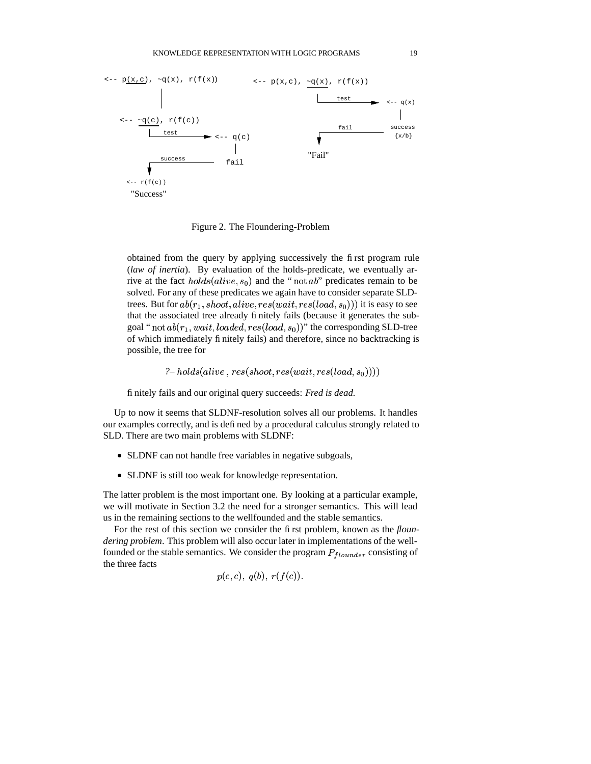```
<-- p(x,c), ~q(x), r(f(x))            <-- p(x,c), ~q(x), r(f(x))
        |                                  |    test
        |                                  |----------> <-- q(x)
<-- ~q(c), r(f(c))                                           |
    |   test                              fail          success
    |----------> <-- q(c)              <-----------      {x/b}
    |                |                 |
    |  success      fail               v
    <-----------                    "Fail"
    |
    v
<-- r(f(c))
"Success"
```

Figure 2. The Floundering-Problem

obtained from the query by applying successively the first program rule (*law of inertia*). By evaluation of the holds-predicate, we eventually arrive at the fact $holds(alive, s_0)$ and the "$\text{not}\, ab$" predicates remain to be solved. For any of these predicates we again have to consider separate SLD-trees. But for $ab(r_1, shoot, alive, res(wait, res(load, s_0)))$ it is easy to see that the associated tree already finitely fails (because it generates the subgoal "$\text{not}\, ab(r_1, wait, loaded, res(load, s_0))$" the corresponding SLD-tree of which immediately finitely fails) and therefore, since no backtracking is possible, the tree for

$$?\!-\, holds(alive\,,\, res(shoot, res(wait, res(load, s_0))))$$

finitely fails and our original query succeeds: *Fred is dead.*

Up to now it seems that SLDNF-resolution solves all our problems. It handles our examples correctly, and is defined by a procedural calculus strongly related to SLD. There are two main problems with SLDNF:

- SLDNF can not handle free variables in negative subgoals,
- SLDNF is still too weak for knowledge representation.

The latter problem is the most important one. By looking at a particular example, we will motivate in Section 3.2 the need for a stronger semantics. This will lead us in the remaining sections to the wellfounded and the stable semantics.

For the rest of this section we consider the first problem, known as the *floundering problem*. This problem will also occur later in implementations of the well-founded or the stable semantics. We consider the program $P_{flounder}$ consisting of the three facts

$$p(c, c),\ q(b),\ r(f(c)).$$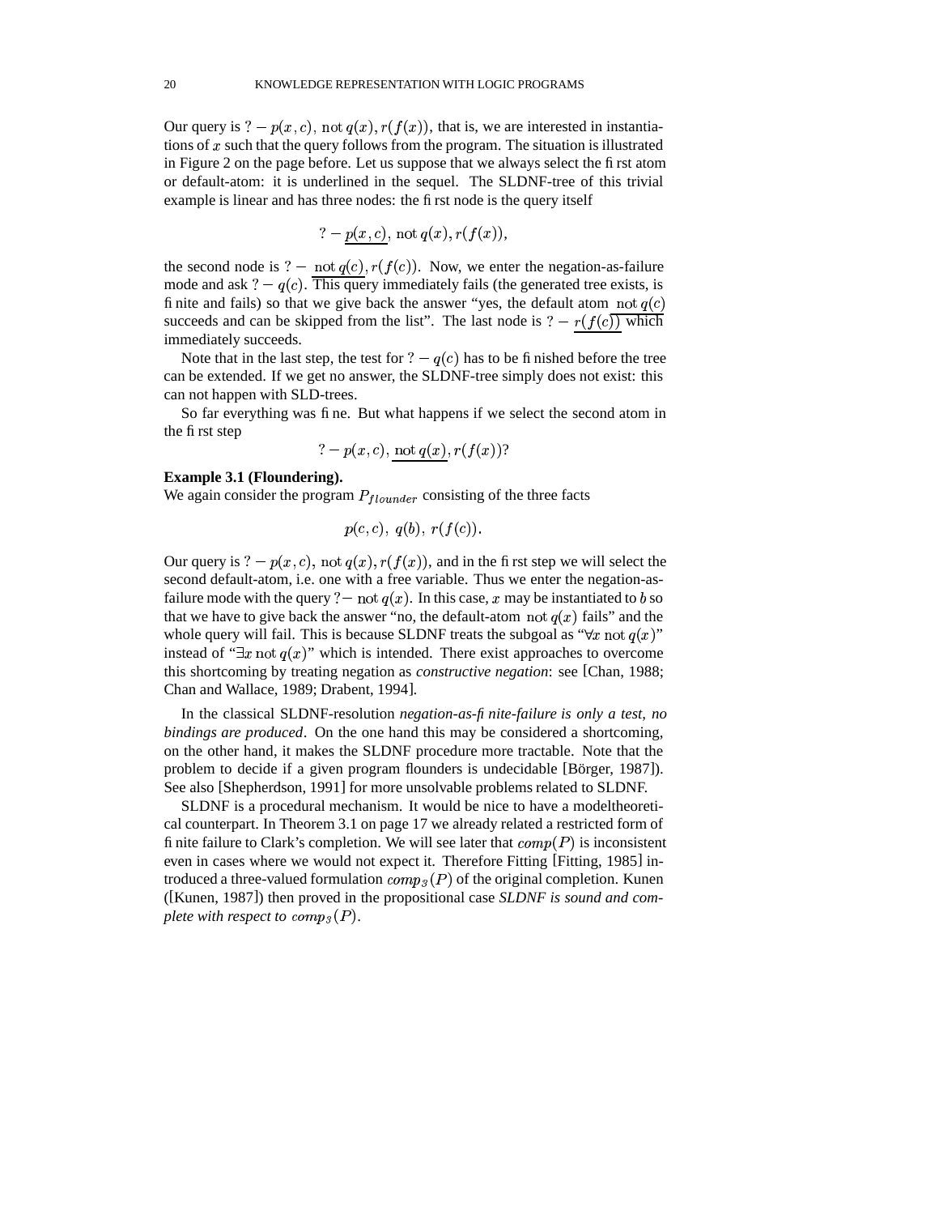Our query is $? - p(x, c),\ \mathrm{not}\ q(x), r(f(x))$, that is, we are interested in instantiations of $x$ such that the query follows from the program. The situation is illustrated in Figure 2 on the page before. Let us suppose that we always select the first atom or default-atom: it is underlined in the sequel. The SLDNF-tree of this trivial example is linear and has three nodes: the first node is the query itself

$$? - \underline{p(x, c)},\ \mathrm{not}\ q(x), r(f(x)),$$

the second node is $? - \underline{\mathrm{not}\ q(c)}, r(f(c))$. Now, we enter the negation-as-failure mode and ask $? - q(c)$. This query immediately fails (the generated tree exists, is finite and fails) so that we give back the answer "yes, the default atom $\mathrm{not}\ q(c)$ succeeds and can be skipped from the list". The last node is $? - \underline{r(f(c))}$ which immediately succeeds.

Note that in the last step, the test for $? - q(c)$ has to be finished before the tree can be extended. If we get no answer, the SLDNF-tree simply does not exist: this can not happen with SLD-trees.

So far everything was fine. But what happens if we select the second atom in the first step

$$? - p(x, c), \underline{\mathrm{not}\ q(x)}, r(f(x))?$$

**Example 3.1 (Floundering).**
We again consider the program $P_{flounder}$ consisting of the three facts

$$p(c, c),\ q(b),\ r(f(c)).$$

Our query is $? - p(x, c),\ \mathrm{not}\ q(x), r(f(x))$, and in the first step we will select the second default-atom, i.e. one with a free variable. Thus we enter the negation-as-failure mode with the query $?-\ \mathrm{not}\ q(x)$. In this case, $x$ may be instantiated to $b$ so that we have to give back the answer "no, the default-atom $\mathrm{not}\ q(x)$ fails" and the whole query will fail. This is because SLDNF treats the subgoal as "$\forall x\ \mathrm{not}\ q(x)$" instead of "$\exists x\ \mathrm{not}\ q(x)$" which is intended. There exist approaches to overcome this shortcoming by treating negation as *constructive negation*: see [Chan, 1988; Chan and Wallace, 1989; Drabent, 1994].

In the classical SLDNF-resolution *negation-as-finite-failure is only a test, no bindings are produced*. On the one hand this may be considered a shortcoming, on the other hand, it makes the SLDNF procedure more tractable. Note that the problem to decide if a given program flounders is undecidable [Börger, 1987]). See also [Shepherdson, 1991] for more unsolvable problems related to SLDNF.

SLDNF is a procedural mechanism. It would be nice to have a modeltheoretical counterpart. In Theorem 3.1 on page 17 we already related a restricted form of finite failure to Clark's completion. We will see later that $comp(P)$ is inconsistent even in cases where we would not expect it. Therefore Fitting [Fitting, 1985] introduced a three-valued formulation $comp_3(P)$ of the original completion. Kunen ([Kunen, 1987]) then proved in the propositional case *SLDNF is sound and complete with respect to* $comp_3(P)$.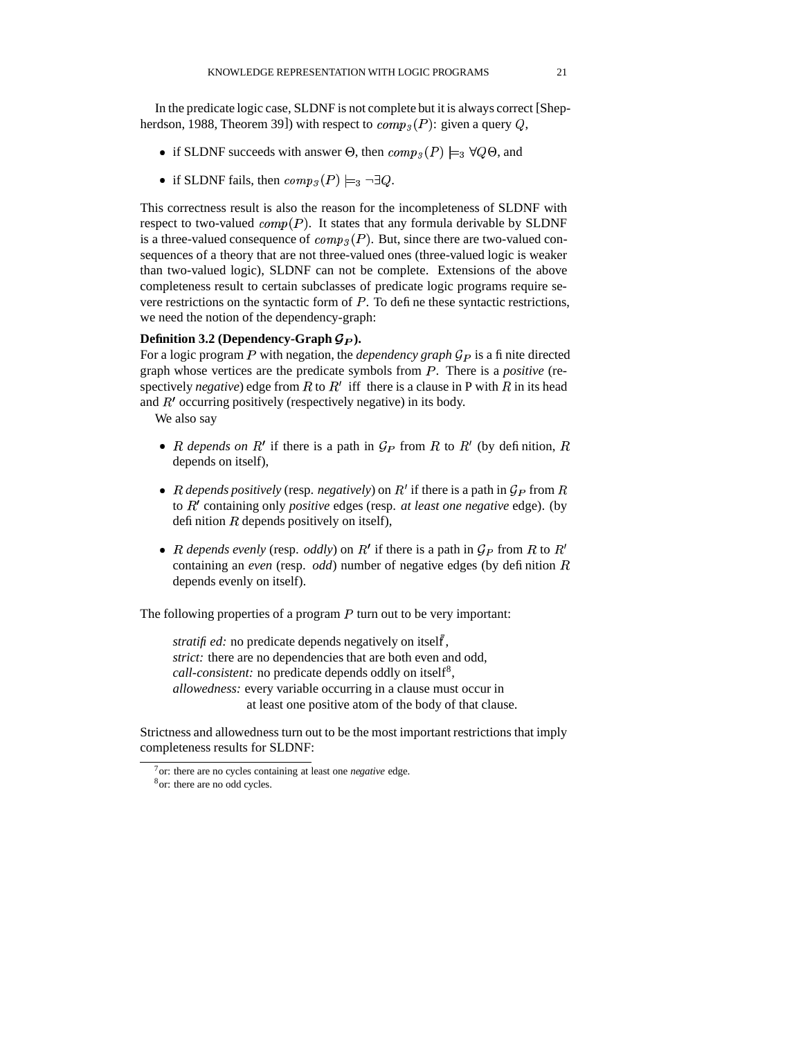In the predicate logic case, SLDNF is not complete but it is always correct [Shepherdson, 1988, Theorem 39]) with respect to $comp_3(P)$: given a query $Q$,

- if SLDNF succeeds with answer $\Theta$, then $comp_3(P) \models_3 \forall Q\Theta$, and
- if SLDNF fails, then $comp_3(P) \models_3 \neg\exists Q$.

This correctness result is also the reason for the incompleteness of SLDNF with respect to two-valued $comp(P)$. It states that any formula derivable by SLDNF is a three-valued consequence of $comp_3(P)$. But, since there are two-valued consequences of a theory that are not three-valued ones (three-valued logic is weaker than two-valued logic), SLDNF can not be complete. Extensions of the above completeness result to certain subclasses of predicate logic programs require severe restrictions on the syntactic form of $P$. To define these syntactic restrictions, we need the notion of the dependency-graph:

**Definition 3.2 (Dependency-Graph $\mathcal{G}_P$).**
For a logic program $P$ with negation, the *dependency graph* $\mathcal{G}_P$ is a finite directed graph whose vertices are the predicate symbols from $P$. There is a *positive* (respectively *negative*) edge from $R$ to $R'$ iff there is a clause in P with $R$ in its head and $R'$ occurring positively (respectively negative) in its body.

We also say

- $R$ *depends on* $R'$ if there is a path in $\mathcal{G}_P$ from $R$ to $R'$ (by definition, $R$ depends on itself),
- $R$ *depends positively* (resp. *negatively*) on $R'$ if there is a path in $\mathcal{G}_P$ from $R$ to $R'$ containing only *positive* edges (resp. *at least one negative* edge). (by definition $R$ depends positively on itself),
- $R$ *depends evenly* (resp. *oddly*) on $R'$ if there is a path in $\mathcal{G}_P$ from $R$ to $R'$ containing an *even* (resp. *odd*) number of negative edges (by definition $R$ depends evenly on itself).

The following properties of a program $P$ turn out to be very important:

> *stratified:* no predicate depends negatively on itself[7],
> *strict:* there are no dependencies that are both even and odd,
> *call-consistent:* no predicate depends oddly on itself[8],
> *allowedness:* every variable occurring in a clause must occur in at least one positive atom of the body of that clause.

Strictness and allowedness turn out to be the most important restrictions that imply completeness results for SLDNF:

---

[7] or: there are no cycles containing at least one *negative* edge.
[8] or: there are no odd cycles.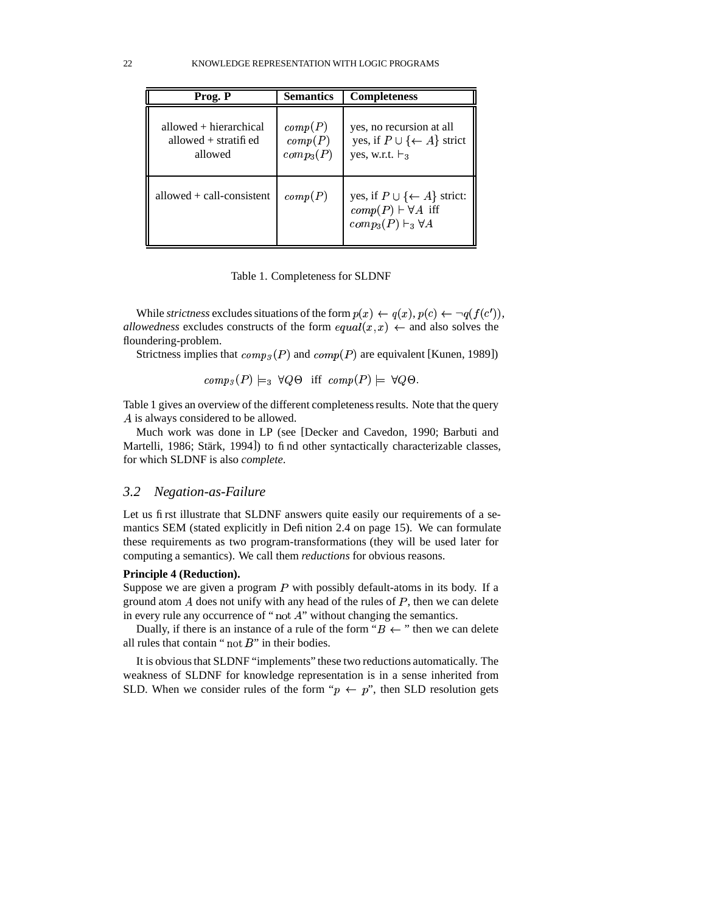| Prog. P | Semantics | Completeness |
|---|---|---|
| allowed + hierarchical | $comp(P)$ | yes, no recursion at all |
| allowed + stratified | $comp(P)$ | yes, if $P \cup \{\leftarrow A\}$ strict |
| allowed | $comp_3(P)$ | yes, w.r.t. $\vdash_3$ |
| allowed + call-consistent | $comp(P)$ | yes, if $P \cup \{\leftarrow A\}$ strict: $comp(P) \vdash \forall A$ iff $comp_3(P) \vdash_3 \forall A$ |

Table 1. Completeness for SLDNF

While *strictness* excludes situations of the form $p(x) \leftarrow q(x), p(c) \leftarrow \neg q(f(c'))$, *allowedness* excludes constructs of the form $equal(x, x) \leftarrow$ and also solves the floundering-problem.

Strictness implies that $comp_3(P)$ and $comp(P)$ are equivalent [Kunen, 1989])

$$comp_3(P) \models_3 \forall Q\Theta \text{ iff } comp(P) \models \forall Q\Theta.$$

Table 1 gives an overview of the different completeness results. Note that the query $A$ is always considered to be allowed.

Much work was done in LP (see [Decker and Cavedon, 1990; Barbuti and Martelli, 1986; Stärk, 1994]) to find other syntactically characterizable classes, for which SLDNF is also *complete*.

## *3.2 Negation-as-Failure*

Let us first illustrate that SLDNF answers quite easily our requirements of a semantics SEM (stated explicitly in Definition 2.4 on page 15). We can formulate these requirements as two program-transformations (they will be used later for computing a semantics). We call them *reductions* for obvious reasons.

**Principle 4 (Reduction).**
Suppose we are given a program $P$ with possibly default-atoms in its body. If a ground atom $A$ does not unify with any head of the rules of $P$, then we can delete in every rule any occurrence of "$\text{not}\, A$" without changing the semantics.

Dually, if there is an instance of a rule of the form "$B \leftarrow$" then we can delete all rules that contain "$\text{not}\, B$" in their bodies.

It is obvious that SLDNF "implements" these two reductions automatically. The weakness of SLDNF for knowledge representation is in a sense inherited from SLD. When we consider rules of the form "$p \leftarrow p$", then SLD resolution gets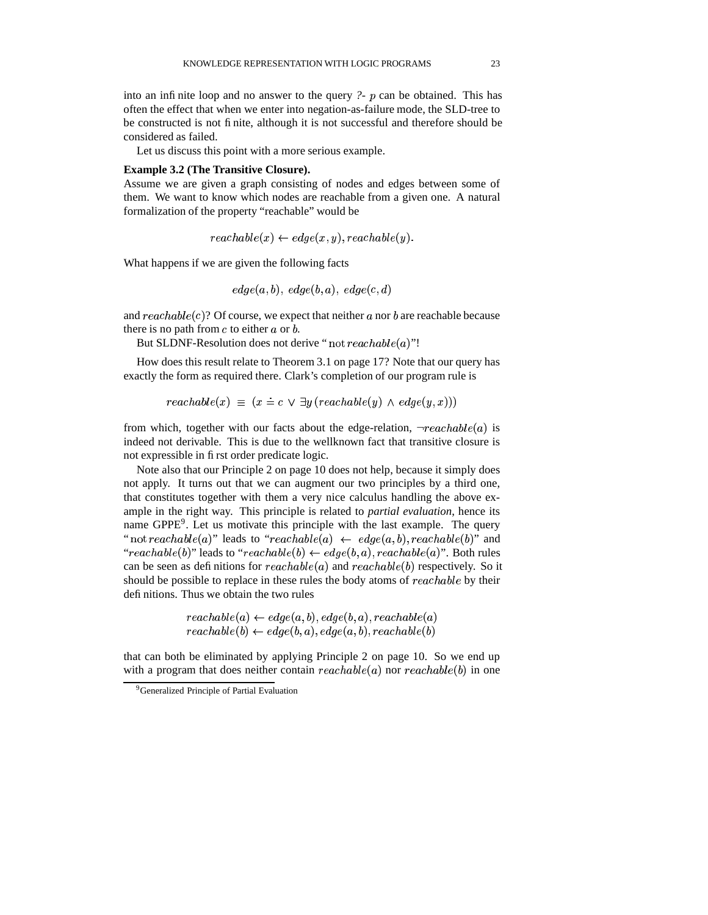into an infinite loop and no answer to the query *?-* $p$ can be obtained. This has often the effect that when we enter into negation-as-failure mode, the SLD-tree to be constructed is not finite, although it is not successful and therefore should be considered as failed.

Let us discuss this point with a more serious example.

**Example 3.2 (The Transitive Closure).**
Assume we are given a graph consisting of nodes and edges between some of them. We want to know which nodes are reachable from a given one. A natural formalization of the property "reachable" would be

$$reachable(x) \leftarrow edge(x, y), reachable(y).$$

What happens if we are given the following facts

$$edge(a, b),\ edge(b, a),\ edge(c, d)$$

and $reachable(c)$? Of course, we expect that neither $a$ nor $b$ are reachable because there is no path from $c$ to either $a$ or $b$.

But SLDNF-Resolution does not derive "$\mathrm{not}\, reachable(a)$"!

How does this result relate to Theorem 3.1 on page 17? Note that our query has exactly the form as required there. Clark's completion of our program rule is

$$reachable(x) \;\equiv\; (x \doteq c \;\vee\; \exists y\, (reachable(y) \;\wedge\; edge(y, x)))$$

from which, together with our facts about the edge-relation, $\neg reachable(a)$ is indeed not derivable. This is due to the wellknown fact that transitive closure is not expressible in first order predicate logic.

Note also that our Principle 2 on page 10 does not help, because it simply does not apply. It turns out that we can augment our two principles by a third one, that constitutes together with them a very nice calculus handling the above example in the right way. This principle is related to *partial evaluation*, hence its name GPPE[9]. Let us motivate this principle with the last example. The query "$\mathrm{not}\, reachable(a)$" leads to "$reachable(a) \;\leftarrow\; edge(a, b), reachable(b)$" and "$reachable(b)$" leads to "$reachable(b) \leftarrow edge(b, a), reachable(a)$". Both rules can be seen as definitions for $reachable(a)$ and $reachable(b)$ respectively. So it should be possible to replace in these rules the body atoms of $reachable$ by their definitions. Thus we obtain the two rules

$$\begin{array}{l} reachable(a) \leftarrow edge(a, b), edge(b, a), reachable(a) \\ reachable(b) \leftarrow edge(b, a), edge(a, b), reachable(b) \end{array}$$

that can both be eliminated by applying Principle 2 on page 10. So we end up with a program that does neither contain $reachable(a)$ nor $reachable(b)$ in one

[9] Generalized Principle of Partial Evaluation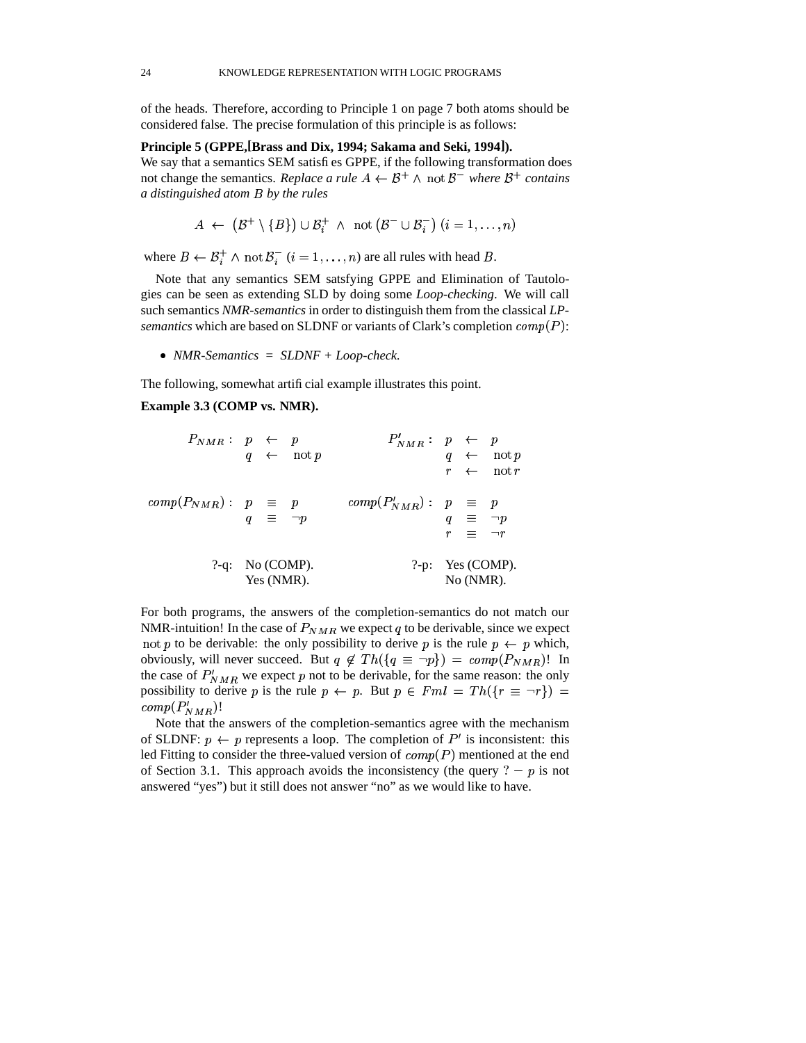of the heads. Therefore, according to Principle 1 on page 7 both atoms should be considered false. The precise formulation of this principle is as follows:

**Principle 5 (GPPE,[Brass and Dix, 1994; Sakama and Seki, 1994]).**
We say that a semantics SEM satisfies GPPE, if the following transformation does not change the semantics. *Replace a rule* $A \leftarrow \mathcal{B}^+ \wedge \operatorname{not} \mathcal{B}^-$ *where* $\mathcal{B}^+$ *contains a distinguished atom* $B$ *by the rules*

$$A \leftarrow \left(\mathcal{B}^+ \setminus \{B\}\right) \cup \mathcal{B}_i^+ \ \wedge \ \operatorname{not}\left(\mathcal{B}^- \cup \mathcal{B}_i^-\right) \ (i = 1, \ldots, n)$$

where $B \leftarrow \mathcal{B}_i^+ \wedge \operatorname{not} \mathcal{B}_i^-$ $(i = 1, \ldots, n)$ are all rules with head $B$.

Note that any semantics SEM satsfying GPPE and Elimination of Tautologies can be seen as extending SLD by doing some *Loop-checking*. We will call such semantics *NMR-semantics* in order to distinguish them from the classical *LP-semantics* which are based on SLDNF or variants of Clark's completion $comp(P)$:

- *NMR-Semantics = SLDNF + Loop-check.*

The following, somewhat artificial example illustrates this point.

**Example 3.3 (COMP vs. NMR).**

$$P_{NMR}: \quad \begin{array}{lcl} p & \leftarrow & p \\ q & \leftarrow & \operatorname{not} p \end{array} \qquad\qquad P'_{NMR}: \quad \begin{array}{lcl} p & \leftarrow & p \\ q & \leftarrow & \operatorname{not} p \\ r & \leftarrow & \operatorname{not} r \end{array}$$

$$comp(P_{NMR}): \quad \begin{array}{lcl} p & \equiv & p \\ q & \equiv & \neg p \end{array} \qquad\qquad comp(P'_{NMR}): \quad \begin{array}{lcl} p & \equiv & p \\ q & \equiv & \neg p \\ r & \equiv & \neg r \end{array}$$

?-q: No (COMP).
Yes (NMR).

?-p: Yes (COMP).
No (NMR).

For both programs, the answers of the completion-semantics do not match our NMR-intuition! In the case of $P_{NMR}$ we expect $q$ to be derivable, since we expect $\operatorname{not} p$ to be derivable: the only possibility to derive $p$ is the rule $p \leftarrow p$ which, obviously, will never succeed. But $q \notin Th(\{q \equiv \neg p\}) = comp(P_{NMR})$! In the case of $P'_{NMR}$ we expect $p$ not to be derivable, for the same reason: the only possibility to derive $p$ is the rule $p \leftarrow p$. But $p \in Fml = Th(\{r \equiv \neg r\}) = comp(P'_{NMR})$!

Note that the answers of the completion-semantics agree with the mechanism of SLDNF: $p \leftarrow p$ represents a loop. The completion of $P'$ is inconsistent: this led Fitting to consider the three-valued version of $comp(P)$ mentioned at the end of Section 3.1. This approach avoids the inconsistency (the query $? - p$ is not answered "yes") but it still does not answer "no" as we would like to have.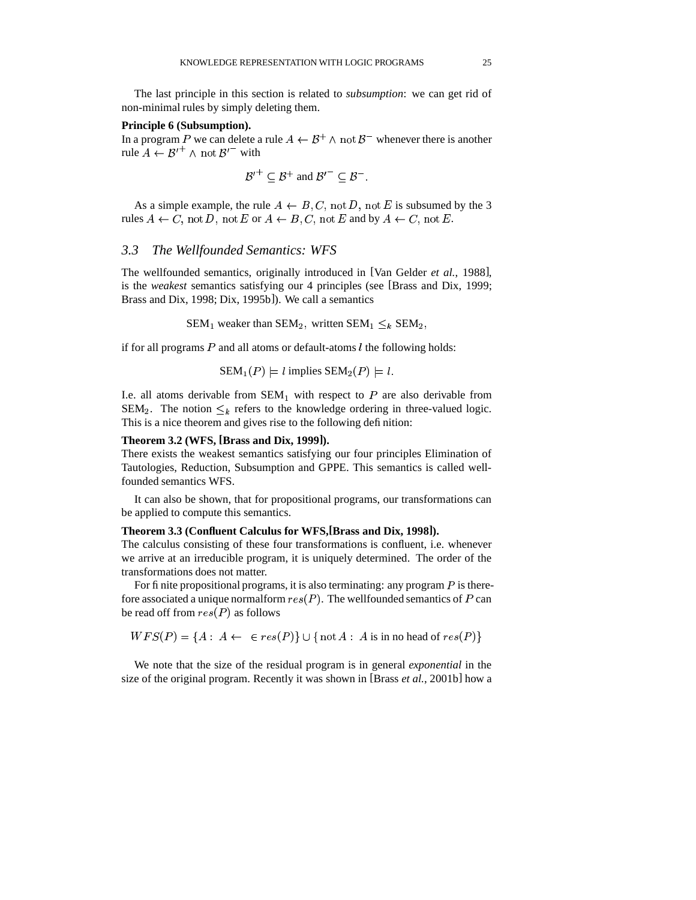The last principle in this section is related to *subsumption*: we can get rid of non-minimal rules by simply deleting them.

**Principle 6 (Subsumption).**
In a program $P$ we can delete a rule $A \leftarrow \mathcal{B}^+ \wedge \operatorname{not} \mathcal{B}^-$ whenever there is another rule $A \leftarrow \mathcal{B}'^+ \wedge \operatorname{not} \mathcal{B}'^-$ with

$$\mathcal{B}'^+ \subseteq \mathcal{B}^+ \text{ and } \mathcal{B}'^- \subseteq \mathcal{B}^-.$$

As a simple example, the rule $A \leftarrow B, C, \operatorname{not} D, \operatorname{not} E$ is subsumed by the 3 rules $A \leftarrow C, \operatorname{not} D, \operatorname{not} E$ or $A \leftarrow B, C, \operatorname{not} E$ and by $A \leftarrow C, \operatorname{not} E$.

## 3.3 The Wellfounded Semantics: WFS

The wellfounded semantics, originally introduced in [Van Gelder *et al.*, 1988], is the *weakest* semantics satisfying our 4 principles (see [Brass and Dix, 1999; Brass and Dix, 1998; Dix, 1995b]). We call a semantics

$$\text{SEM}_1 \text{ weaker than } \text{SEM}_2, \text{ written } \text{SEM}_1 \leq_k \text{SEM}_2,$$

if for all programs $P$ and all atoms or default-atoms $l$ the following holds:

$$\text{SEM}_1(P) \models l \text{ implies } \text{SEM}_2(P) \models l.$$

I.e. all atoms derivable from $\text{SEM}_1$ with respect to $P$ are also derivable from $\text{SEM}_2$. The notion $\leq_k$ refers to the knowledge ordering in three-valued logic. This is a nice theorem and gives rise to the following definition:

**Theorem 3.2 (WFS, [Brass and Dix, 1999]).**
There exists the weakest semantics satisfying our four principles Elimination of Tautologies, Reduction, Subsumption and GPPE. This semantics is called wellfounded semantics WFS.

It can also be shown, that for propositional programs, our transformations can be applied to compute this semantics.

**Theorem 3.3 (Confluent Calculus for WFS,[Brass and Dix, 1998]).**
The calculus consisting of these four transformations is confluent, i.e. whenever we arrive at an irreducible program, it is uniquely determined. The order of the transformations does not matter.

For finite propositional programs, it is also terminating: any program $P$ is therefore associated a unique normalform $res(P)$. The wellfounded semantics of $P$ can be read off from $res(P)$ as follows

$$WFS(P) = \{A : A \leftarrow \ \in res(P)\} \cup \{\operatorname{not} A : A \text{ is in no head of } res(P)\}$$

We note that the size of the residual program is in general *exponential* in the size of the original program. Recently it was shown in [Brass *et al.*, 2001b] how a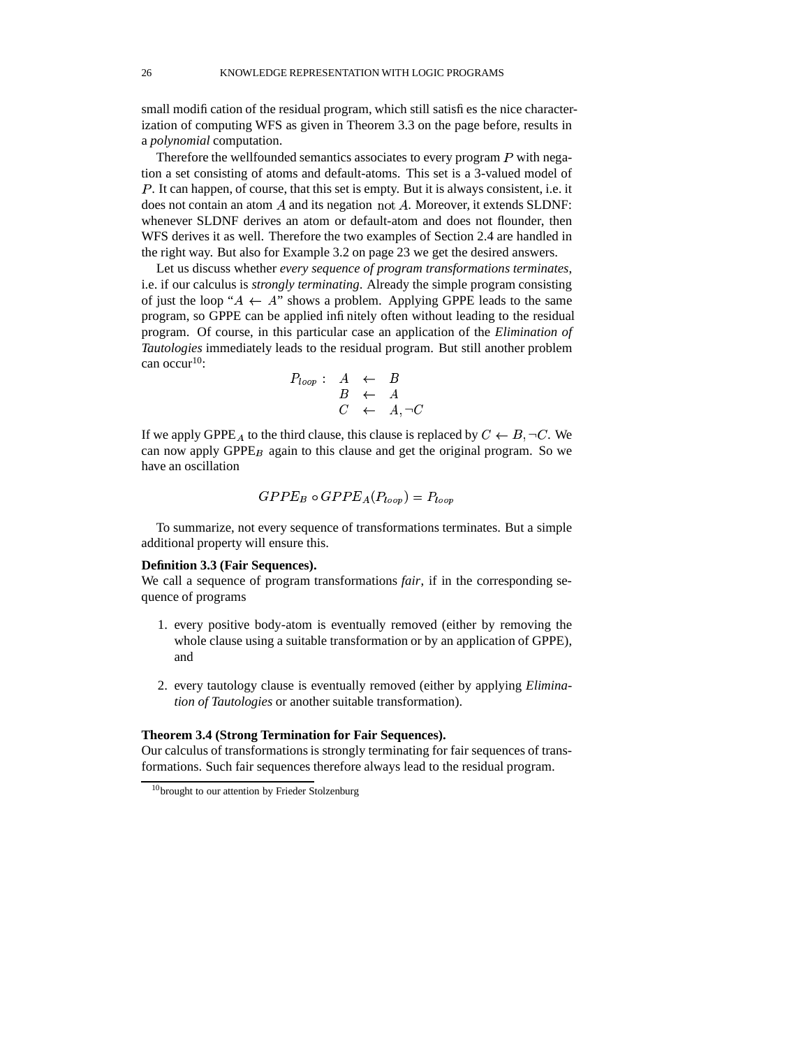small modification of the residual program, which still satisfies the nice characterization of computing WFS as given in Theorem 3.3 on the page before, results in a *polynomial* computation.

Therefore the wellfounded semantics associates to every program $P$ with negation a set consisting of atoms and default-atoms. This set is a 3-valued model of $P$. It can happen, of course, that this set is empty. But it is always consistent, i.e. it does not contain an atom $A$ and its negation $\mathrm{not}\ A$. Moreover, it extends SLDNF: whenever SLDNF derives an atom or default-atom and does not flounder, then WFS derives it as well. Therefore the two examples of Section 2.4 are handled in the right way. But also for Example 3.2 on page 23 we get the desired answers.

Let us discuss whether *every sequence of program transformations terminates*, i.e. if our calculus is *strongly terminating*. Already the simple program consisting of just the loop "$A \leftarrow A$" shows a problem. Applying GPPE leads to the same program, so GPPE can be applied infinitely often without leading to the residual program. Of course, in this particular case an application of the *Elimination of Tautologies* immediately leads to the residual program. But still another problem can occur[10]:

$$
\begin{array}{rrcl}
P_{loop}: & A & \leftarrow & B \\
 & B & \leftarrow & A \\
 & C & \leftarrow & A, \neg C
\end{array}
$$

If we apply $\mathrm{GPPE}_A$ to the third clause, this clause is replaced by $C \leftarrow B, \neg C$. We can now apply $\mathrm{GPPE}_B$ again to this clause and get the original program. So we have an oscillation

$$
GPPE_B \circ GPPE_A(P_{loop}) = P_{loop}
$$

To summarize, not every sequence of transformations terminates. But a simple additional property will ensure this.

**Definition 3.3 (Fair Sequences).**
We call a sequence of program transformations *fair*, if in the corresponding sequence of programs

1. every positive body-atom is eventually removed (either by removing the whole clause using a suitable transformation or by an application of GPPE), and

2. every tautology clause is eventually removed (either by applying *Elimination of Tautologies* or another suitable transformation).

**Theorem 3.4 (Strong Termination for Fair Sequences).**
Our calculus of transformations is strongly terminating for fair sequences of transformations. Such fair sequences therefore always lead to the residual program.

[10] brought to our attention by Frieder Stolzenburg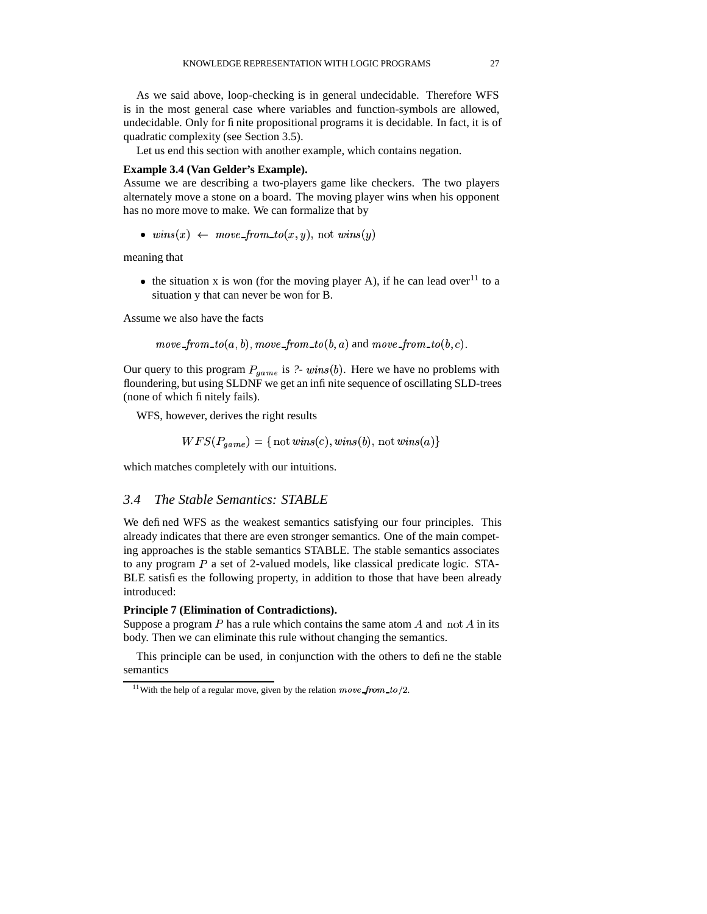As we said above, loop-checking is in general undecidable. Therefore WFS is in the most general case where variables and function-symbols are allowed, undecidable. Only for finite propositional programs it is decidable. In fact, it is of quadratic complexity (see Section 3.5).

Let us end this section with another example, which contains negation.

**Example 3.4 (Van Gelder's Example).**
Assume we are describing a two-players game like checkers. The two players alternately move a stone on a board. The moving player wins when his opponent has no more move to make. We can formalize that by

- $wins(x) \leftarrow move\_from\_to(x,y), \text{ not } wins(y)$

meaning that

- the situation x is won (for the moving player A), if he can lead over[11] to a situation y that can never be won for B.

Assume we also have the facts

$$move\_from\_to(a,b), move\_from\_to(b,a) \text{ and } move\_from\_to(b,c).$$

Our query to this program $P_{game}$ is *?-* $wins(b)$. Here we have no problems with floundering, but using SLDNF we get an infinite sequence of oscillating SLD-trees (none of which finitely fails).

WFS, however, derives the right results

$$WFS(P_{game}) = \{\text{not } wins(c), wins(b), \text{ not } wins(a)\}$$

which matches completely with our intuitions.

## 3.4 *The Stable Semantics: STABLE*

We defined WFS as the weakest semantics satisfying our four principles. This already indicates that there are even stronger semantics. One of the main competing approaches is the stable semantics STABLE. The stable semantics associates to any program $P$ a set of 2-valued models, like classical predicate logic. STABLE satisfies the following property, in addition to those that have been already introduced:

**Principle 7 (Elimination of Contradictions).**
Suppose a program $P$ has a rule which contains the same atom $A$ and $\text{not } A$ in its body. Then we can eliminate this rule without changing the semantics.

This principle can be used, in conjunction with the others to define the stable semantics

[11] With the help of a regular move, given by the relation $move\_from\_to/2$.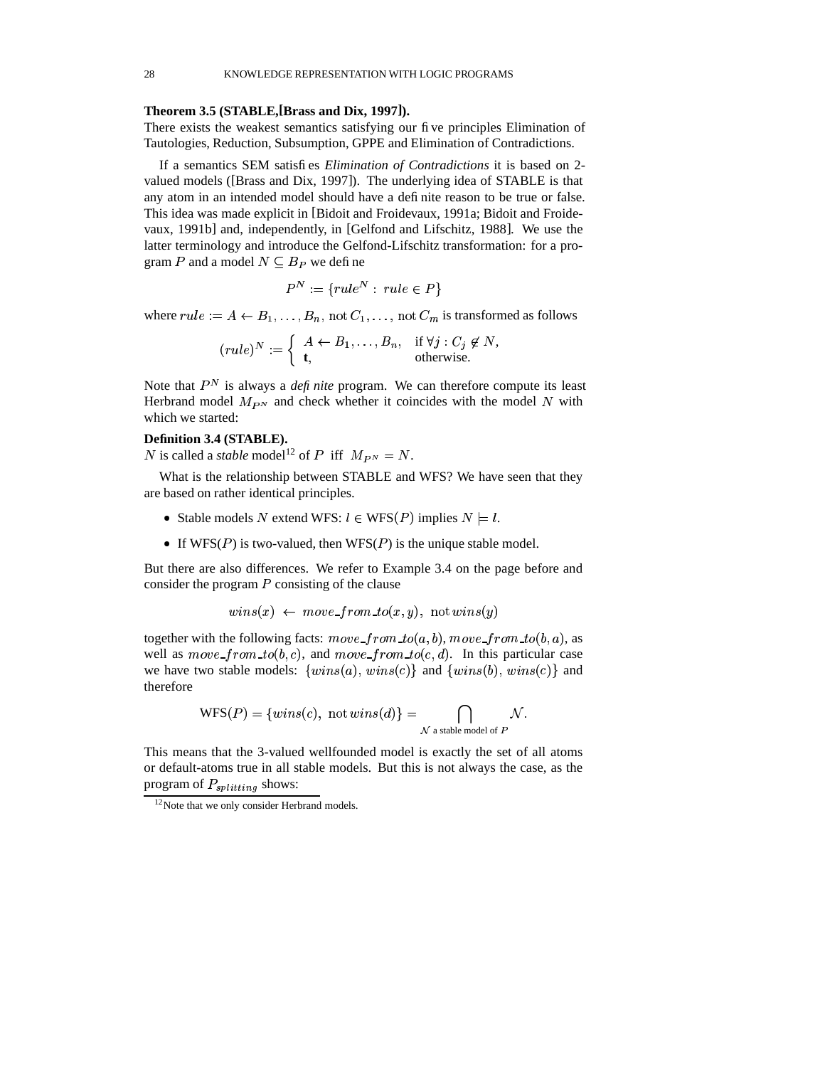**Theorem 3.5 (STABLE,[Brass and Dix, 1997]).**
There exists the weakest semantics satisfying our five principles Elimination of Tautologies, Reduction, Subsumption, GPPE and Elimination of Contradictions.

If a semantics SEM satisfies *Elimination of Contradictions* it is based on 2-valued models ([Brass and Dix, 1997]). The underlying idea of STABLE is that any atom in an intended model should have a definite reason to be true or false. This idea was made explicit in [Bidoit and Froidevaux, 1991a; Bidoit and Froidevaux, 1991b] and, independently, in [Gelfond and Lifschitz, 1988]. We use the latter terminology and introduce the Gelfond-Lifschitz transformation: for a program $P$ and a model $N \subseteq B_P$ we define

$$P^N := \{rule^N : \ rule \in P\}$$

where $rule := A \leftarrow B_1, \ldots, B_n, \ \mathrm{not}\, C_1, \ldots, \ \mathrm{not}\, C_m$ is transformed as follows

$$(rule)^N := \begin{cases} A \leftarrow B_1, \ldots, B_n, & \text{if } \forall j : C_j \notin N, \\ \mathbf{t}, & \text{otherwise.} \end{cases}$$

Note that $P^N$ is always a *definite* program. We can therefore compute its least Herbrand model $M_{P^N}$ and check whether it coincides with the model $N$ with which we started:

**Definition 3.4 (STABLE).**
$N$ is called a *stable* model[12] of $P$ iff $M_{P^N} = N$.

What is the relationship between STABLE and WFS? We have seen that they are based on rather identical principles.

- Stable models $N$ extend WFS: $l \in \mathrm{WFS}(P)$ implies $N \models l$.
- If WFS($P$) is two-valued, then WFS($P$) is the unique stable model.

But there are also differences. We refer to Example 3.4 on the page before and consider the program $P$ consisting of the clause

$$wins(x) \ \leftarrow \ move\_from\_to(x, y), \ \mathrm{not}\, wins(y)$$

together with the following facts: $move\_from\_to(a, b)$, $move\_from\_to(b, a)$, as well as $move\_from\_to(b, c)$, and $move\_from\_to(c, d)$. In this particular case we have two stable models: $\{wins(a), \, wins(c)\}$ and $\{wins(b), \, wins(c)\}$ and therefore

$$\mathrm{WFS}(P) = \{wins(c), \ \mathrm{not}\, wins(d)\} = \bigcap_{\mathcal{N} \text{ a stable model of } P} \mathcal{N}.$$

This means that the 3-valued wellfounded model is exactly the set of all atoms or default-atoms true in all stable models. But this is not always the case, as the program of $P_{splitting}$ shows:

[12] Note that we only consider Herbrand models.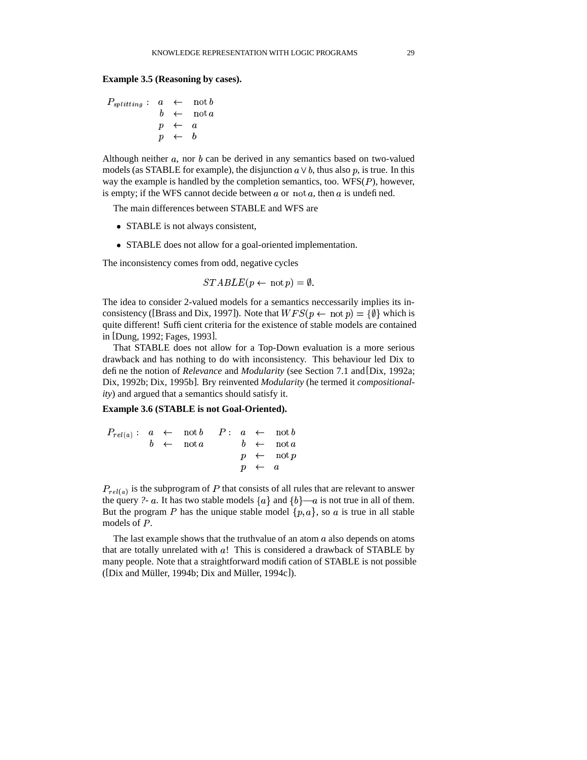**Example 3.5 (Reasoning by cases).**

$$
\begin{array}{llll}
P_{splitting}: & a & \leftarrow & \mathrm{not}\, b \\
 & b & \leftarrow & \mathrm{not}\, a \\
 & p & \leftarrow & a \\
 & p & \leftarrow & b
\end{array}
$$

Although neither $a$, nor $b$ can be derived in any semantics based on two-valued models (as STABLE for example), the disjunction $a \vee b$, thus also $p$, is true. In this way the example is handled by the completion semantics, too. WFS($P$), however, is empty; if the WFS cannot decide between $a$ or $\mathrm{not}\, a$, then $a$ is undefined.

The main differences between STABLE and WFS are

- STABLE is not always consistent,
- STABLE does not allow for a goal-oriented implementation.

The inconsistency comes from odd, negative cycles

$$STABLE(p \leftarrow \mathrm{not}\, p) = \emptyset.$$

The idea to consider 2-valued models for a semantics neccessarily implies its inconsistency ([Brass and Dix, 1997]). Note that $WFS(p \leftarrow \mathrm{not}\, p) = \{\emptyset\}$ which is quite different! Sufficient criteria for the existence of stable models are contained in [Dung, 1992; Fages, 1993].

That STABLE does not allow for a Top-Down evaluation is a more serious drawback and has nothing to do with inconsistency. This behaviour led Dix to define the notion of *Relevance* and *Modularity* (see Section 7.1 and [Dix, 1992a; Dix, 1992b; Dix, 1995b]. Bry reinvented *Modularity* (he termed it *compositionality*) and argued that a semantics should satisfy it.

**Example 3.6 (STABLE is not Goal-Oriented).**

$$
\begin{array}{llll}
P_{rel(a)}: & a & \leftarrow & \mathrm{not}\, b \\
 & b & \leftarrow & \mathrm{not}\, a
\end{array}
\qquad
\begin{array}{llll}
P: & a & \leftarrow & \mathrm{not}\, b \\
 & b & \leftarrow & \mathrm{not}\, a \\
 & p & \leftarrow & \mathrm{not}\, p \\
 & p & \leftarrow & a
\end{array}
$$

$P_{rel(a)}$ is the subprogram of $P$ that consists of all rules that are relevant to answer the query *?-* $a$. It has two stable models $\{a\}$ and $\{b\}$—$a$ is not true in all of them. But the program $P$ has the unique stable model $\{p, a\}$, so $a$ is true in all stable models of $P$.

The last example shows that the truthvalue of an atom $a$ also depends on atoms that are totally unrelated with $a$! This is considered a drawback of STABLE by many people. Note that a straightforward modification of STABLE is not possible ([Dix and Müller, 1994b; Dix and Müller, 1994c]).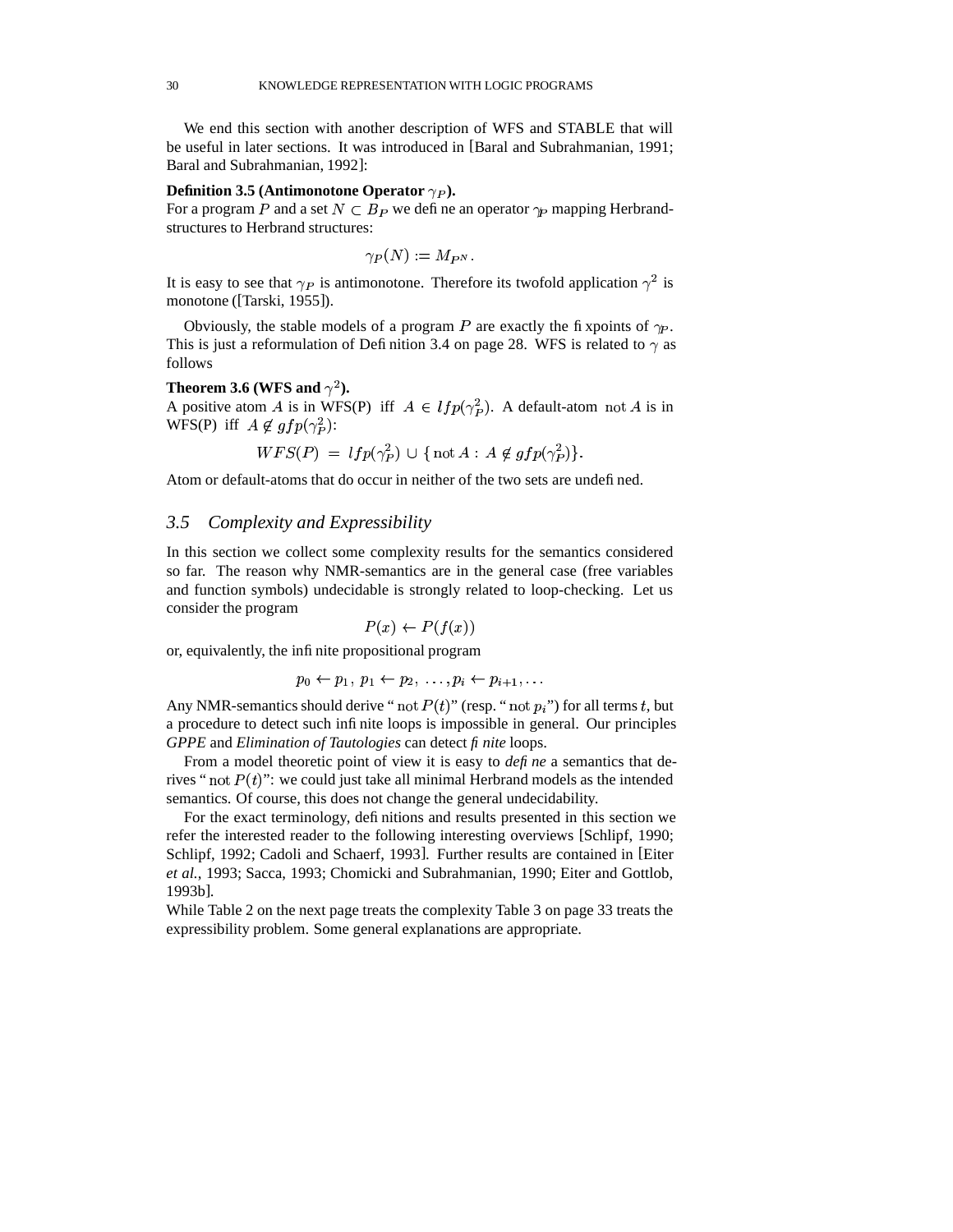We end this section with another description of WFS and STABLE that will be useful in later sections. It was introduced in [Baral and Subrahmanian, 1991; Baral and Subrahmanian, 1992]:

**Definition 3.5 (Antimonotone Operator $\gamma_P$).**
For a program $P$ and a set $N \subset B_P$ we define an operator $\gamma_P$ mapping Herbrand-structures to Herbrand structures:

$$\gamma_P(N) := M_{P^N}.$$

It is easy to see that $\gamma_P$ is antimonotone. Therefore its twofold application $\gamma^2$ is monotone ([Tarski, 1955]).

Obviously, the stable models of a program $P$ are exactly the fixpoints of $\gamma_P$. This is just a reformulation of Definition 3.4 on page 28. WFS is related to $\gamma$ as follows

**Theorem 3.6 (WFS and $\gamma^2$).**
A positive atom $A$ is in WFS(P) iff $A \in lfp(\gamma_P^2)$. A default-atom $\text{not}\, A$ is in WFS(P) iff $A \notin gfp(\gamma_P^2)$:

$$WFS(P) \;=\; lfp(\gamma_P^2) \cup \{\, \text{not}\, A : A \notin gfp(\gamma_P^2)\}.$$

Atom or default-atoms that do occur in neither of the two sets are undefined.

## 3.5 *Complexity and Expressibility*

In this section we collect some complexity results for the semantics considered so far. The reason why NMR-semantics are in the general case (free variables and function symbols) undecidable is strongly related to loop-checking. Let us consider the program

$$P(x) \leftarrow P(f(x))$$

or, equivalently, the infinite propositional program

$$p_0 \leftarrow p_1,\; p_1 \leftarrow p_2,\; \ldots, p_i \leftarrow p_{i+1}, \ldots$$

Any NMR-semantics should derive "$\text{not}\, P(t)$" (resp. "$\text{not}\, p_i$") for all terms $t$, but a procedure to detect such infinite loops is impossible in general. Our principles *GPPE* and *Elimination of Tautologies* can detect *finite* loops.

From a model theoretic point of view it is easy to *define* a semantics that derives "$\text{not}\, P(t)$": we could just take all minimal Herbrand models as the intended semantics. Of course, this does not change the general undecidability.

For the exact terminology, definitions and results presented in this section we refer the interested reader to the following interesting overviews [Schlipf, 1990; Schlipf, 1992; Cadoli and Schaerf, 1993]. Further results are contained in [Eiter *et al.*, 1993; Sacca, 1993; Chomicki and Subrahmanian, 1990; Eiter and Gottlob, 1993b].
While Table 2 on the next page treats the complexity Table 3 on page 33 treats the expressibility problem. Some general explanations are appropriate.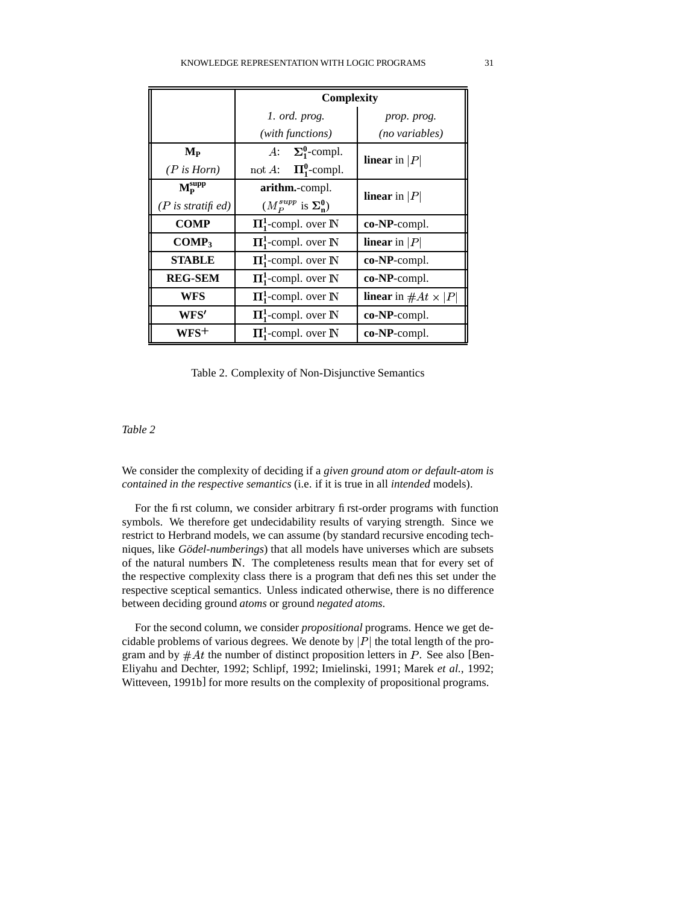| | **Complexity** | |
|---|---|---|
| | *1. ord. prog.* *(with functions)* | *prop. prog.* *(no variables)* |
| $\mathbf{M_P}$ *($P$ is Horn)* | $A$: $\mathbf{\Sigma^0_1}$-compl. not $A$: $\mathbf{\Pi^0_1}$-compl. | **linear** in $\vert P\vert$ |
| $\mathbf{M_P^{supp}}$ *($P$ is stratified)* | **arithm.**-compl. ($M_P^{supp}$ is $\mathbf{\Sigma^0_n}$) | **linear** in $\vert P\vert$ |
| **COMP** | $\mathbf{\Pi^1_1}$-compl. over $\mathbb{N}$ | **co-NP**-compl. |
| $\mathbf{COMP_3}$ | $\mathbf{\Pi^1_1}$-compl. over $\mathbb{N}$ | **linear** in $\vert P\vert$ |
| **STABLE** | $\mathbf{\Pi^1_1}$-compl. over $\mathbb{N}$ | **co-NP**-compl. |
| **REG-SEM** | $\mathbf{\Pi^1_1}$-compl. over $\mathbb{N}$ | **co-NP**-compl. |
| **WFS** | $\mathbf{\Pi^1_1}$-compl. over $\mathbb{N}$ | **linear** in $\#At \times \vert P\vert$ |
| **WFS′** | $\mathbf{\Pi^1_1}$-compl. over $\mathbb{N}$ | **co-NP**-compl. |
| **WFS**$^+$ | $\mathbf{\Pi^1_1}$-compl. over $\mathbb{N}$ | **co-NP**-compl. |

Table 2. Complexity of Non-Disjunctive Semantics

*Table 2*

We consider the complexity of deciding if a *given ground atom or default-atom is contained in the respective semantics* (i.e. if it is true in all *intended* models).

For the first column, we consider arbitrary first-order programs with function symbols. We therefore get undecidability results of varying strength. Since we restrict to Herbrand models, we can assume (by standard recursive encoding techniques, like *Gödel-numberings*) that all models have universes which are subsets of the natural numbers $\mathbb{N}$. The completeness results mean that for every set of the respective complexity class there is a program that defines this set under the respective sceptical semantics. Unless indicated otherwise, there is no difference between deciding ground *atoms* or ground *negated atoms*.

For the second column, we consider *propositional* programs. Hence we get decidable problems of various degrees. We denote by $|P|$ the total length of the program and by $\#At$ the number of distinct proposition letters in $P$. See also [Ben-Eliyahu and Dechter, 1992; Schlipf, 1992; Imielinski, 1991; Marek *et al.*, 1992; Witteveen, 1991b] for more results on the complexity of propositional programs.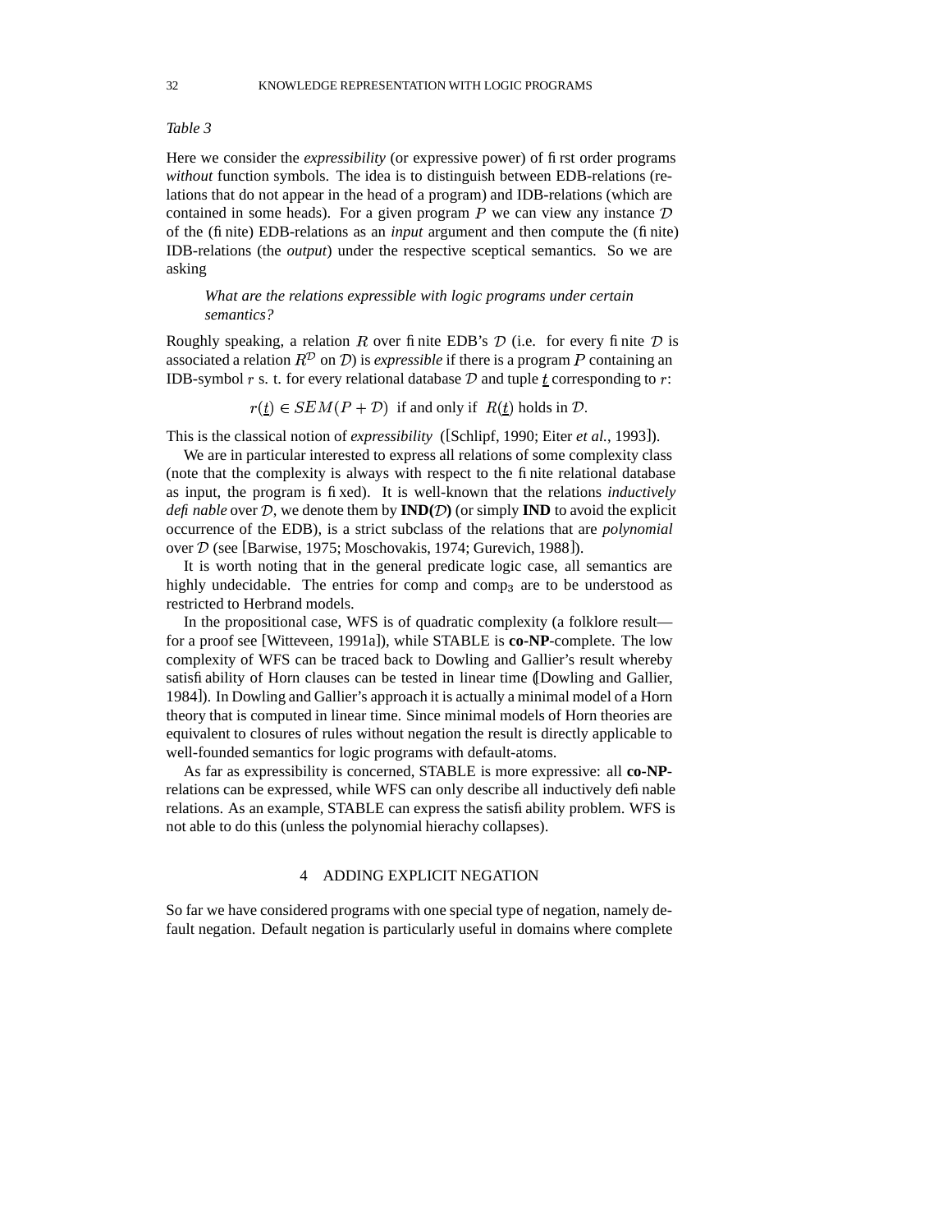*Table 3*

Here we consider the *expressibility* (or expressive power) of first order programs *without* function symbols. The idea is to distinguish between EDB-relations (relations that do not appear in the head of a program) and IDB-relations (which are contained in some heads). For a given program $P$ we can view any instance $\mathcal{D}$ of the (finite) EDB-relations as an *input* argument and then compute the (finite) IDB-relations (the *output*) under the respective sceptical semantics. So we are asking

> *What are the relations expressible with logic programs under certain semantics?*

Roughly speaking, a relation $R$ over finite EDB's $\mathcal{D}$ (i.e. for every finite $\mathcal{D}$ is associated a relation $R^{\mathcal{D}}$ on $\mathcal{D}$) is *expressible* if there is a program $P$ containing an IDB-symbol $r$ s. t. for every relational database $\mathcal{D}$ and tuple $\underline{t}$ corresponding to $r$:

$$r(\underline{t}) \in SEM(P + \mathcal{D}) \text{ if and only if } R(\underline{t}) \text{ holds in } \mathcal{D}.$$

This is the classical notion of *expressibility* ([Schlipf, 1990; Eiter *et al.*, 1993]).

We are in particular interested to express all relations of some complexity class (note that the complexity is always with respect to the finite relational database as input, the program is fixed). It is well-known that the relations *inductively definable* over $\mathcal{D}$, we denote them by **IND($\mathcal{D}$)** (or simply **IND** to avoid the explicit occurrence of the EDB), is a strict subclass of the relations that are *polynomial* over $\mathcal{D}$ (see [Barwise, 1975; Moschovakis, 1974; Gurevich, 1988]).

It is worth noting that in the general predicate logic case, all semantics are highly undecidable. The entries for comp and $\text{comp}_3$ are to be understood as restricted to Herbrand models.

In the propositional case, WFS is of quadratic complexity (a folklore result—for a proof see [Witteveen, 1991a]), while STABLE is **co-NP**-complete. The low complexity of WFS can be traced back to Dowling and Gallier's result whereby satisfiability of Horn clauses can be tested in linear time ([Dowling and Gallier, 1984]). In Dowling and Gallier's approach it is actually a minimal model of a Horn theory that is computed in linear time. Since minimal models of Horn theories are equivalent to closures of rules without negation the result is directly applicable to well-founded semantics for logic programs with default-atoms.

As far as expressibility is concerned, STABLE is more expressive: all **co-NP**-relations can be expressed, while WFS can only describe all inductively definable relations. As an example, STABLE can express the satisfiability problem. WFS is not able to do this (unless the polynomial hierachy collapses).

## 4 ADDING EXPLICIT NEGATION

So far we have considered programs with one special type of negation, namely default negation. Default negation is particularly useful in domains where complete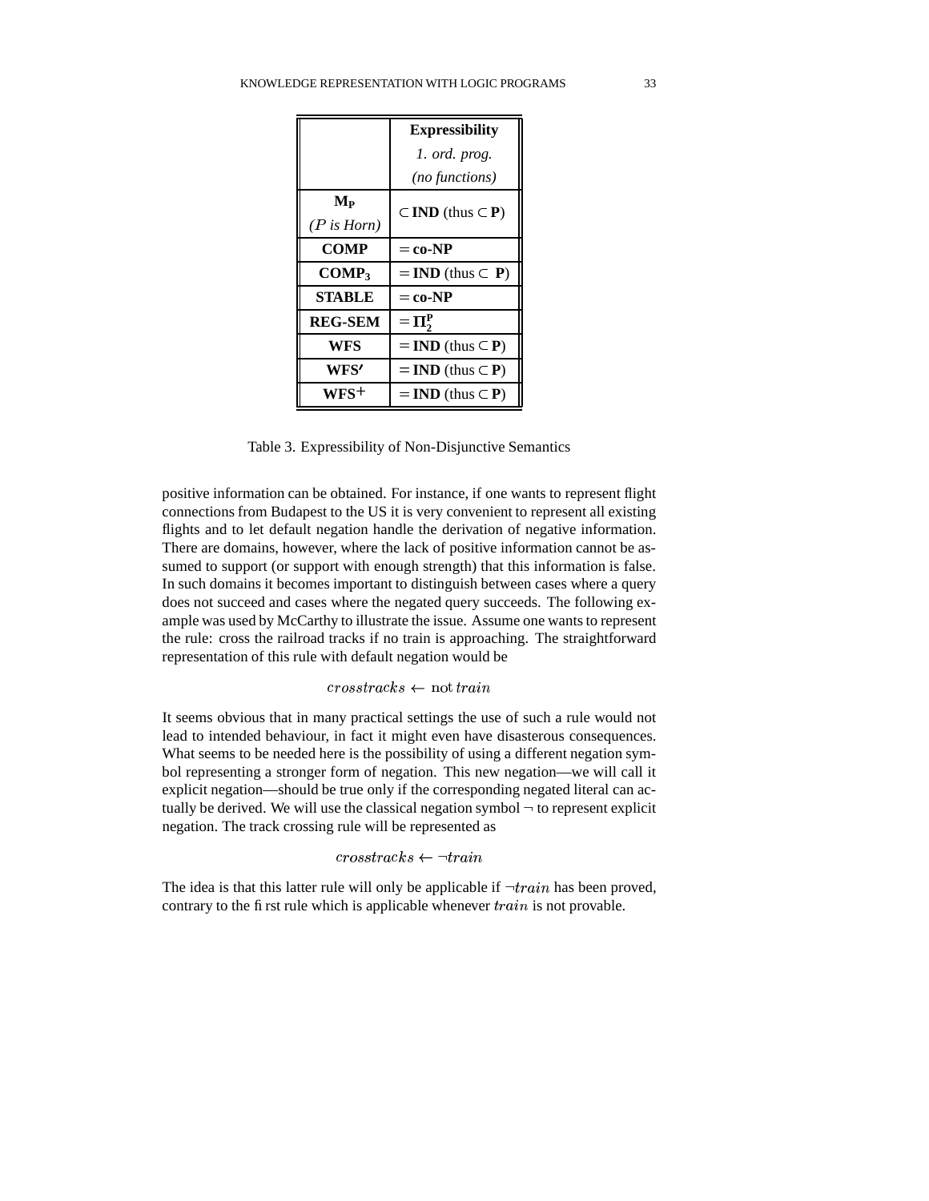| | **Expressibility** *1. ord. prog.* *(no functions)* |
|---|---|
| $\mathbf{M_P}$ *($P$ is Horn)* | $\subset$ **IND** (thus $\subset$ **P**) |
| **COMP** | $=$ **co-NP** |
| $\mathbf{COMP_3}$ | $=$ **IND** (thus $\subset$ **P**) |
| **STABLE** | $=$ **co-NP** |
| **REG-SEM** | $= \mathbf{\Pi_2^P}$ |
| **WFS** | $=$ **IND** (thus $\subset$ **P**) |
| **WFS′** | $=$ **IND** (thus $\subset$ **P**) |
| $\mathbf{WFS^+}$ | $=$ **IND** (thus $\subset$ **P**) |

Table 3. Expressibility of Non-Disjunctive Semantics

positive information can be obtained. For instance, if one wants to represent flight connections from Budapest to the US it is very convenient to represent all existing flights and to let default negation handle the derivation of negative information. There are domains, however, where the lack of positive information cannot be assumed to support (or support with enough strength) that this information is false. In such domains it becomes important to distinguish between cases where a query does not succeed and cases where the negated query succeeds. The following example was used by McCarthy to illustrate the issue. Assume one wants to represent the rule: cross the railroad tracks if no train is approaching. The straightforward representation of this rule with default negation would be

$$crosstracks \leftarrow \text{not}\, train$$

It seems obvious that in many practical settings the use of such a rule would not lead to intended behaviour, in fact it might even have disasterous consequences. What seems to be needed here is the possibility of using a different negation symbol representing a stronger form of negation. This new negation—we will call it explicit negation—should be true only if the corresponding negated literal can actually be derived. We will use the classical negation symbol $\neg$ to represent explicit negation. The track crossing rule will be represented as

$$crosstracks \leftarrow \neg train$$

The idea is that this latter rule will only be applicable if $\neg train$ has been proved, contrary to the first rule which is applicable whenever $train$ is not provable.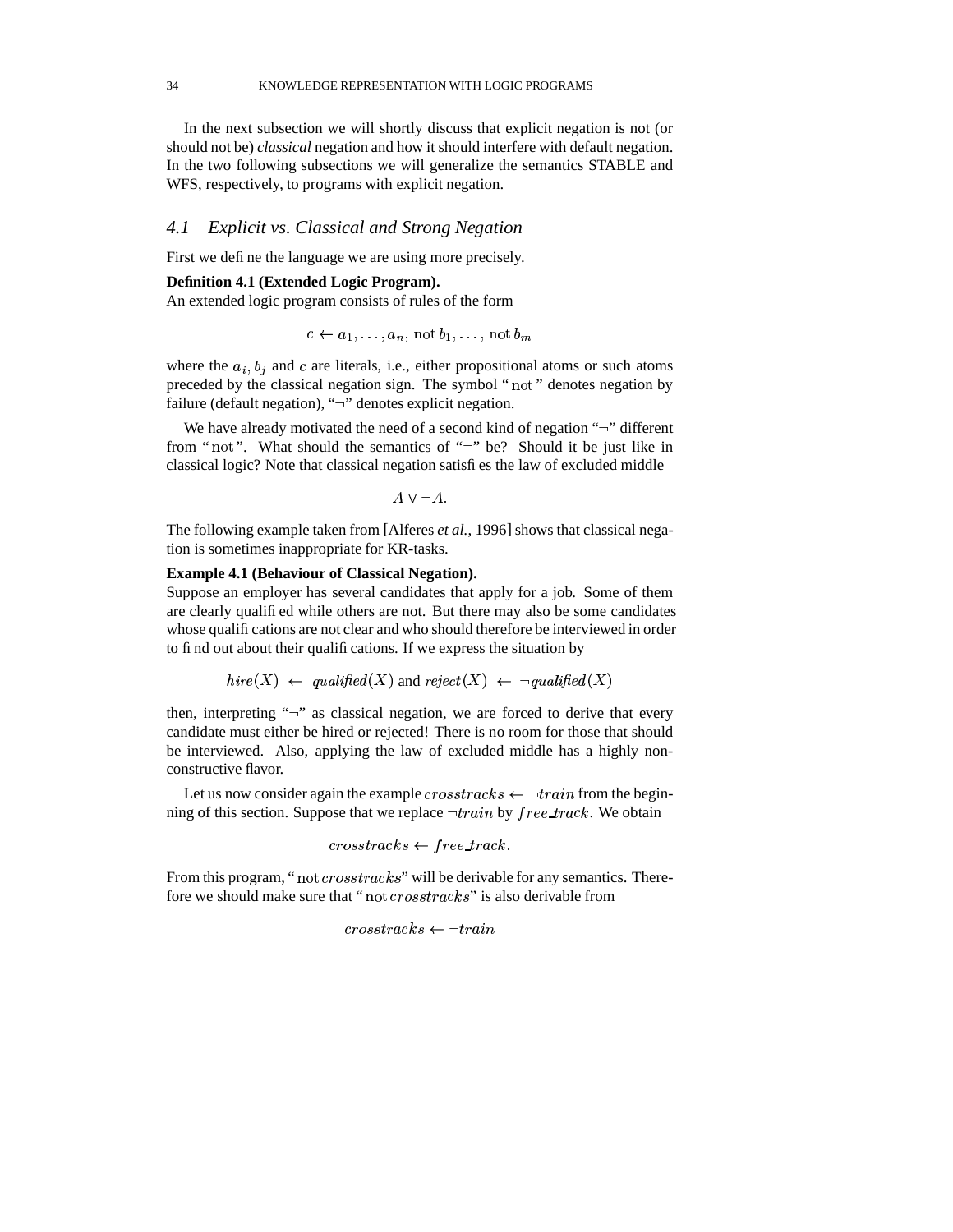In the next subsection we will shortly discuss that explicit negation is not (or should not be) *classical* negation and how it should interfere with default negation. In the two following subsections we will generalize the semantics STABLE and WFS, respectively, to programs with explicit negation.

## 4.1 Explicit vs. Classical and Strong Negation

First we define the language we are using more precisely.

**Definition 4.1 (Extended Logic Program).**
An extended logic program consists of rules of the form

$$c \leftarrow a_1, \ldots, a_n, \operatorname{not} b_1, \ldots, \operatorname{not} b_m$$

where the $a_i, b_j$ and $c$ are literals, i.e., either propositional atoms or such atoms preceded by the classical negation sign. The symbol "$\operatorname{not}$" denotes negation by failure (default negation), "$\neg$" denotes explicit negation.

We have already motivated the need of a second kind of negation "$\neg$" different from "$\operatorname{not}$". What should the semantics of "$\neg$" be? Should it be just like in classical logic? Note that classical negation satisfies the law of excluded middle

$$A \vee \neg A.$$

The following example taken from [Alferes *et al.*, 1996] shows that classical negation is sometimes inappropriate for KR-tasks.

**Example 4.1 (Behaviour of Classical Negation).**
Suppose an employer has several candidates that apply for a job. Some of them are clearly qualified while others are not. But there may also be some candidates whose qualifications are not clear and who should therefore be interviewed in order to find out about their qualifications. If we express the situation by

$$\mathit{hire}(X) \leftarrow \mathit{qualified}(X) \text{ and } \mathit{reject}(X) \leftarrow \neg\mathit{qualified}(X)$$

then, interpreting "$\neg$" as classical negation, we are forced to derive that every candidate must either be hired or rejected! There is no room for those that should be interviewed. Also, applying the law of excluded middle has a highly non-constructive flavor.

Let us now consider again the example $crosstracks \leftarrow \neg train$ from the beginning of this section. Suppose that we replace $\neg train$ by $free\_track$. We obtain

$$crosstracks \leftarrow free\_track.$$

From this program, "$\operatorname{not} crosstracks$" will be derivable for any semantics. Therefore we should make sure that "$\operatorname{not} crosstracks$" is also derivable from

$$crosstracks \leftarrow \neg train$$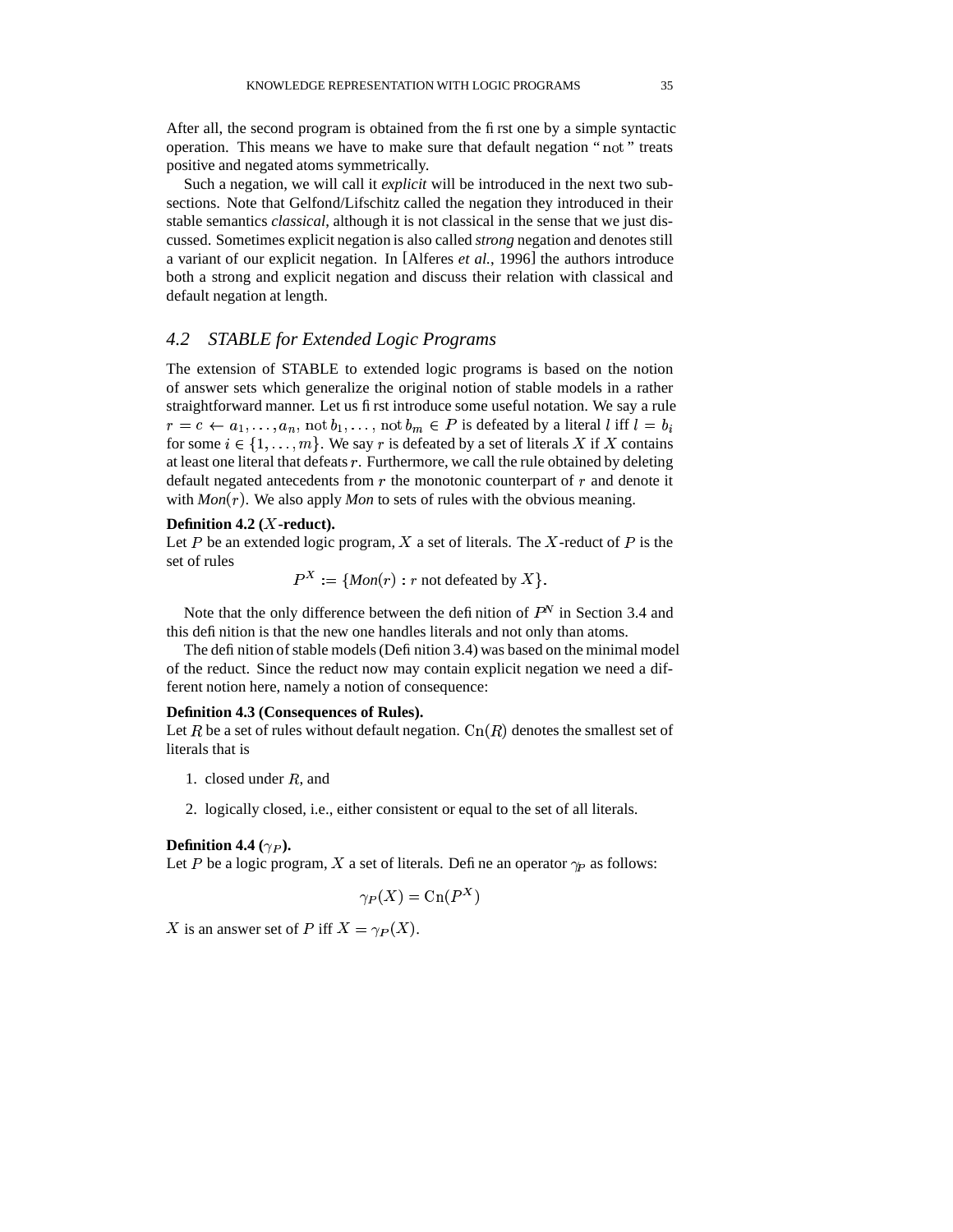After all, the second program is obtained from the first one by a simple syntactic operation. This means we have to make sure that default negation "$\mathrm{not}$" treats positive and negated atoms symmetrically.

Such a negation, we will call it *explicit* will be introduced in the next two subsections. Note that Gelfond/Lifschitz called the negation they introduced in their stable semantics *classical*, although it is not classical in the sense that we just discussed. Sometimes explicit negation is also called *strong* negation and denotes still a variant of our explicit negation. In [Alferes *et al.*, 1996] the authors introduce both a strong and explicit negation and discuss their relation with classical and default negation at length.

## 4.2 STABLE for Extended Logic Programs

The extension of STABLE to extended logic programs is based on the notion of answer sets which generalize the original notion of stable models in a rather straightforward manner. Let us first introduce some useful notation. We say a rule $r = c \leftarrow a_1, \ldots, a_n, \mathrm{not}\, b_1, \ldots, \mathrm{not}\, b_m \in P$ is defeated by a literal $l$ iff $l = b_i$ for some $i \in \{1, \ldots, m\}$. We say $r$ is defeated by a set of literals $X$ if $X$ contains at least one literal that defeats $r$. Furthermore, we call the rule obtained by deleting default negated antecedents from $r$ the monotonic counterpart of $r$ and denote it with $\mathit{Mon}(r)$. We also apply $\mathit{Mon}$ to sets of rules with the obvious meaning.

**Definition 4.2 ($X$-reduct).**
Let $P$ be an extended logic program, $X$ a set of literals. The $X$-reduct of $P$ is the set of rules

$$P^X := \{\mathit{Mon}(r) : r \text{ not defeated by } X\}.$$

Note that the only difference between the definition of $P^N$ in Section 3.4 and this definition is that the new one handles literals and not only than atoms.

The definition of stable models (Definition 3.4) was based on the minimal model of the reduct. Since the reduct now may contain explicit negation we need a different notion here, namely a notion of consequence:

**Definition 4.3 (Consequences of Rules).**
Let $R$ be a set of rules without default negation. $\mathrm{Cn}(R)$ denotes the smallest set of literals that is

1. closed under $R$, and
2. logically closed, i.e., either consistent or equal to the set of all literals.

**Definition 4.4 ($\gamma_P$).**
Let $P$ be a logic program, $X$ a set of literals. Define an operator $\gamma_P$ as follows:

$$\gamma_P(X) = \mathrm{Cn}(P^X)$$

$X$ is an answer set of $P$ iff $X = \gamma_P(X)$.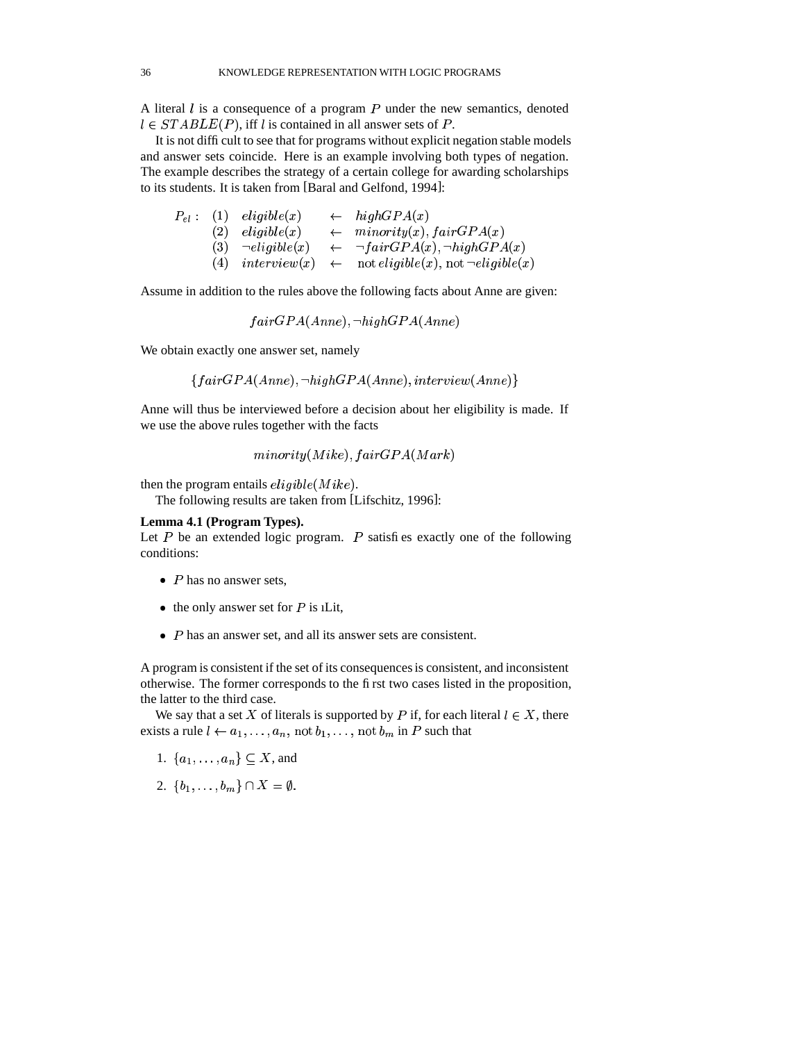A literal $l$ is a consequence of a program $P$ under the new semantics, denoted $l \in STABLE(P)$, iff $l$ is contained in all answer sets of $P$.

It is not difficult to see that for programs without explicit negation stable models and answer sets coincide. Here is an example involving both types of negation. The example describes the strategy of a certain college for awarding scholarships to its students. It is taken from [Baral and Gelfond, 1994]:

$$
\begin{array}{lllll}
P_{el}: & (1) & eligible(x) & \leftarrow & highGPA(x) \\
 & (2) & eligible(x) & \leftarrow & minority(x), fairGPA(x) \\
 & (3) & \neg eligible(x) & \leftarrow & \neg fairGPA(x), \neg highGPA(x) \\
 & (4) & interview(x) & \leftarrow & \text{not } eligible(x), \text{not } \neg eligible(x)
\end{array}
$$

Assume in addition to the rules above the following facts about Anne are given:

$$fairGPA(Anne), \neg highGPA(Anne)$$

We obtain exactly one answer set, namely

$$\{fairGPA(Anne), \neg highGPA(Anne), interview(Anne)\}$$

Anne will thus be interviewed before a decision about her eligibility is made. If we use the above rules together with the facts

$$minority(Mike), fairGPA(Mark)$$

then the program entails $eligible(Mike)$.

The following results are taken from [Lifschitz, 1996]:

**Lemma 4.1 (Program Types).**
Let $P$ be an extended logic program. $P$ satisfies exactly one of the following conditions:

- $P$ has no answer sets,
- the only answer set for $P$ is ıLit,
- $P$ has an answer set, and all its answer sets are consistent.

A program is consistent if the set of its consequences is consistent, and inconsistent otherwise. The former corresponds to the first two cases listed in the proposition, the latter to the third case.

We say that a set $X$ of literals is supported by $P$ if, for each literal $l \in X$, there exists a rule $l \leftarrow a_1, \ldots, a_n, \text{not } b_1, \ldots, \text{not } b_m$ in $P$ such that

1. $\{a_1, \ldots, a_n\} \subseteq X$, and
2. $\{b_1, \ldots, b_m\} \cap X = \emptyset$.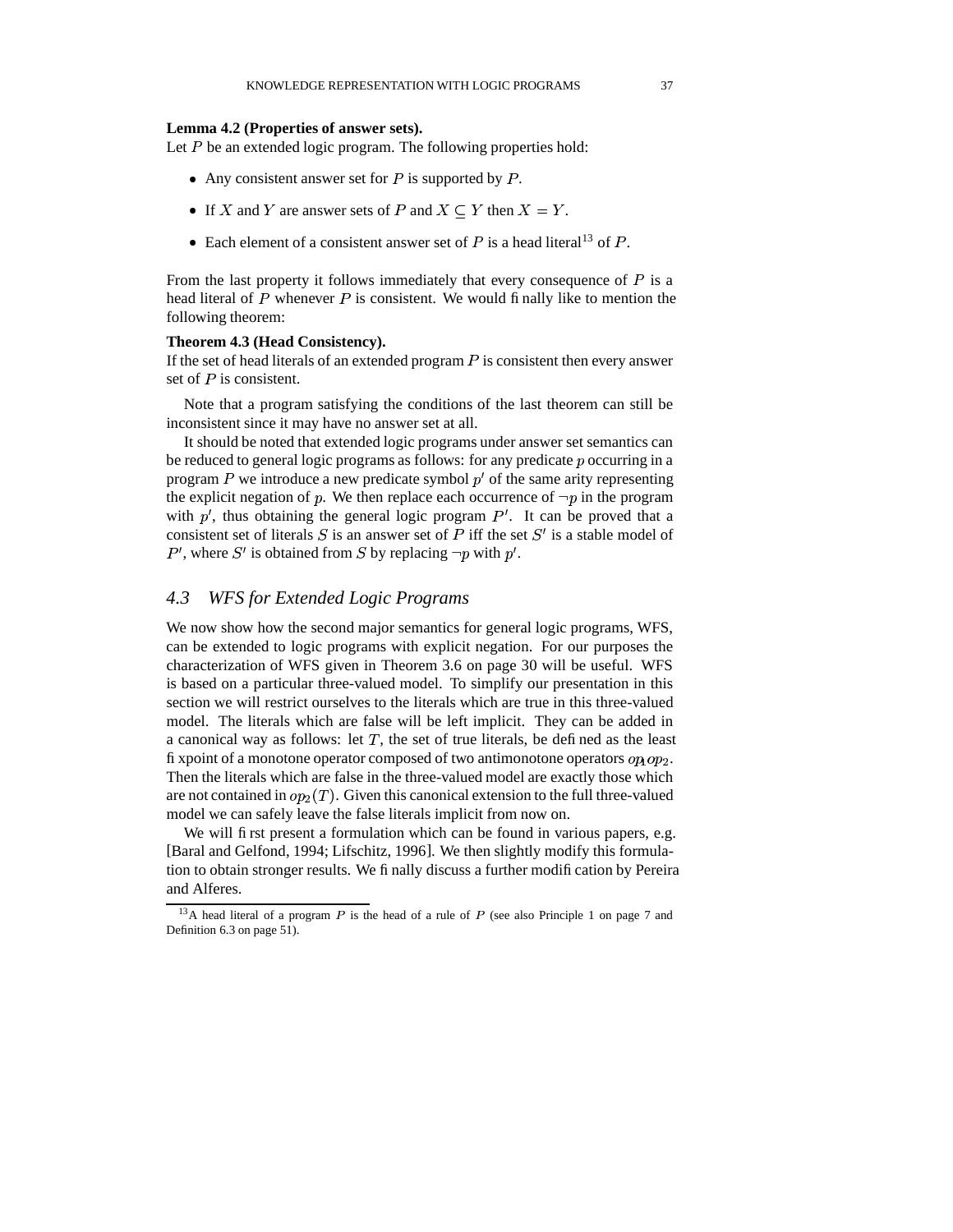**Lemma 4.2 (Properties of answer sets).**
Let $P$ be an extended logic program. The following properties hold:

- Any consistent answer set for $P$ is supported by $P$.
- If $X$ and $Y$ are answer sets of $P$ and $X \subseteq Y$ then $X = Y$.
- Each element of a consistent answer set of $P$ is a head literal[13] of $P$.

From the last property it follows immediately that every consequence of $P$ is a head literal of $P$ whenever $P$ is consistent. We would finally like to mention the following theorem:

**Theorem 4.3 (Head Consistency).**
If the set of head literals of an extended program $P$ is consistent then every answer set of $P$ is consistent.

Note that a program satisfying the conditions of the last theorem can still be inconsistent since it may have no answer set at all.

It should be noted that extended logic programs under answer set semantics can be reduced to general logic programs as follows: for any predicate $p$ occurring in a program $P$ we introduce a new predicate symbol $p'$ of the same arity representing the explicit negation of $p$. We then replace each occurrence of $\neg p$ in the program with $p'$, thus obtaining the general logic program $P'$. It can be proved that a consistent set of literals $S$ is an answer set of $P$ iff the set $S'$ is a stable model of $P'$, where $S'$ is obtained from $S$ by replacing $\neg p$ with $p'$.

## 4.3 WFS for Extended Logic Programs

We now show how the second major semantics for general logic programs, WFS, can be extended to logic programs with explicit negation. For our purposes the characterization of WFS given in Theorem 3.6 on page 30 will be useful. WFS is based on a particular three-valued model. To simplify our presentation in this section we will restrict ourselves to the literals which are true in this three-valued model. The literals which are false will be left implicit. They can be added in a canonical way as follows: let $T$, the set of true literals, be defined as the least fixpoint of a monotone operator composed of two antimonotone operators $op_1 op_2$. Then the literals which are false in the three-valued model are exactly those which are not contained in $op_2(T)$. Given this canonical extension to the full three-valued model we can safely leave the false literals implicit from now on.

We will first present a formulation which can be found in various papers, e.g. [Baral and Gelfond, 1994; Lifschitz, 1996]. We then slightly modify this formulation to obtain stronger results. We finally discuss a further modification by Pereira and Alferes.

[13] A head literal of a program $P$ is the head of a rule of $P$ (see also Principle 1 on page 7 and Definition 6.3 on page 51).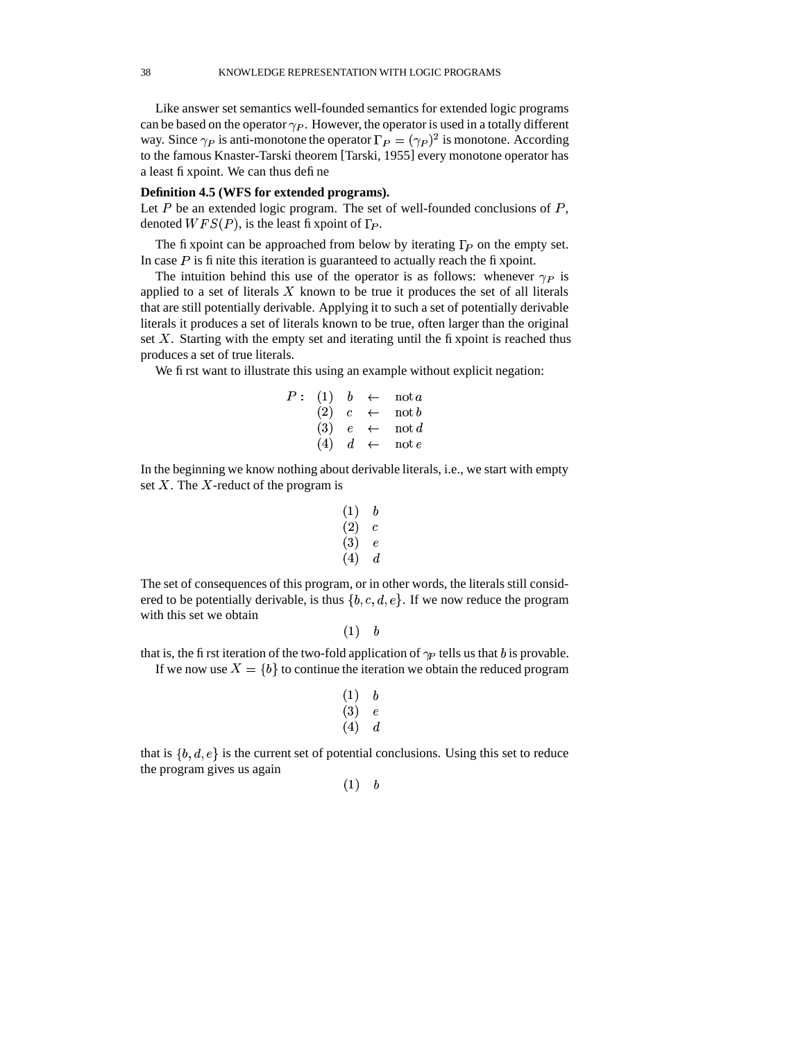Like answer set semantics well-founded semantics for extended logic programs can be based on the operator $\gamma_P$. However, the operator is used in a totally different way. Since $\gamma_P$ is anti-monotone the operator $\Gamma_P = (\gamma_P)^2$ is monotone. According to the famous Knaster-Tarski theorem [Tarski, 1955] every monotone operator has a least fixpoint. We can thus define

**Definition 4.5 (WFS for extended programs).**
Let $P$ be an extended logic program. The set of well-founded conclusions of $P$, denoted $WFS(P)$, is the least fixpoint of $\Gamma_P$.

The fixpoint can be approached from below by iterating $\Gamma_P$ on the empty set. In case $P$ is finite this iteration is guaranteed to actually reach the fixpoint.

The intuition behind this use of the operator is as follows: whenever $\gamma_P$ is applied to a set of literals $X$ known to be true it produces the set of all literals that are still potentially derivable. Applying it to such a set of potentially derivable literals it produces a set of literals known to be true, often larger than the original set $X$. Starting with the empty set and iterating until the fixpoint is reached thus produces a set of true literals.

We first want to illustrate this using an example without explicit negation:

$$
\begin{array}{llccl}
P: & (1) & b & \leftarrow & \text{not}\, a \\
 & (2) & c & \leftarrow & \text{not}\, b \\
 & (3) & e & \leftarrow & \text{not}\, d \\
 & (4) & d & \leftarrow & \text{not}\, e
\end{array}
$$

In the beginning we know nothing about derivable literals, i.e., we start with empty set $X$. The $X$-reduct of the program is

$$
\begin{array}{ll}
(1) & b \\
(2) & c \\
(3) & e \\
(4) & d
\end{array}
$$

The set of consequences of this program, or in other words, the literals still considered to be potentially derivable, is thus $\{b, c, d, e\}$. If we now reduce the program with this set we obtain

$$
(1) \quad b
$$

that is, the first iteration of the two-fold application of $\gamma_P$ tells us that $b$ is provable.

If we now use $X = \{b\}$ to continue the iteration we obtain the reduced program

$$
\begin{array}{ll}
(1) & b \\
(3) & e \\
(4) & d
\end{array}
$$

that is $\{b, d, e\}$ is the current set of potential conclusions. Using this set to reduce the program gives us again

$$
(1) \quad b
$$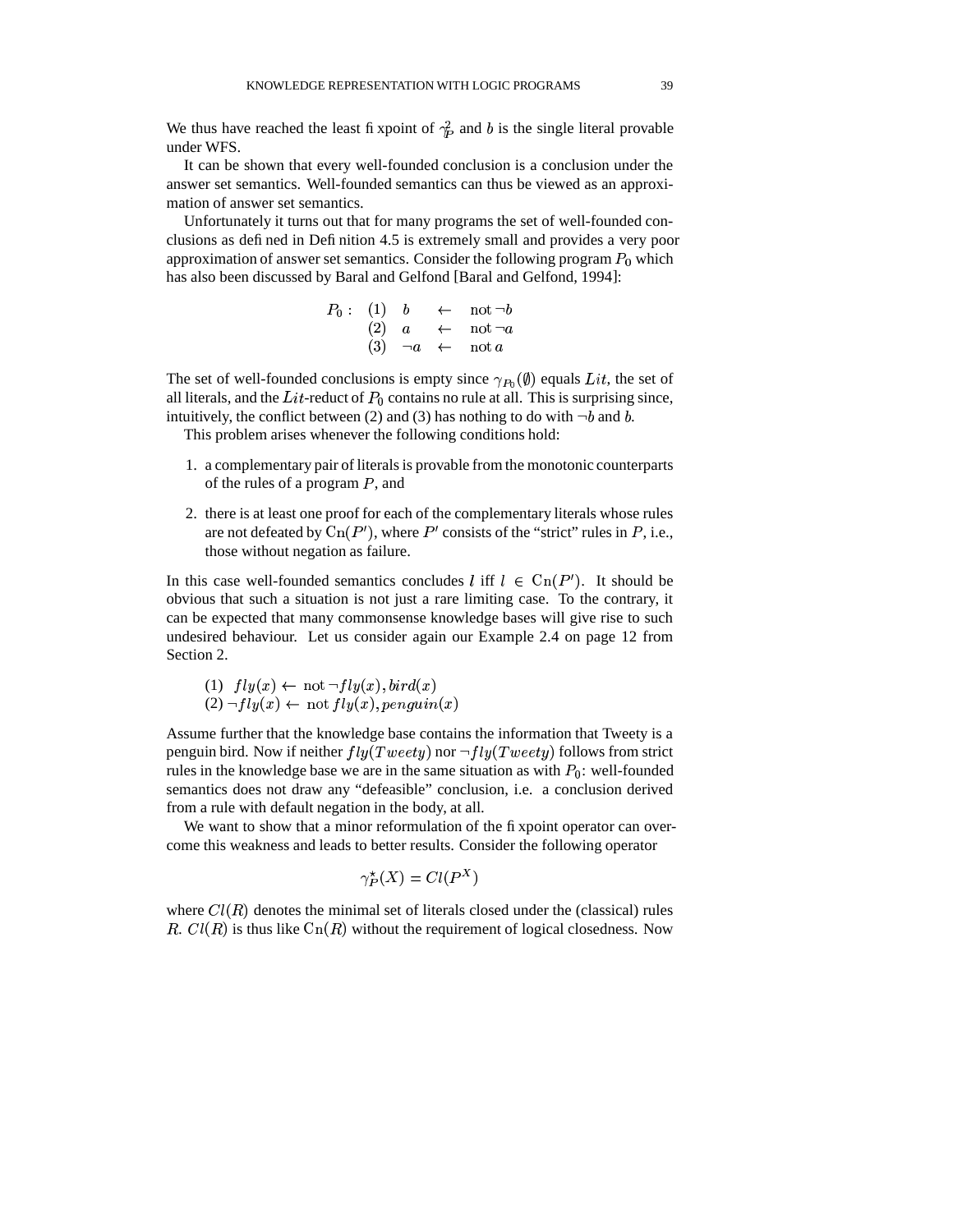We thus have reached the least fixpoint of $\gamma_P^2$ and $b$ is the single literal provable under WFS.

It can be shown that every well-founded conclusion is a conclusion under the answer set semantics. Well-founded semantics can thus be viewed as an approximation of answer set semantics.

Unfortunately it turns out that for many programs the set of well-founded conclusions as defined in Definition 4.5 is extremely small and provides a very poor approximation of answer set semantics. Consider the following program $P_0$ which has also been discussed by Baral and Gelfond [Baral and Gelfond, 1994]:

$$
\begin{array}{llcll}
P_0 : & (1) & b & \leftarrow & \text{not}\, \neg b \\
 & (2) & a & \leftarrow & \text{not}\, \neg a \\
 & (3) & \neg a & \leftarrow & \text{not}\, a
\end{array}
$$

The set of well-founded conclusions is empty since $\gamma_{P_0}(\emptyset)$ equals $Lit$, the set of all literals, and the $Lit$-reduct of $P_0$ contains no rule at all. This is surprising since, intuitively, the conflict between (2) and (3) has nothing to do with $\neg b$ and $b$.

This problem arises whenever the following conditions hold:

1. a complementary pair of literals is provable from the monotonic counterparts of the rules of a program $P$, and
2. there is at least one proof for each of the complementary literals whose rules are not defeated by $\text{Cn}(P')$, where $P'$ consists of the "strict" rules in $P$, i.e., those without negation as failure.

In this case well-founded semantics concludes $l$ iff $l \in \text{Cn}(P')$. It should be obvious that such a situation is not just a rare limiting case. To the contrary, it can be expected that many commonsense knowledge bases will give rise to such undesired behaviour. Let us consider again our Example 2.4 on page 12 from Section 2.

$$
\begin{array}{l}
(1)\;\; fly(x) \leftarrow \text{not}\, \neg fly(x), bird(x) \\
(2)\; \neg fly(x) \leftarrow \text{not}\, fly(x), penguin(x)
\end{array}
$$

Assume further that the knowledge base contains the information that Tweety is a penguin bird. Now if neither $fly(Tweety)$ nor $\neg fly(Tweety)$ follows from strict rules in the knowledge base we are in the same situation as with $P_0$: well-founded semantics does not draw any "defeasible" conclusion, i.e. a conclusion derived from a rule with default negation in the body, at all.

We want to show that a minor reformulation of the fixpoint operator can overcome this weakness and leads to better results. Consider the following operator

$$\gamma_P^\star(X) = Cl(P^X)$$

where $Cl(R)$ denotes the minimal set of literals closed under the (classical) rules $R$. $Cl(R)$ is thus like $\text{Cn}(R)$ without the requirement of logical closedness. Now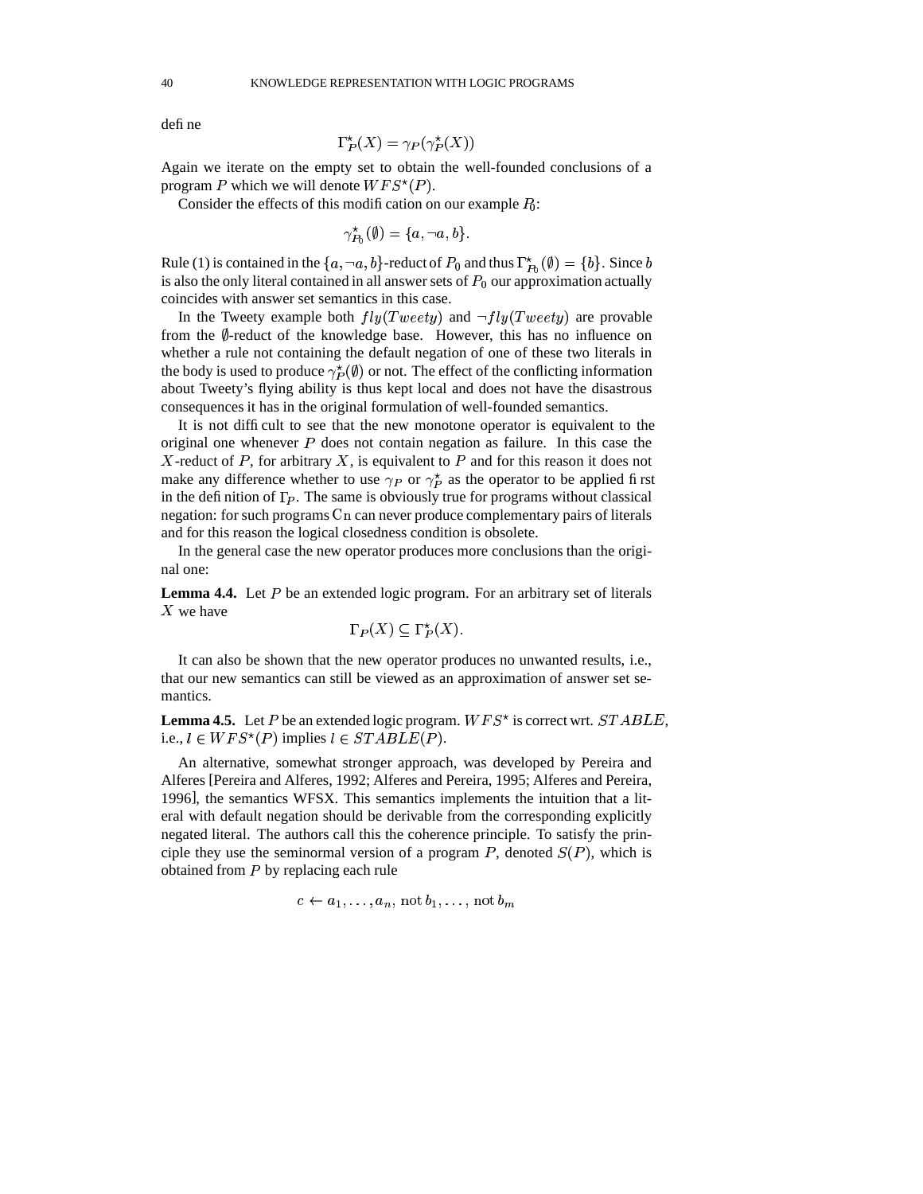define

$$\Gamma^\star_P(X) = \gamma_P(\gamma^\star_P(X))$$

Again we iterate on the empty set to obtain the well-founded conclusions of a program $P$ which we will denote $WFS^\star(P)$.

Consider the effects of this modification on our example $P_0$:

$$\gamma^\star_{P_0}(\emptyset) = \{a, \neg a, b\}.$$

Rule (1) is contained in the $\{a, \neg a, b\}$-reduct of $P_0$ and thus $\Gamma^\star_{P_0}(\emptyset) = \{b\}$. Since $b$ is also the only literal contained in all answer sets of $P_0$ our approximation actually coincides with answer set semantics in this case.

In the Tweety example both $fly(Tweety)$ and $\neg fly(Tweety)$ are provable from the $\emptyset$-reduct of the knowledge base. However, this has no influence on whether a rule not containing the default negation of one of these two literals in the body is used to produce $\gamma^\star_P(\emptyset)$ or not. The effect of the conflicting information about Tweety's flying ability is thus kept local and does not have the disastrous consequences it has in the original formulation of well-founded semantics.

It is not difficult to see that the new monotone operator is equivalent to the original one whenever $P$ does not contain negation as failure. In this case the $X$-reduct of $P$, for arbitrary $X$, is equivalent to $P$ and for this reason it does not make any difference whether to use $\gamma_P$ or $\gamma^\star_P$ as the operator to be applied first in the definition of $\Gamma_P$. The same is obviously true for programs without classical negation: for such programs $\mathrm{Cn}$ can never produce complementary pairs of literals and for this reason the logical closedness condition is obsolete.

In the general case the new operator produces more conclusions than the original one:

**Lemma 4.4.** Let $P$ be an extended logic program. For an arbitrary set of literals $X$ we have

$$\Gamma_P(X) \subseteq \Gamma^\star_P(X).$$

It can also be shown that the new operator produces no unwanted results, i.e., that our new semantics can still be viewed as an approximation of answer set semantics.

**Lemma 4.5.** Let $P$ be an extended logic program. $WFS^\star$ is correct wrt. $STABLE$, i.e., $l \in WFS^\star(P)$ implies $l \in STABLE(P)$.

An alternative, somewhat stronger approach, was developed by Pereira and Alferes [Pereira and Alferes, 1992; Alferes and Pereira, 1995; Alferes and Pereira, 1996], the semantics WFSX. This semantics implements the intuition that a literal with default negation should be derivable from the corresponding explicitly negated literal. The authors call this the coherence principle. To satisfy the principle they use the seminormal version of a program $P$, denoted $S(P)$, which is obtained from $P$ by replacing each rule

$$c \leftarrow a_1, \ldots, a_n, \mathrm{not}\, b_1, \ldots, \mathrm{not}\, b_m$$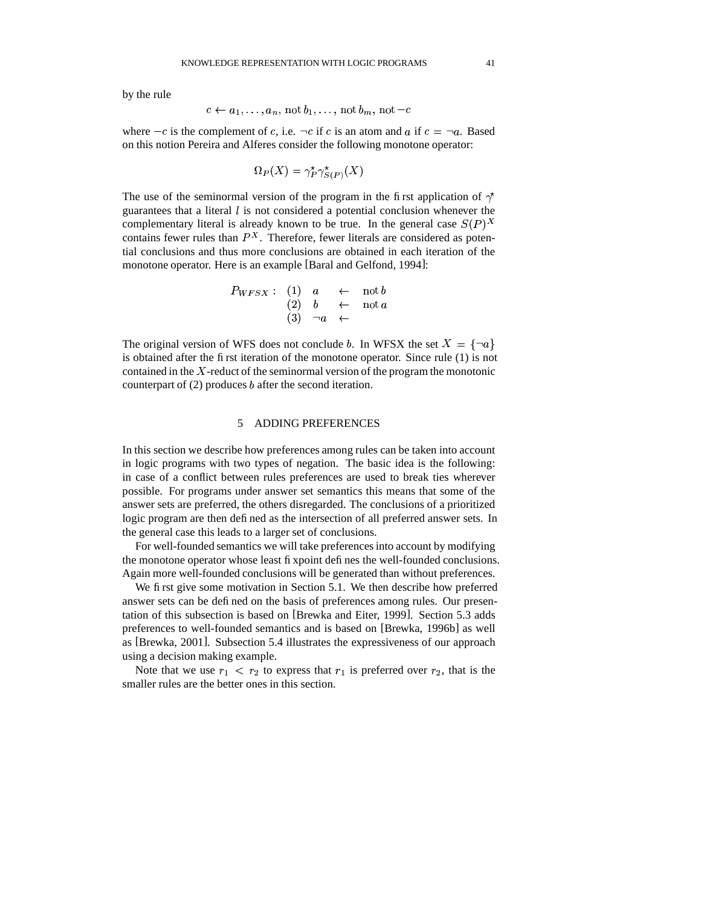by the rule

$$c \leftarrow a_1, \ldots, a_n, \text{not}\, b_1, \ldots, \text{not}\, b_m, \text{not}\, -c$$

where $-c$ is the complement of $c$, i.e. $\neg c$ if $c$ is an atom and $a$ if $c = \neg a$. Based on this notion Pereira and Alferes consider the following monotone operator:

$$\Omega_P(X) = \gamma_P^\star \gamma_{S(P)}^\star(X)$$

The use of the seminormal version of the program in the first application of $\gamma^\star$ guarantees that a literal $l$ is not considered a potential conclusion whenever the complementary literal is already known to be true. In the general case $S(P)^X$ contains fewer rules than $P^X$. Therefore, fewer literals are considered as potential conclusions and thus more conclusions are obtained in each iteration of the monotone operator. Here is an example [Baral and Gelfond, 1994]:

$$\begin{array}{llcll} P_{WFSX}: & (1) & a & \leftarrow & \text{not}\, b \\ & (2) & b & \leftarrow & \text{not}\, a \\ & (3) & \neg a & \leftarrow & \end{array}$$

The original version of WFS does not conclude $b$. In WFSX the set $X = \{\neg a\}$ is obtained after the first iteration of the monotone operator. Since rule (1) is not contained in the $X$-reduct of the seminormal version of the program the monotonic counterpart of (2) produces $b$ after the second iteration.

## 5 ADDING PREFERENCES

In this section we describe how preferences among rules can be taken into account in logic programs with two types of negation. The basic idea is the following: in case of a conflict between rules preferences are used to break ties wherever possible. For programs under answer set semantics this means that some of the answer sets are preferred, the others disregarded. The conclusions of a prioritized logic program are then defined as the intersection of all preferred answer sets. In the general case this leads to a larger set of conclusions.

For well-founded semantics we will take preferences into account by modifying the monotone operator whose least fixpoint defines the well-founded conclusions. Again more well-founded conclusions will be generated than without preferences.

We first give some motivation in Section 5.1. We then describe how preferred answer sets can be defined on the basis of preferences among rules. Our presentation of this subsection is based on [Brewka and Eiter, 1999]. Section 5.3 adds preferences to well-founded semantics and is based on [Brewka, 1996b] as well as [Brewka, 2001]. Subsection 5.4 illustrates the expressiveness of our approach using a decision making example.

Note that we use $r_1 < r_2$ to express that $r_1$ is preferred over $r_2$, that is the smaller rules are the better ones in this section.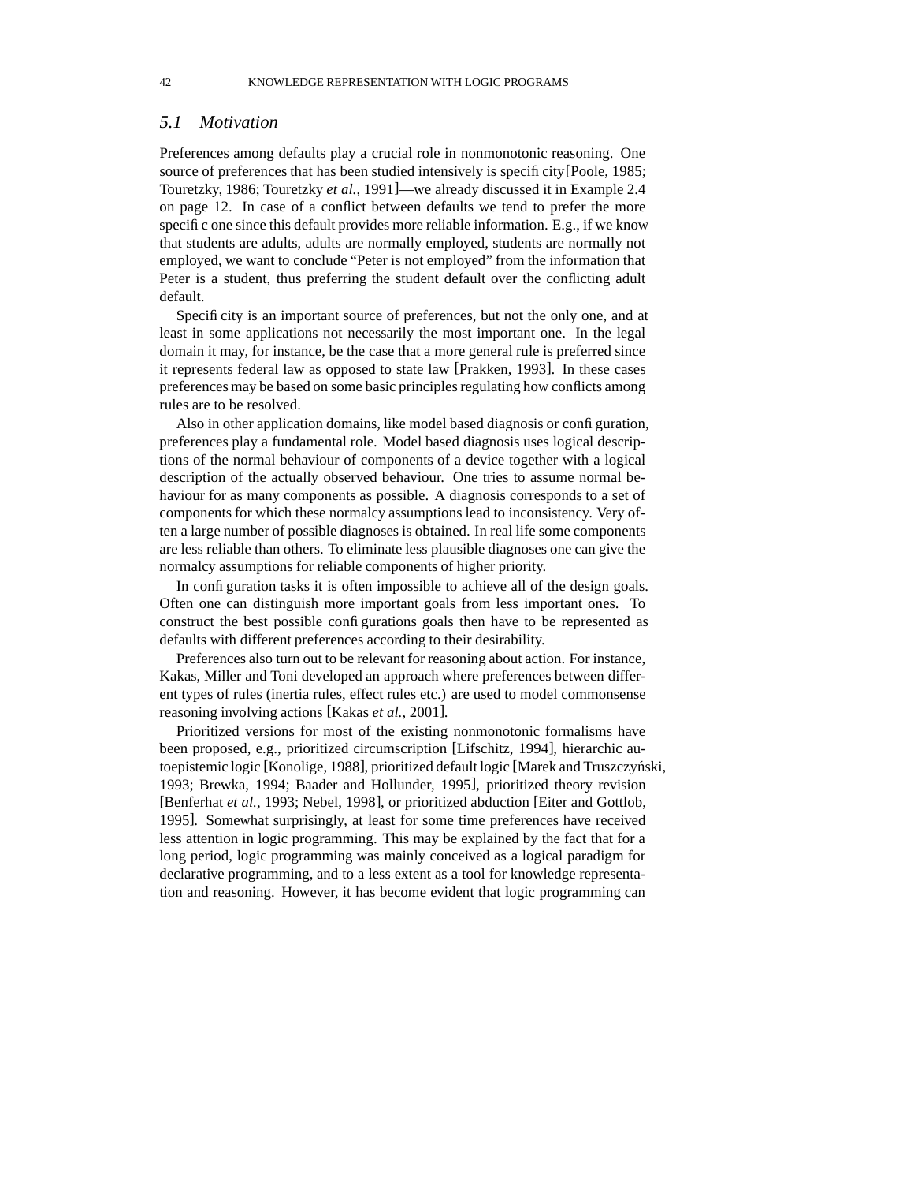## 5.1 Motivation

Preferences among defaults play a crucial role in nonmonotonic reasoning. One source of preferences that has been studied intensively is specificity [Poole, 1985; Touretzky, 1986; Touretzky *et al.*, 1991]—we already discussed it in Example 2.4 on page 12. In case of a conflict between defaults we tend to prefer the more specific one since this default provides more reliable information. E.g., if we know that students are adults, adults are normally employed, students are normally not employed, we want to conclude "Peter is not employed" from the information that Peter is a student, thus preferring the student default over the conflicting adult default.

Specificity is an important source of preferences, but not the only one, and at least in some applications not necessarily the most important one. In the legal domain it may, for instance, be the case that a more general rule is preferred since it represents federal law as opposed to state law [Prakken, 1993]. In these cases preferences may be based on some basic principles regulating how conflicts among rules are to be resolved.

Also in other application domains, like model based diagnosis or configuration, preferences play a fundamental role. Model based diagnosis uses logical descriptions of the normal behaviour of components of a device together with a logical description of the actually observed behaviour. One tries to assume normal behaviour for as many components as possible. A diagnosis corresponds to a set of components for which these normalcy assumptions lead to inconsistency. Very often a large number of possible diagnoses is obtained. In real life some components are less reliable than others. To eliminate less plausible diagnoses one can give the normalcy assumptions for reliable components of higher priority.

In configuration tasks it is often impossible to achieve all of the design goals. Often one can distinguish more important goals from less important ones. To construct the best possible configurations goals then have to be represented as defaults with different preferences according to their desirability.

Preferences also turn out to be relevant for reasoning about action. For instance, Kakas, Miller and Toni developed an approach where preferences between different types of rules (inertia rules, effect rules etc.) are used to model commonsense reasoning involving actions [Kakas *et al.*, 2001].

Prioritized versions for most of the existing nonmonotonic formalisms have been proposed, e.g., prioritized circumscription [Lifschitz, 1994], hierarchic autoepistemic logic [Konolige, 1988], prioritized default logic [Marek and Truszczyński, 1993; Brewka, 1994; Baader and Hollunder, 1995], prioritized theory revision [Benferhat *et al.*, 1993; Nebel, 1998], or prioritized abduction [Eiter and Gottlob, 1995]. Somewhat surprisingly, at least for some time preferences have received less attention in logic programming. This may be explained by the fact that for a long period, logic programming was mainly conceived as a logical paradigm for declarative programming, and to a less extent as a tool for knowledge representation and reasoning. However, it has become evident that logic programming can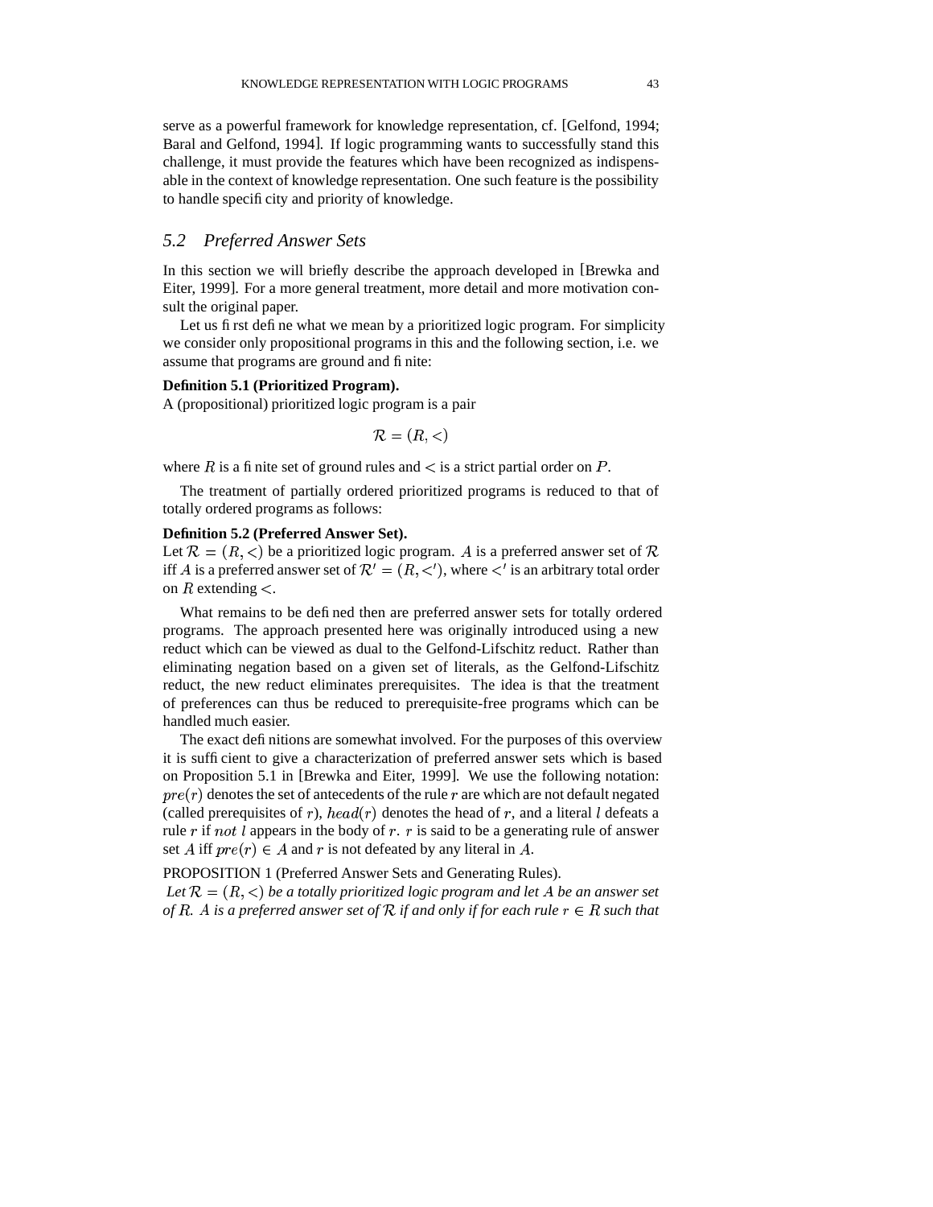serve as a powerful framework for knowledge representation, cf. [Gelfond, 1994; Baral and Gelfond, 1994]. If logic programming wants to successfully stand this challenge, it must provide the features which have been recognized as indispensable in the context of knowledge representation. One such feature is the possibility to handle specificity and priority of knowledge.

## *5.2 Preferred Answer Sets*

In this section we will briefly describe the approach developed in [Brewka and Eiter, 1999]. For a more general treatment, more detail and more motivation consult the original paper.

Let us first define what we mean by a prioritized logic program. For simplicity we consider only propositional programs in this and the following section, i.e. we assume that programs are ground and finite:

**Definition 5.1 (Prioritized Program).**
A (propositional) prioritized logic program is a pair

$$\mathcal{R} = (R, <)$$

where $R$ is a finite set of ground rules and $<$ is a strict partial order on $P$.

The treatment of partially ordered prioritized programs is reduced to that of totally ordered programs as follows:

**Definition 5.2 (Preferred Answer Set).**
Let $\mathcal{R} = (R, <)$ be a prioritized logic program. $A$ is a preferred answer set of $\mathcal{R}$ iff $A$ is a preferred answer set of $\mathcal{R}' = (R, <')$, where $<'$ is an arbitrary total order on $R$ extending $<$.

What remains to be defined then are preferred answer sets for totally ordered programs. The approach presented here was originally introduced using a new reduct which can be viewed as dual to the Gelfond-Lifschitz reduct. Rather than eliminating negation based on a given set of literals, as the Gelfond-Lifschitz reduct, the new reduct eliminates prerequisites. The idea is that the treatment of preferences can thus be reduced to prerequisite-free programs which can be handled much easier.

The exact definitions are somewhat involved. For the purposes of this overview it is sufficient to give a characterization of preferred answer sets which is based on Proposition 5.1 in [Brewka and Eiter, 1999]. We use the following notation: $pre(r)$ denotes the set of antecedents of the rule $r$ are which are not default negated (called prerequisites of $r$), $head(r)$ denotes the head of $r$, and a literal $l$ defeats a rule $r$ if $not\ l$ appears in the body of $r$. $r$ is said to be a generating rule of answer set $A$ iff $pre(r) \in A$ and $r$ is not defeated by any literal in $A$.

PROPOSITION 1 (Preferred Answer Sets and Generating Rules).
*Let $\mathcal{R} = (R, <)$ be a totally prioritized logic program and let $A$ be an answer set of $R$. $A$ is a preferred answer set of $\mathcal{R}$ if and only if for each rule $r \in R$ such that*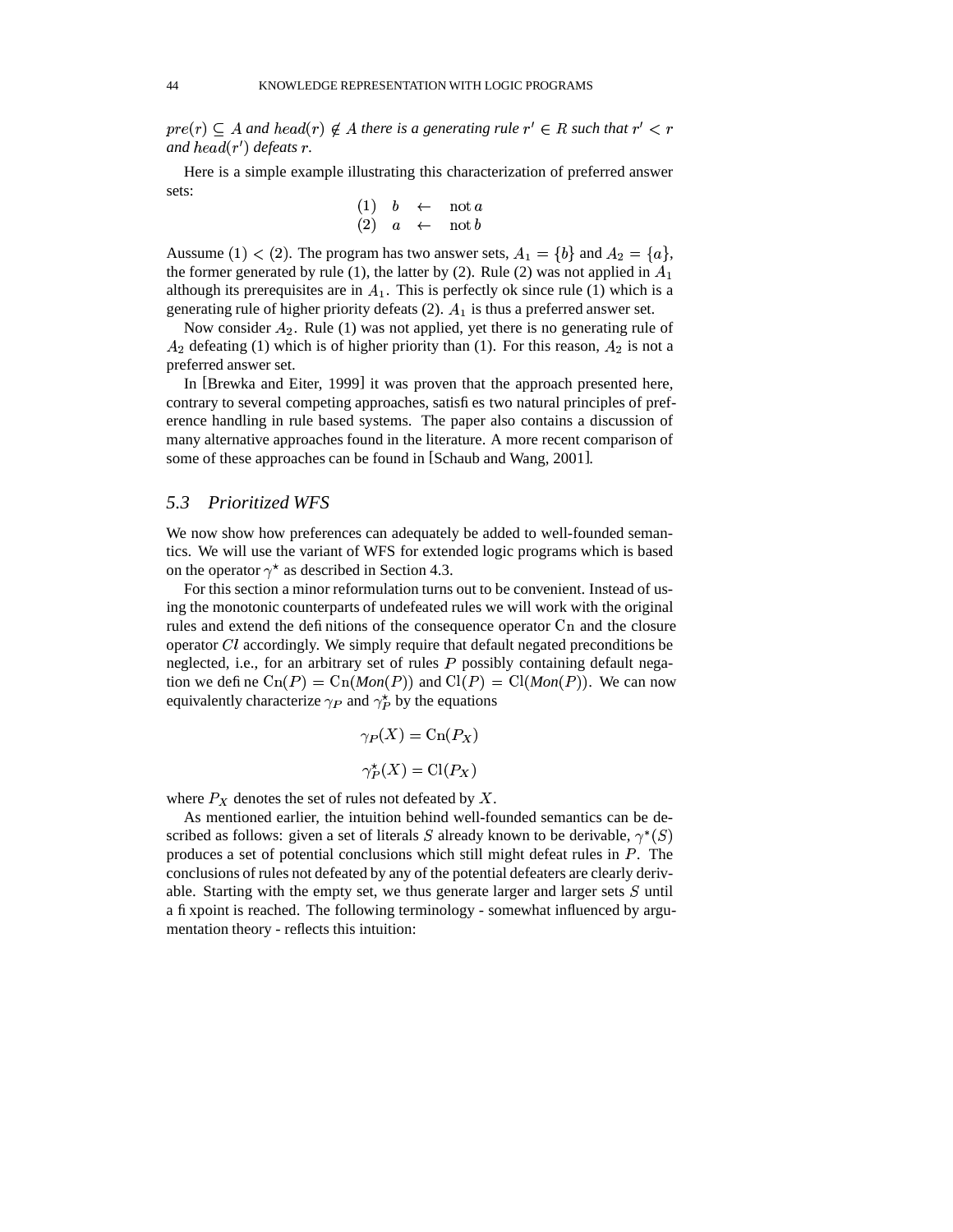*$pre(r) \subseteq A$ and $head(r) \notin A$ there is a generating rule $r' \in R$ such that $r' < r$ and $head(r')$ defeats $r$.*

Here is a simple example illustrating this characterization of preferred answer sets:

$$
\begin{array}{llll}
(1) & b & \leftarrow & \text{not}\, a \\
(2) & a & \leftarrow & \text{not}\, b
\end{array}
$$

Aussume $(1) < (2)$. The program has two answer sets, $A_1 = \{b\}$ and $A_2 = \{a\}$, the former generated by rule (1), the latter by (2). Rule (2) was not applied in $A_1$ although its prerequisites are in $A_1$. This is perfectly ok since rule (1) which is a generating rule of higher priority defeats (2). $A_1$ is thus a preferred answer set.

Now consider $A_2$. Rule (1) was not applied, yet there is no generating rule of $A_2$ defeating (1) which is of higher priority than (1). For this reason, $A_2$ is not a preferred answer set.

In [Brewka and Eiter, 1999] it was proven that the approach presented here, contrary to several competing approaches, satisfies two natural principles of preference handling in rule based systems. The paper also contains a discussion of many alternative approaches found in the literature. A more recent comparison of some of these approaches can be found in [Schaub and Wang, 2001].

## 5.3 Prioritized WFS

We now show how preferences can adequately be added to well-founded semantics. We will use the variant of WFS for extended logic programs which is based on the operator $\gamma^\star$ as described in Section 4.3.

For this section a minor reformulation turns out to be convenient. Instead of using the monotonic counterparts of undefeated rules we will work with the original rules and extend the definitions of the consequence operator $\mathrm{Cn}$ and the closure operator $Cl$ accordingly. We simply require that default negated preconditions be neglected, i.e., for an arbitrary set of rules $P$ possibly containing default negation we define $\mathrm{Cn}(P) = \mathrm{Cn}(\mathit{Mon}(P))$ and $\mathrm{Cl}(P) = \mathrm{Cl}(\mathit{Mon}(P))$. We can now equivalently characterize $\gamma_P$ and $\gamma_P^\star$ by the equations

$$\gamma_P(X) = \mathrm{Cn}(P_X)$$

$$\gamma_P^\star(X) = \mathrm{Cl}(P_X)$$

where $P_X$ denotes the set of rules not defeated by $X$.

As mentioned earlier, the intuition behind well-founded semantics can be described as follows: given a set of literals $S$ already known to be derivable, $\gamma^*(S)$ produces a set of potential conclusions which still might defeat rules in $P$. The conclusions of rules not defeated by any of the potential defeaters are clearly derivable. Starting with the empty set, we thus generate larger and larger sets $S$ until a fixpoint is reached. The following terminology - somewhat influenced by argumentation theory - reflects this intuition: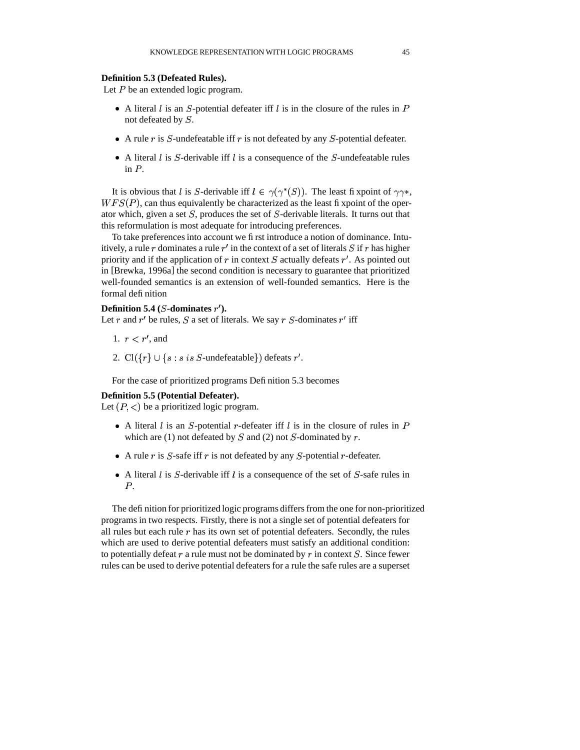**Definition 5.3 (Defeated Rules).**
Let $P$ be an extended logic program.

- A literal $l$ is an $S$-potential defeater iff $l$ is in the closure of the rules in $P$ not defeated by $S$.
- A rule $r$ is $S$-undefeatable iff $r$ is not defeated by any $S$-potential defeater.
- A literal $l$ is $S$-derivable iff $l$ is a consequence of the $S$-undefeatable rules in $P$.

It is obvious that $l$ is $S$-derivable iff $l \in \gamma(\gamma^*(S))$. The least fixpoint of $\gamma\gamma*$, $WFS(P)$, can thus equivalently be characterized as the least fixpoint of the operator which, given a set $S$, produces the set of $S$-derivable literals. It turns out that this reformulation is most adequate for introducing preferences.

To take preferences into account we first introduce a notion of dominance. Intuitively, a rule $r$ dominates a rule $r'$ in the context of a set of literals $S$ if $r$ has higher priority and if the application of $r$ in context $S$ actually defeats $r'$. As pointed out in [Brewka, 1996a] the second condition is necessary to guarantee that prioritized well-founded semantics is an extension of well-founded semantics. Here is the formal definition

**Definition 5.4 ($S$-dominates $r'$).**
Let $r$ and $r'$ be rules, $S$ a set of literals. We say $r$ $S$-dominates $r'$ iff

1. $r < r'$, and
2. $\mathrm{Cl}(\{r\} \cup \{s : s \; is \; S\text{-undefeatable}\})$ defeats $r'$.

For the case of prioritized programs Definition 5.3 becomes

**Definition 5.5 (Potential Defeater).**
Let $(P, <)$ be a prioritized logic program.

- A literal $l$ is an $S$-potential $r$-defeater iff $l$ is in the closure of rules in $P$ which are (1) not defeated by $S$ and (2) not $S$-dominated by $r$.
- A rule $r$ is $S$-safe iff $r$ is not defeated by any $S$-potential $r$-defeater.
- A literal $l$ is $S$-derivable iff $l$ is a consequence of the set of $S$-safe rules in $P$.

The definition for prioritized logic programs differs from the one for non-prioritized programs in two respects. Firstly, there is not a single set of potential defeaters for all rules but each rule $r$ has its own set of potential defeaters. Secondly, the rules which are used to derive potential defeaters must satisfy an additional condition: to potentially defeat $r$ a rule must not be dominated by $r$ in context $S$. Since fewer rules can be used to derive potential defeaters for a rule the safe rules are a superset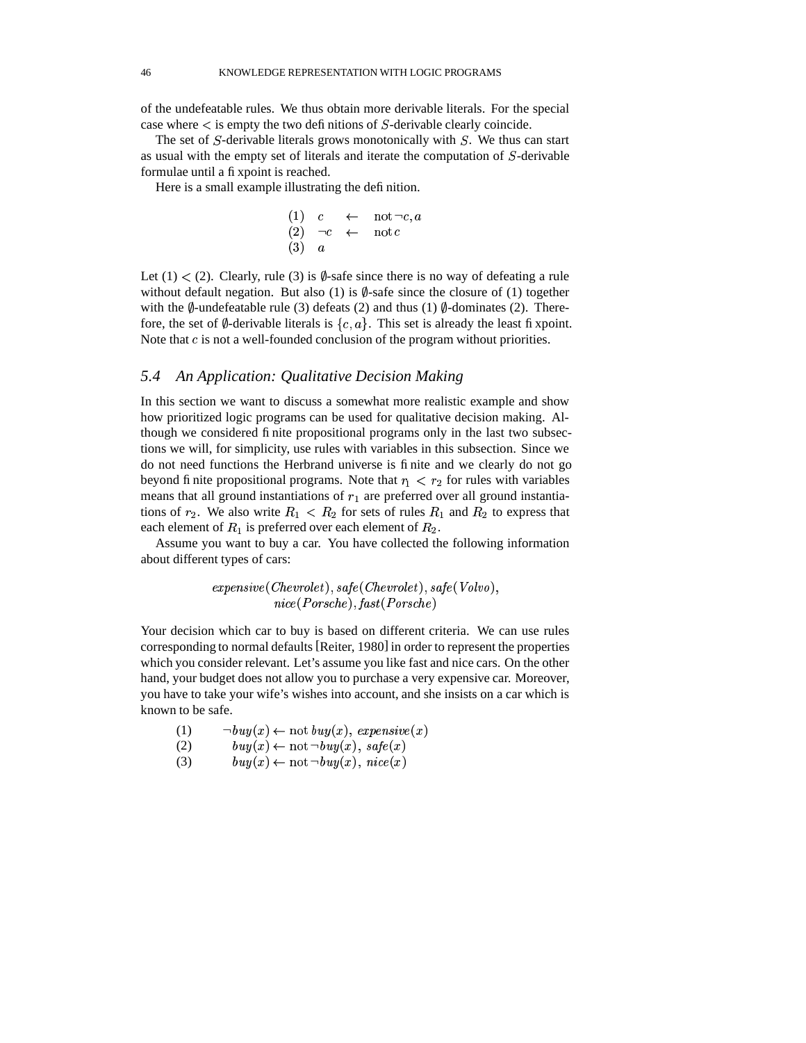of the undefeatable rules. We thus obtain more derivable literals. For the special case where $<$ is empty the two definitions of $S$-derivable clearly coincide.

The set of $S$-derivable literals grows monotonically with $S$. We thus can start as usual with the empty set of literals and iterate the computation of $S$-derivable formulae until a fixpoint is reached.

Here is a small example illustrating the definition.

$$
\begin{array}{lllll}
(1) & c & \leftarrow & \text{not}\,\neg c, a \\
(2) & \neg c & \leftarrow & \text{not}\, c \\
(3) & a & & 
\end{array}
$$

Let (1) $<$ (2). Clearly, rule (3) is $\emptyset$-safe since there is no way of defeating a rule without default negation. But also (1) is $\emptyset$-safe since the closure of (1) together with the $\emptyset$-undefeatable rule (3) defeats (2) and thus (1) $\emptyset$-dominates (2). Therefore, the set of $\emptyset$-derivable literals is $\{c, a\}$. This set is already the least fixpoint. Note that $c$ is not a well-founded conclusion of the program without priorities.

## *5.4 An Application: Qualitative Decision Making*

In this section we want to discuss a somewhat more realistic example and show how prioritized logic programs can be used for qualitative decision making. Although we considered finite propositional programs only in the last two subsections we will, for simplicity, use rules with variables in this subsection. Since we do not need functions the Herbrand universe is finite and we clearly do not go beyond finite propositional programs. Note that $r_1 < r_2$ for rules with variables means that all ground instantiations of $r_1$ are preferred over all ground instantiations of $r_2$. We also write $R_1 < R_2$ for sets of rules $R_1$ and $R_2$ to express that each element of $R_1$ is preferred over each element of $R_2$.

Assume you want to buy a car. You have collected the following information about different types of cars:

$$
\mathit{expensive}(\mathit{Chevrolet}), \mathit{safe}(\mathit{Chevrolet}), \mathit{safe}(\mathit{Volvo}),\\
\mathit{nice}(\mathit{Porsche}), \mathit{fast}(\mathit{Porsche})
$$

Your decision which car to buy is based on different criteria. We can use rules corresponding to normal defaults [Reiter, 1980] in order to represent the properties which you consider relevant. Let's assume you like fast and nice cars. On the other hand, your budget does not allow you to purchase a very expensive car. Moreover, you have to take your wife's wishes into account, and she insists on a car which is known to be safe.

$$
\begin{array}{ll}
(1) & \neg \mathit{buy}(x) \leftarrow \text{not}\, \mathit{buy}(x),\ \mathit{expensive}(x) \\
(2) & \mathit{buy}(x) \leftarrow \text{not}\,\neg \mathit{buy}(x),\ \mathit{safe}(x) \\
(3) & \mathit{buy}(x) \leftarrow \text{not}\,\neg \mathit{buy}(x),\ \mathit{nice}(x)
\end{array}
$$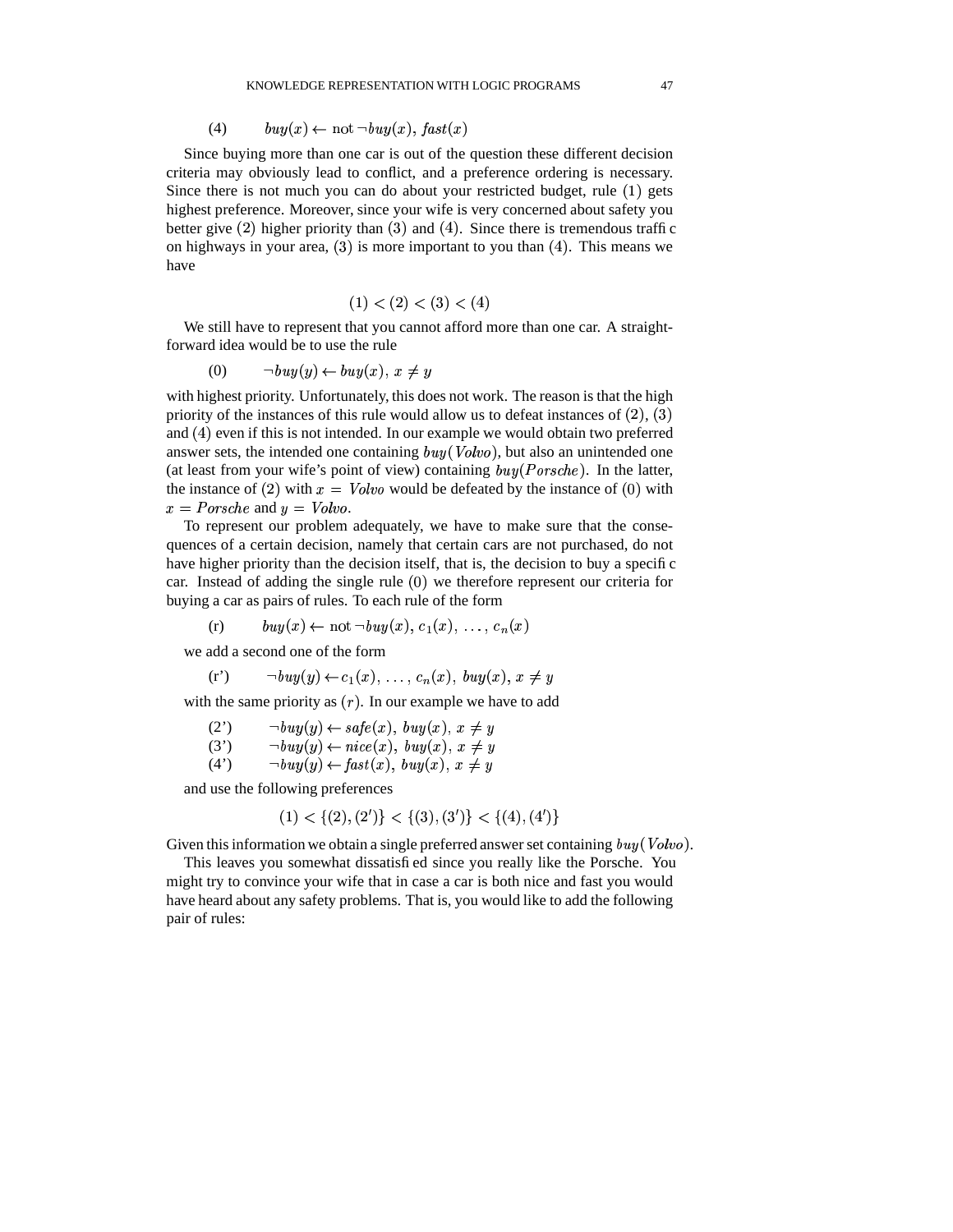(4) $\quad buy(x) \leftarrow \text{not}\,\neg buy(x),\, fast(x)$

Since buying more than one car is out of the question these different decision criteria may obviously lead to conflict, and a preference ordering is necessary. Since there is not much you can do about your restricted budget, rule $(1)$ gets highest preference. Moreover, since your wife is very concerned about safety you better give $(2)$ higher priority than $(3)$ and $(4)$. Since there is tremendous traffic on highways in your area, $(3)$ is more important to you than $(4)$. This means we have

$$(1) < (2) < (3) < (4)$$

We still have to represent that you cannot afford more than one car. A straightforward idea would be to use the rule

(0) $\quad \neg buy(y) \leftarrow buy(x),\, x \neq y$

with highest priority. Unfortunately, this does not work. The reason is that the high priority of the instances of this rule would allow us to defeat instances of $(2)$, $(3)$ and $(4)$ even if this is not intended. In our example we would obtain two preferred answer sets, the intended one containing $buy(Volvo)$, but also an unintended one (at least from your wife's point of view) containing $buy(Porsche)$. In the latter, the instance of $(2)$ with $x = Volvo$ would be defeated by the instance of $(0)$ with $x = Porsche$ and $y = Volvo$.

To represent our problem adequately, we have to make sure that the consequences of a certain decision, namely that certain cars are not purchased, do not have higher priority than the decision itself, that is, the decision to buy a specific car. Instead of adding the single rule $(0)$ we therefore represent our criteria for buying a car as pairs of rules. To each rule of the form

(r) $\quad buy(x) \leftarrow \text{not}\,\neg buy(x),\, c_1(x),\, \ldots,\, c_n(x)$

we add a second one of the form

(r') $\quad \neg buy(y) \leftarrow c_1(x),\, \ldots,\, c_n(x),\, buy(x),\, x \neq y$

with the same priority as $(r)$. In our example we have to add

(2') $\quad \neg buy(y) \leftarrow safe(x),\, buy(x),\, x \neq y$
(3') $\quad \neg buy(y) \leftarrow nice(x),\, buy(x),\, x \neq y$
(4') $\quad \neg buy(y) \leftarrow fast(x),\, buy(x),\, x \neq y$

and use the following preferences

$$(1) < \{(2), (2')\} < \{(3), (3')\} < \{(4), (4')\}$$

Given this information we obtain a single preferred answer set containing $buy(Volvo)$.

This leaves you somewhat dissatisfied since you really like the Porsche. You might try to convince your wife that in case a car is both nice and fast you would have heard about any safety problems. That is, you would like to add the following pair of rules: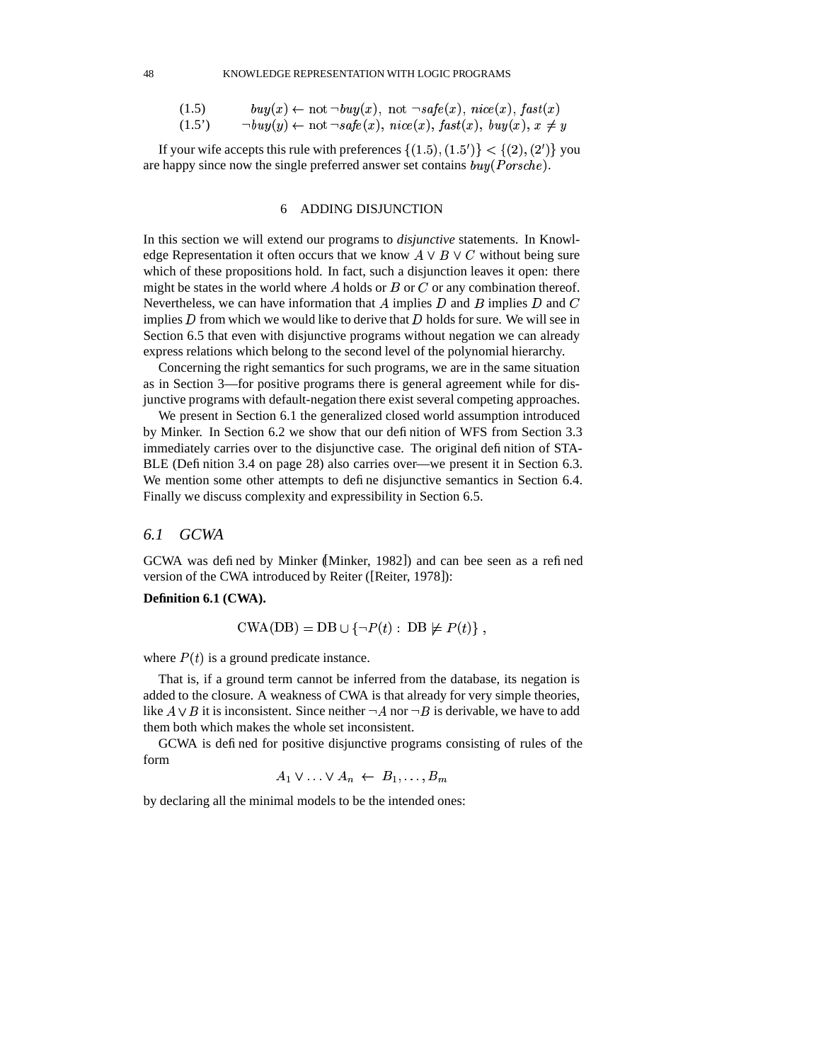(1.5) $\quad buy(x) \leftarrow \text{not}\,\neg buy(x),\ \text{not}\,\neg safe(x),\ nice(x),\ fast(x)$

(1.5') $\quad \neg buy(y) \leftarrow \text{not}\,\neg safe(x),\ nice(x),\ fast(x),\ buy(x),\ x \neq y$

If your wife accepts this rule with preferences $\{(1.5), (1.5')\} < \{(2), (2')\}$ you are happy since now the single preferred answer set contains $buy(Porsche)$.

## 6 ADDING DISJUNCTION

In this section we will extend our programs to *disjunctive* statements. In Knowledge Representation it often occurs that we know $A \vee B \vee C$ without being sure which of these propositions hold. In fact, such a disjunction leaves it open: there might be states in the world where $A$ holds or $B$ or $C$ or any combination thereof. Nevertheless, we can have information that $A$ implies $D$ and $B$ implies $D$ and $C$ implies $D$ from which we would like to derive that $D$ holds for sure. We will see in Section 6.5 that even with disjunctive programs without negation we can already express relations which belong to the second level of the polynomial hierarchy.

Concerning the right semantics for such programs, we are in the same situation as in Section 3—for positive programs there is general agreement while for disjunctive programs with default-negation there exist several competing approaches.

We present in Section 6.1 the generalized closed world assumption introduced by Minker. In Section 6.2 we show that our definition of WFS from Section 3.3 immediately carries over to the disjunctive case. The original definition of STABLE (Definition 3.4 on page 28) also carries over—we present it in Section 6.3. We mention some other attempts to define disjunctive semantics in Section 6.4. Finally we discuss complexity and expressibility in Section 6.5.

### 6.1 GCWA

GCWA was defined by Minker ([Minker, 1982]) and can bee seen as a refined version of the CWA introduced by Reiter ([Reiter, 1978]):

**Definition 6.1 (CWA).**

$$\mathrm{CWA}(\mathrm{DB}) = \mathrm{DB} \cup \{\neg P(t) : \ \mathrm{DB} \not\models P(t)\}\,,$$

where $P(t)$ is a ground predicate instance.

That is, if a ground term cannot be inferred from the database, its negation is added to the closure. A weakness of CWA is that already for very simple theories, like $A \vee B$ it is inconsistent. Since neither $\neg A$ nor $\neg B$ is derivable, we have to add them both which makes the whole set inconsistent.

GCWA is defined for positive disjunctive programs consisting of rules of the form

$$A_1 \vee \ldots \vee A_n \ \leftarrow \ B_1, \ldots, B_m$$

by declaring all the minimal models to be the intended ones: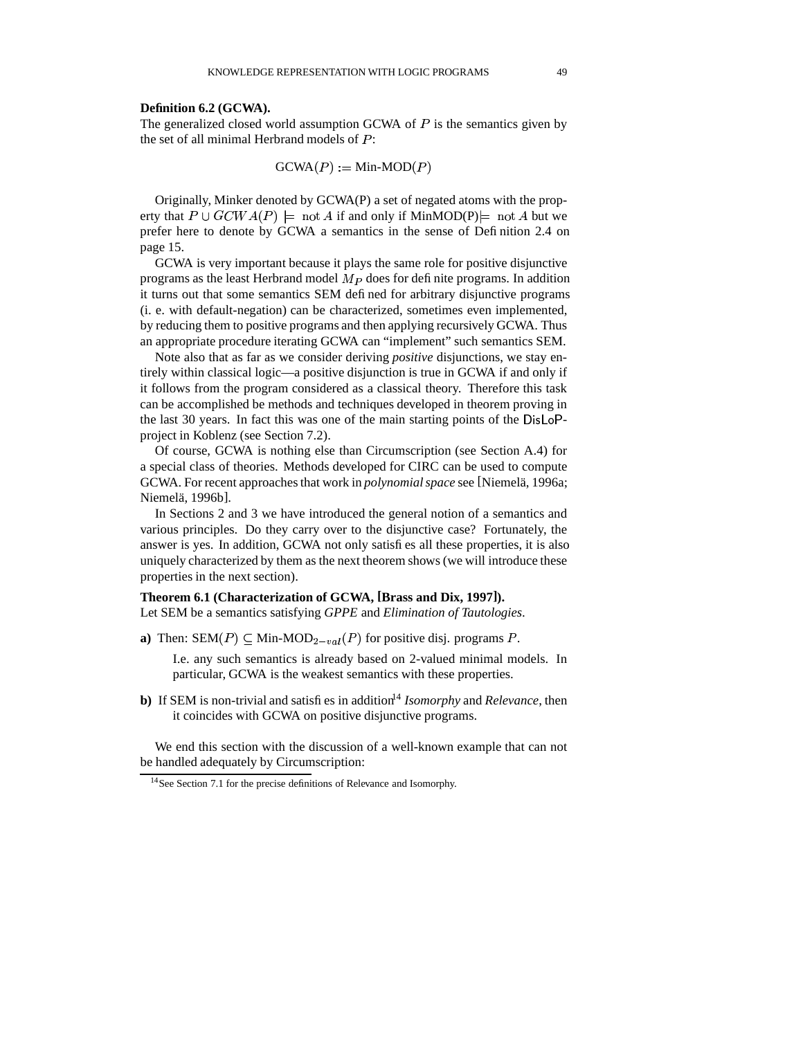**Definition 6.2 (GCWA).**
The generalized closed world assumption GCWA of $P$ is the semantics given by the set of all minimal Herbrand models of $P$:

$$\text{GCWA}(P) := \text{Min-MOD}(P)$$

Originally, Minker denoted by GCWA(P) a set of negated atoms with the property that $P \cup GCWA(P) \models \text{not } A$ if and only if MinMOD(P)$\models \text{not } A$ but we prefer here to denote by GCWA a semantics in the sense of Definition 2.4 on page 15.

GCWA is very important because it plays the same role for positive disjunctive programs as the least Herbrand model $M_P$ does for definite programs. In addition it turns out that some semantics SEM defined for arbitrary disjunctive programs (i. e. with default-negation) can be characterized, sometimes even implemented, by reducing them to positive programs and then applying recursively GCWA. Thus an appropriate procedure iterating GCWA can "implement" such semantics SEM.

Note also that as far as we consider deriving *positive* disjunctions, we stay entirely within classical logic—a positive disjunction is true in GCWA if and only if it follows from the program considered as a classical theory. Therefore this task can be accomplished be methods and techniques developed in theorem proving in the last 30 years. In fact this was one of the main starting points of the DisLoP-project in Koblenz (see Section 7.2).

Of course, GCWA is nothing else than Circumscription (see Section A.4) for a special class of theories. Methods developed for CIRC can be used to compute GCWA. For recent approaches that work in *polynomial space* see [Niemelä, 1996a; Niemelä, 1996b].

In Sections 2 and 3 we have introduced the general notion of a semantics and various principles. Do they carry over to the disjunctive case? Fortunately, the answer is yes. In addition, GCWA not only satisfies all these properties, it is also uniquely characterized by them as the next theorem shows (we will introduce these properties in the next section).

**Theorem 6.1 (Characterization of GCWA, [Brass and Dix, 1997]).**
Let SEM be a semantics satisfying *GPPE* and *Elimination of Tautologies*.

**a)** Then: $\text{SEM}(P) \subseteq \text{Min-MOD}_{2-val}(P)$ for positive disj. programs $P$.

I.e. any such semantics is already based on 2-valued minimal models. In particular, GCWA is the weakest semantics with these properties.

**b)** If SEM is non-trivial and satisfies in addition[14] *Isomorphy* and *Relevance*, then it coincides with GCWA on positive disjunctive programs.

We end this section with the discussion of a well-known example that can not be handled adequately by Circumscription:

[14] See Section 7.1 for the precise definitions of Relevance and Isomorphy.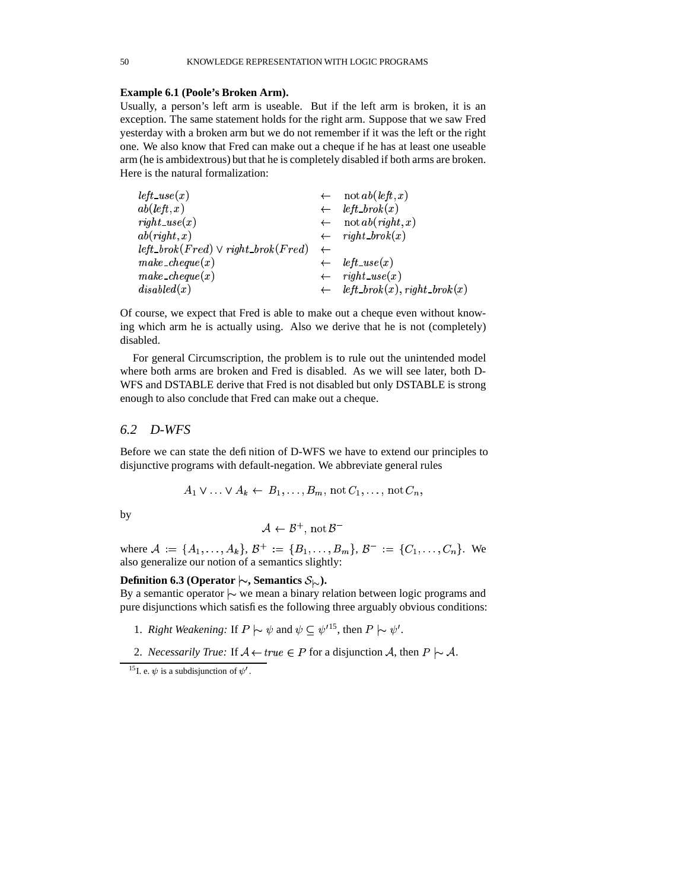**Example 6.1 (Poole's Broken Arm).**
Usually, a person's left arm is useable. But if the left arm is broken, it is an exception. The same statement holds for the right arm. Suppose that we saw Fred yesterday with a broken arm but we do not remember if it was the left or the right one. We also know that Fred can make out a cheque if he has at least one useable arm (he is ambidextrous) but that he is completely disabled if both arms are broken. Here is the natural formalization:

$$
\begin{array}{lll}
\mathit{left\_use}(x) & \leftarrow & \mathrm{not}\, ab(\mathit{left}, x) \\
ab(\mathit{left}, x) & \leftarrow & \mathit{left\_brok}(x) \\
\mathit{right\_use}(x) & \leftarrow & \mathrm{not}\, ab(\mathit{right}, x) \\
ab(\mathit{right}, x) & \leftarrow & \mathit{right\_brok}(x) \\
\mathit{left\_brok}(Fred) \vee \mathit{right\_brok}(Fred) & \leftarrow & \\
\mathit{make\_cheque}(x) & \leftarrow & \mathit{left\_use}(x) \\
\mathit{make\_cheque}(x) & \leftarrow & \mathit{right\_use}(x) \\
\mathit{disabled}(x) & \leftarrow & \mathit{left\_brok}(x), \mathit{right\_brok}(x)
\end{array}
$$

Of course, we expect that Fred is able to make out a cheque even without knowing which arm he is actually using. Also we derive that he is not (completely) disabled.

For general Circumscription, the problem is to rule out the unintended model where both arms are broken and Fred is disabled. As we will see later, both D-WFS and DSTABLE derive that Fred is not disabled but only DSTABLE is strong enough to also conclude that Fred can make out a cheque.

## 6.2 D-WFS

Before we can state the definition of D-WFS we have to extend our principles to disjunctive programs with default-negation. We abbreviate general rules

$$A_1 \vee \ldots \vee A_k \leftarrow B_1, \ldots, B_m, \mathrm{not}\, C_1, \ldots, \mathrm{not}\, C_n,$$

by

$$\mathcal{A} \leftarrow \mathcal{B}^+, \mathrm{not}\, \mathcal{B}^-$$

where $\mathcal{A} := \{A_1, \ldots, A_k\}$, $\mathcal{B}^+ := \{B_1, \ldots, B_m\}$, $\mathcal{B}^- := \{C_1, \ldots, C_n\}$. We also generalize our notion of a semantics slightly:

**Definition 6.3 (Operator $\mid\!\sim$, Semantics $\mathcal{S}_{\mid\sim}$).**
By a semantic operator $\mid\!\sim$ we mean a binary relation between logic programs and pure disjunctions which satisfies the following three arguably obvious conditions:

1. *Right Weakening:* If $P \mid\!\sim \psi$ and $\psi \subseteq \psi'$[15], then $P \mid\!\sim \psi'$.

2. *Necessarily True:* If $\mathcal{A} \leftarrow \mathit{true} \in P$ for a disjunction $\mathcal{A}$, then $P \mid\!\sim \mathcal{A}$.

[15] I. e. $\psi$ is a subdisjunction of $\psi'$.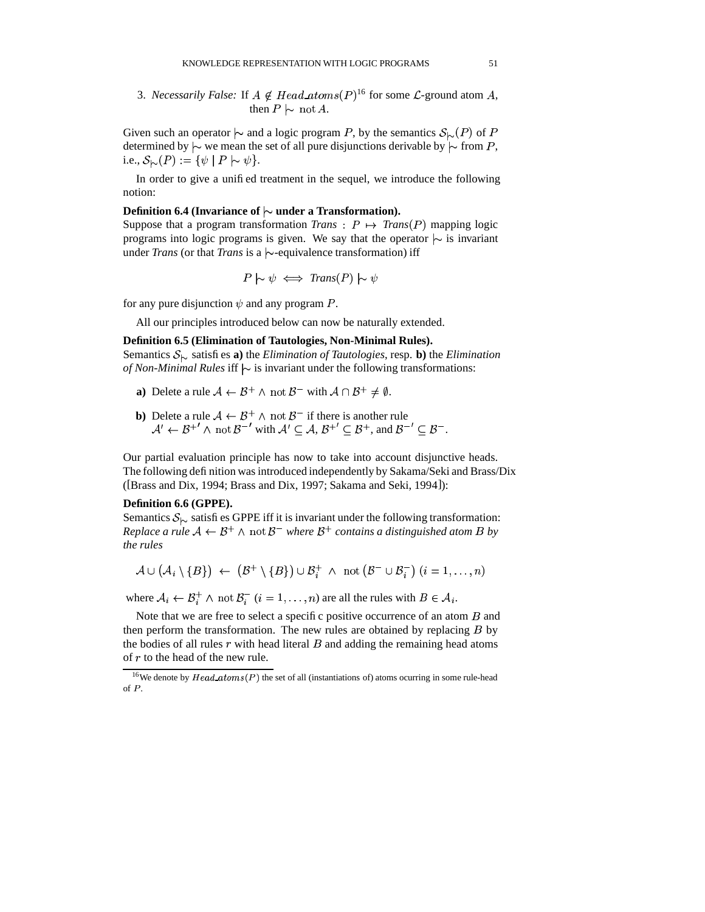3. *Necessarily False:* If $A \notin Head\_atoms(P)$[16] for some $\mathcal{L}$-ground atom $A$, then $P \mathrel{|\!\sim} \text{not}\, A$.

Given such an operator $\mathrel{|\!\sim}$ and a logic program $P$, by the semantics $\mathcal{S}_{|\!\sim}(P)$ of $P$ determined by $\mathrel{|\!\sim}$ we mean the set of all pure disjunctions derivable by $\mathrel{|\!\sim}$ from $P$, i.e., $\mathcal{S}_{|\!\sim}(P) := \{\psi \mid P \mathrel{|\!\sim} \psi\}$.

In order to give a unified treatment in the sequel, we introduce the following notion:

**Definition 6.4 (Invariance of $\mathrel{|\!\sim}$ under a Transformation).**
Suppose that a program transformation *Trans* : $P \mapsto$ *Trans*$(P)$ mapping logic programs into logic programs is given. We say that the operator $\mathrel{|\!\sim}$ is invariant under *Trans* (or that *Trans* is a $\mathrel{|\!\sim}$-equivalence transformation) iff

$$P \mathrel{|\!\sim} \psi \iff \textit{Trans}(P) \mathrel{|\!\sim} \psi$$

for any pure disjunction $\psi$ and any program $P$.

All our principles introduced below can now be naturally extended.

**Definition 6.5 (Elimination of Tautologies, Non-Minimal Rules).**
Semantics $\mathcal{S}_{|\!\sim}$ satisfies **a)** the *Elimination of Tautologies*, resp. **b)** the *Elimination of Non-Minimal Rules* iff $\mathrel{|\!\sim}$ is invariant under the following transformations:

- **a)** Delete a rule $\mathcal{A} \leftarrow \mathcal{B}^+ \wedge \text{not}\, \mathcal{B}^-$ with $\mathcal{A} \cap \mathcal{B}^+ \neq \emptyset$.
- **b)** Delete a rule $\mathcal{A} \leftarrow \mathcal{B}^+ \wedge \text{not}\, \mathcal{B}^-$ if there is another rule $\mathcal{A}' \leftarrow \mathcal{B}^{+\prime} \wedge \text{not}\, \mathcal{B}^{-\prime}$ with $\mathcal{A}' \subseteq \mathcal{A}$, $\mathcal{B}^{+\prime} \subseteq \mathcal{B}^+$, and $\mathcal{B}^{-\prime} \subseteq \mathcal{B}^-$.

Our partial evaluation principle has now to take into account disjunctive heads. The following definition was introduced independently by Sakama/Seki and Brass/Dix ([Brass and Dix, 1994; Brass and Dix, 1997; Sakama and Seki, 1994]):

**Definition 6.6 (GPPE).**
Semantics $\mathcal{S}_{|\!\sim}$ satisfies GPPE iff it is invariant under the following transformation:
*Replace a rule $\mathcal{A} \leftarrow \mathcal{B}^+ \wedge \text{not}\, \mathcal{B}^-$ where $\mathcal{B}^+$ contains a distinguished atom $B$ by the rules*

$$\mathcal{A} \cup \left(\mathcal{A}_i \setminus \{B\}\right) \;\leftarrow\; \left(\mathcal{B}^+ \setminus \{B\}\right) \cup \mathcal{B}_i^+ \;\wedge\; \text{not}\, \left(\mathcal{B}^- \cup \mathcal{B}_i^-\right)\; (i = 1, \ldots, n)$$

where $\mathcal{A}_i \leftarrow \mathcal{B}_i^+ \wedge \text{not}\, \mathcal{B}_i^-$ $(i = 1, \ldots, n)$ are all the rules with $B \in \mathcal{A}_i$.

Note that we are free to select a specific positive occurrence of an atom $B$ and then perform the transformation. The new rules are obtained by replacing $B$ by the bodies of all rules $r$ with head literal $B$ and adding the remaining head atoms of $r$ to the head of the new rule.

---

[16] We denote by $Head\_atoms(P)$ the set of all (instantiations of) atoms ocurring in some rule-head of $P$.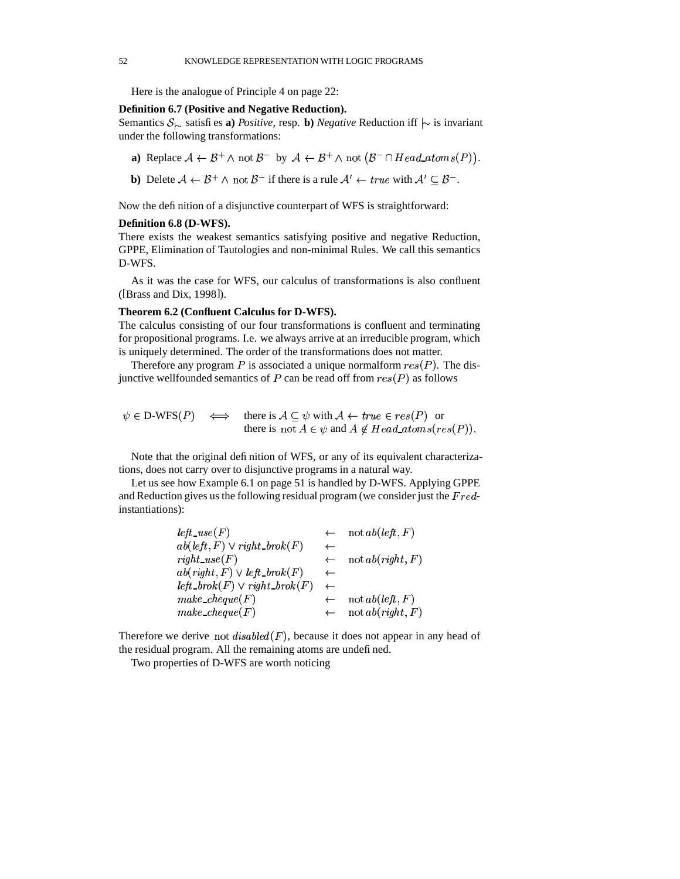Here is the analogue of Principle 4 on page 22:

**Definition 6.7 (Positive and Negative Reduction).**
Semantics $\mathcal{S}_{\mid\!\sim}$ satisfies **a)** *Positive*, resp. **b)** *Negative* Reduction iff $\mid\!\sim$ is invariant under the following transformations:

- **a)** Replace $\mathcal{A} \leftarrow \mathcal{B}^+ \wedge \operatorname{not} \mathcal{B}^-$ by $\mathcal{A} \leftarrow \mathcal{B}^+ \wedge \operatorname{not} \left(\mathcal{B}^- \cap Head\_atoms(P)\right)$.
- **b)** Delete $\mathcal{A} \leftarrow \mathcal{B}^+ \wedge \operatorname{not} \mathcal{B}^-$ if there is a rule $\mathcal{A}' \leftarrow true$ with $\mathcal{A}' \subseteq \mathcal{B}^-$.

Now the definition of a disjunctive counterpart of WFS is straightforward:

**Definition 6.8 (D-WFS).**
There exists the weakest semantics satisfying positive and negative Reduction, GPPE, Elimination of Tautologies and non-minimal Rules. We call this semantics D-WFS.

As it was the case for WFS, our calculus of transformations is also confluent ([Brass and Dix, 1998]).

**Theorem 6.2 (Confluent Calculus for D-WFS).**
The calculus consisting of our four transformations is confluent and terminating for propositional programs. I.e. we always arrive at an irreducible program, which is uniquely determined. The order of the transformations does not matter.

Therefore any program $P$ is associated a unique normalform $res(P)$. The disjunctive wellfounded semantics of $P$ can be read off from $res(P)$ as follows

$$\psi \in \text{D-WFS}(P) \iff \begin{array}{l} \text{there is } \mathcal{A} \subseteq \psi \text{ with } \mathcal{A} \leftarrow true \in res(P) \text{ or} \\ \text{there is } \operatorname{not} A \in \psi \text{ and } A \notin Head\_atoms(res(P)). \end{array}$$

Note that the original definition of WFS, or any of its equivalent characterizations, does not carry over to disjunctive programs in a natural way.

Let us see how Example 6.1 on page 51 is handled by D-WFS. Applying GPPE and Reduction gives us the following residual program (we consider just the $Fred$-instantiations):

$$\begin{array}{lcl}
left\_use(F) & \leftarrow & \operatorname{not} ab(left, F) \\
ab(left, F) \vee right\_brok(F) & \leftarrow & \\
right\_use(F) & \leftarrow & \operatorname{not} ab(right, F) \\
ab(right, F) \vee left\_brok(F) & \leftarrow & \\
left\_brok(F) \vee right\_brok(F) & \leftarrow & \\
make\_cheque(F) & \leftarrow & \operatorname{not} ab(left, F) \\
make\_cheque(F) & \leftarrow & \operatorname{not} ab(right, F)
\end{array}$$

Therefore we derive $\operatorname{not} disabled(F)$, because it does not appear in any head of the residual program. All the remaining atoms are undefined.

Two properties of D-WFS are worth noticing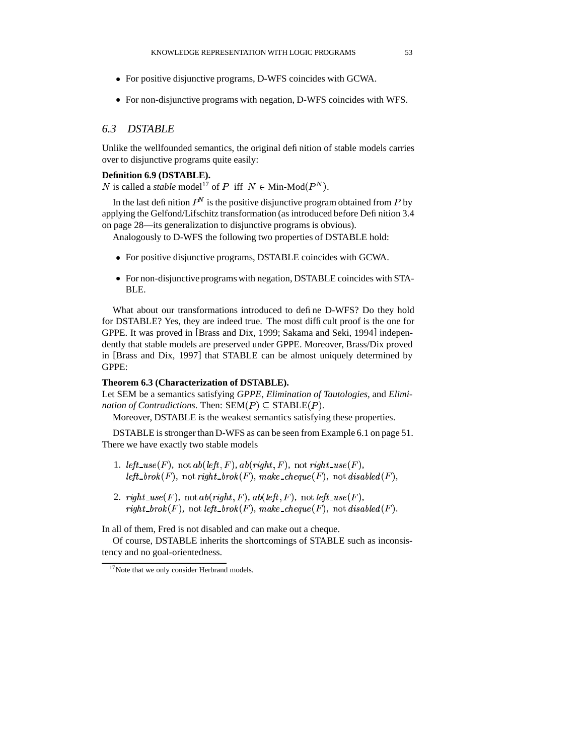- For positive disjunctive programs, D-WFS coincides with GCWA.
- For non-disjunctive programs with negation, D-WFS coincides with WFS.

## 6.3 DSTABLE

Unlike the wellfounded semantics, the original definition of stable models carries over to disjunctive programs quite easily:

**Definition 6.9 (DSTABLE).**
$N$ is called a *stable* model[17] of $P$ iff $N \in$ Min-Mod$(P^N)$.

In the last definition $P^N$ is the positive disjunctive program obtained from $P$ by applying the Gelfond/Lifschitz transformation (as introduced before Definition 3.4 on page 28—its generalization to disjunctive programs is obvious).

Analogously to D-WFS the following two properties of DSTABLE hold:

- For positive disjunctive programs, DSTABLE coincides with GCWA.
- For non-disjunctive programs with negation, DSTABLE coincides with STABLE.

What about our transformations introduced to define D-WFS? Do they hold for DSTABLE? Yes, they are indeed true. The most difficult proof is the one for GPPE. It was proved in [Brass and Dix, 1999; Sakama and Seki, 1994] independently that stable models are preserved under GPPE. Moreover, Brass/Dix proved in [Brass and Dix, 1997] that STABLE can be almost uniquely determined by GPPE:

**Theorem 6.3 (Characterization of DSTABLE).**
Let SEM be a semantics satisfying *GPPE*, *Elimination of Tautologies*, and *Elimination of Contradictions*. Then: SEM$(P) \subseteq$ STABLE$(P)$.

Moreover, DSTABLE is the weakest semantics satisfying these properties.

DSTABLE is stronger than D-WFS as can be seen from Example 6.1 on page 51. There we have exactly two stable models

1. $\mathit{left\_use}(F)$, $\text{not}\, \mathit{ab}(\mathit{left}, F)$, $\mathit{ab}(\mathit{right}, F)$, $\text{not}\, \mathit{right\_use}(F)$, $\mathit{left\_brok}(F)$, $\text{not}\, \mathit{right\_brok}(F)$, $\mathit{make\_cheque}(F)$, $\text{not}\, \mathit{disabled}(F)$,
2. $\mathit{right\_use}(F)$, $\text{not}\, \mathit{ab}(\mathit{right}, F)$, $\mathit{ab}(\mathit{left}, F)$, $\text{not}\, \mathit{left\_use}(F)$, $\mathit{right\_brok}(F)$, $\text{not}\, \mathit{left\_brok}(F)$, $\mathit{make\_cheque}(F)$, $\text{not}\, \mathit{disabled}(F)$.

In all of them, Fred is not disabled and can make out a cheque.

Of course, DSTABLE inherits the shortcomings of STABLE such as inconsistency and no goal-orientedness.

[17] Note that we only consider Herbrand models.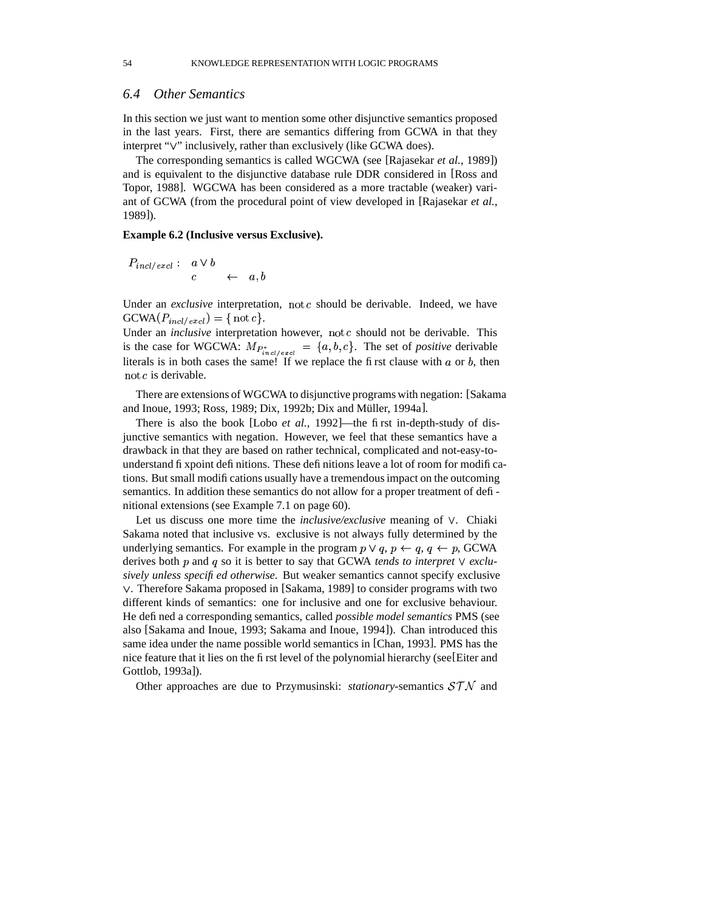## 6.4 Other Semantics

In this section we just want to mention some other disjunctive semantics proposed in the last years. First, there are semantics differing from GCWA in that they interpret "$\vee$" inclusively, rather than exclusively (like GCWA does).

The corresponding semantics is called WGCWA (see [Rajasekar *et al.*, 1989]) and is equivalent to the disjunctive database rule DDR considered in [Ross and Topor, 1988]. WGCWA has been considered as a more tractable (weaker) variant of GCWA (from the procedural point of view developed in [Rajasekar *et al.*, 1989]).

**Example 6.2 (Inclusive versus Exclusive).**

$$
\begin{array}{lllll}
P_{incl/excl}: & a \vee b & & \\
 & c & \leftarrow & a, b
\end{array}
$$

Under an *exclusive* interpretation, $\mathrm{not}\, c$ should be derivable. Indeed, we have GCWA$(P_{incl/excl}) = \{\mathrm{not}\, c\}$.
Under an *inclusive* interpretation however, $\mathrm{not}\, c$ should not be derivable. This is the case for WGCWA: $M_{P^*_{incl/excl}} = \{a, b, c\}$. The set of *positive* derivable literals is in both cases the same! If we replace the first clause with $a$ or $b$, then $\mathrm{not}\, c$ is derivable.

There are extensions of WGCWA to disjunctive programs with negation: [Sakama and Inoue, 1993; Ross, 1989; Dix, 1992b; Dix and Müller, 1994a].

There is also the book [Lobo *et al.*, 1992]—the first in-depth-study of disjunctive semantics with negation. However, we feel that these semantics have a drawback in that they are based on rather technical, complicated and not-easy-to-understand fixpoint definitions. These definitions leave a lot of room for modifications. But small modifications usually have a tremendous impact on the outcoming semantics. In addition these semantics do not allow for a proper treatment of definitional extensions (see Example 7.1 on page 60).

Let us discuss one more time the *inclusive/exclusive* meaning of $\vee$. Chiaki Sakama noted that inclusive vs. exclusive is not always fully determined by the underlying semantics. For example in the program $p \vee q$, $p \leftarrow q$, $q \leftarrow p$, GCWA derives both $p$ and $q$ so it is better to say that GCWA *tends to interpret* $\vee$ *exclusively unless specified otherwise*. But weaker semantics cannot specify exclusive $\vee$. Therefore Sakama proposed in [Sakama, 1989] to consider programs with two different kinds of semantics: one for inclusive and one for exclusive behaviour. He defined a corresponding semantics, called *possible model semantics* PMS (see also [Sakama and Inoue, 1993; Sakama and Inoue, 1994]). Chan introduced this same idea under the name possible world semantics in [Chan, 1993]. PMS has the nice feature that it lies on the first level of the polynomial hierarchy (see[Eiter and Gottlob, 1993a]).

Other approaches are due to Przymusinski: *stationary*-semantics $\mathcal{STN}$ and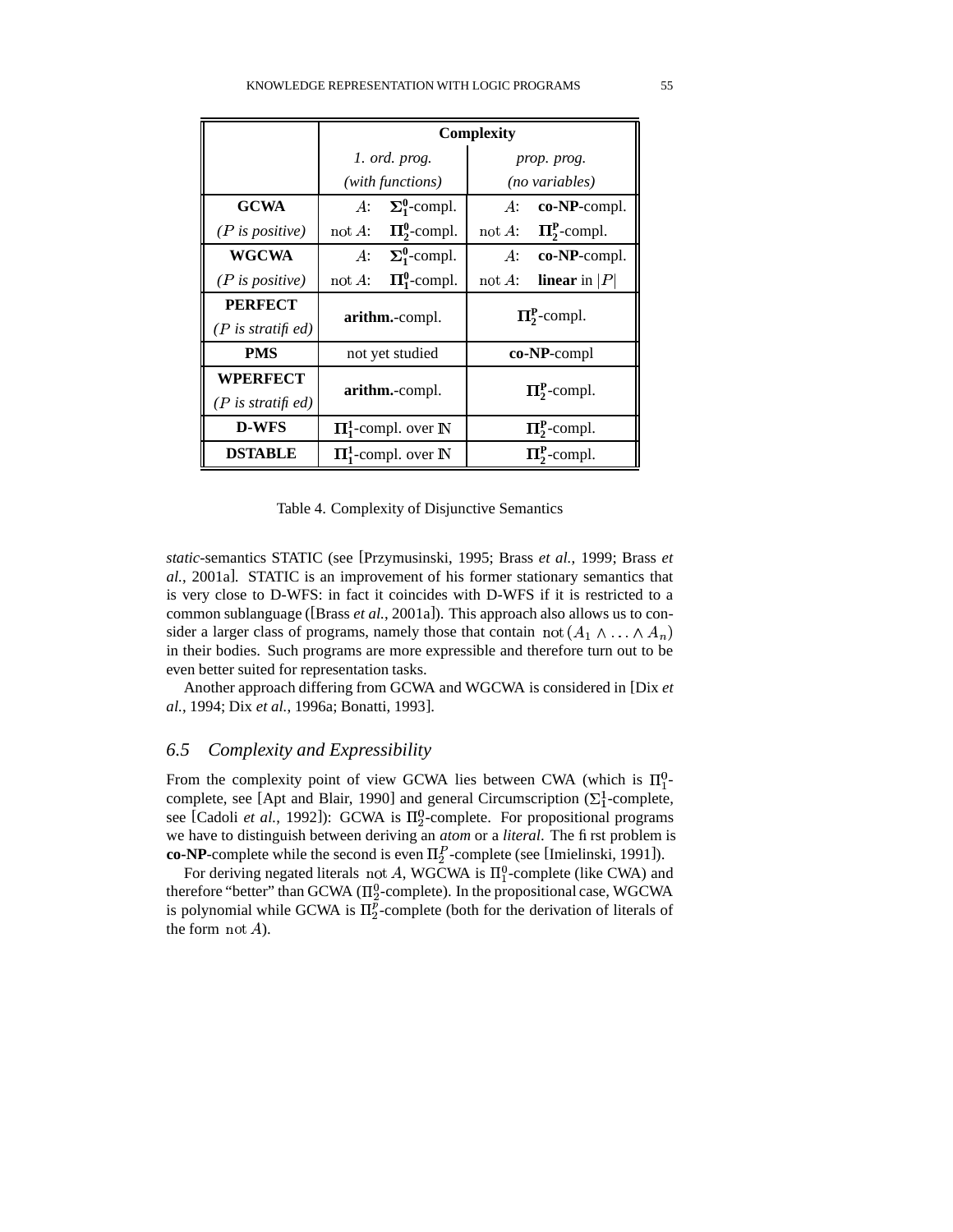| | Complexity | |
|---|---|---|
| | *1. ord. prog.* *(with functions)* | *prop. prog.* *(no variables)* |
| **GCWA** *($P$ is positive)* | $A$: $\mathbf{\Sigma^0_1}$-compl. $\text{not}\, A$: $\mathbf{\Pi^0_2}$-compl. | $A$: **co-NP**-compl. $\text{not}\, A$: $\mathbf{\Pi^P_2}$-compl. |
| **WGCWA** *($P$ is positive)* | $A$: $\mathbf{\Sigma^0_1}$-compl. $\text{not}\, A$: $\mathbf{\Pi^0_1}$-compl. | $A$: **co-NP**-compl. $\text{not}\, A$: **linear** in $\lvert P \rvert$ |
| **PERFECT** *($P$ is stratified)* | **arithm.**-compl. | $\mathbf{\Pi^P_2}$-compl. |
| **PMS** | not yet studied | **co-NP**-compl |
| **WPERFECT** *($P$ is stratified)* | **arithm.**-compl. | $\mathbf{\Pi^P_2}$-compl. |
| **D-WFS** | $\mathbf{\Pi^1_1}$-compl. over $\mathbb{N}$ | $\mathbf{\Pi^P_2}$-compl. |
| **DSTABLE** | $\mathbf{\Pi^1_1}$-compl. over $\mathbb{N}$ | $\mathbf{\Pi^P_2}$-compl. |

Table 4. Complexity of Disjunctive Semantics

*static*-semantics STATIC (see [Przymusinski, 1995; Brass *et al.*, 1999; Brass *et al.*, 2001a]. STATIC is an improvement of his former stationary semantics that is very close to D-WFS: in fact it coincides with D-WFS if it is restricted to a common sublanguage ([Brass *et al.*, 2001a]). This approach also allows us to consider a larger class of programs, namely those that contain $\text{not}\,(A_1 \wedge \ldots \wedge A_n)$ in their bodies. Such programs are more expressible and therefore turn out to be even better suited for representation tasks.

Another approach differing from GCWA and WGCWA is considered in [Dix *et al.*, 1994; Dix *et al.*, 1996a; Bonatti, 1993].

### 6.5 Complexity and Expressibility

From the complexity point of view GCWA lies between CWA (which is $\Pi^0_1$-complete, see [Apt and Blair, 1990] and general Circumscription ($\Sigma^1_1$-complete, see [Cadoli *et al.*, 1992]): GCWA is $\Pi^0_2$-complete. For propositional programs we have to distinguish between deriving an *atom* or a *literal*. The first problem is **co-NP**-complete while the second is even $\Pi^P_2$-complete (see [Imielinski, 1991]).

For deriving negated literals $\text{not}\, A$, WGCWA is $\Pi^0_1$-complete (like CWA) and therefore "better" than GCWA ($\Pi^0_2$-complete). In the propositional case, WGCWA is polynomial while GCWA is $\Pi^p_2$-complete (both for the derivation of literals of the form $\text{not}\, A$).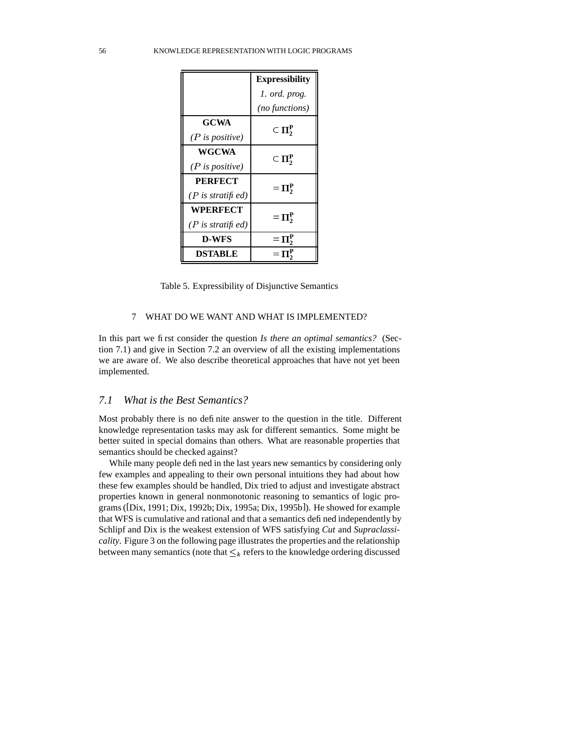| | **Expressibility** *1. ord. prog.* *(no functions)* |
|---|---|
| **GCWA** *($P$ is positive)* | $\subset \Pi_2^P$ |
| **WGCWA** *($P$ is positive)* | $\subset \Pi_2^P$ |
| **PERFECT** *($P$ is stratified)* | $= \Pi_2^P$ |
| **WPERFECT** *($P$ is stratified)* | $= \Pi_2^P$ |
| **D-WFS** | $= \Pi_2^P$ |
| **DSTABLE** | $= \Pi_2^P$ |

Table 5. Expressibility of Disjunctive Semantics

## 7 WHAT DO WE WANT AND WHAT IS IMPLEMENTED?

In this part we first consider the question *Is there an optimal semantics?* (Section 7.1) and give in Section 7.2 an overview of all the existing implementations we are aware of. We also describe theoretical approaches that have not yet been implemented.

### *7.1 What is the Best Semantics?*

Most probably there is no definite answer to the question in the title. Different knowledge representation tasks may ask for different semantics. Some might be better suited in special domains than others. What are reasonable properties that semantics should be checked against?

While many people defined in the last years new semantics by considering only few examples and appealing to their own personal intuitions they had about how these few examples should be handled, Dix tried to adjust and investigate abstract properties known in general nonmonotonic reasoning to semantics of logic programs ([Dix, 1991; Dix, 1992b; Dix, 1995a; Dix, 1995b]). He showed for example that WFS is cumulative and rational and that a semantics defined independently by Schlipf and Dix is the weakest extension of WFS satisfying *Cut* and *Supraclassicality*. Figure 3 on the following page illustrates the properties and the relationship between many semantics (note that $\leq_k$ refers to the knowledge ordering discussed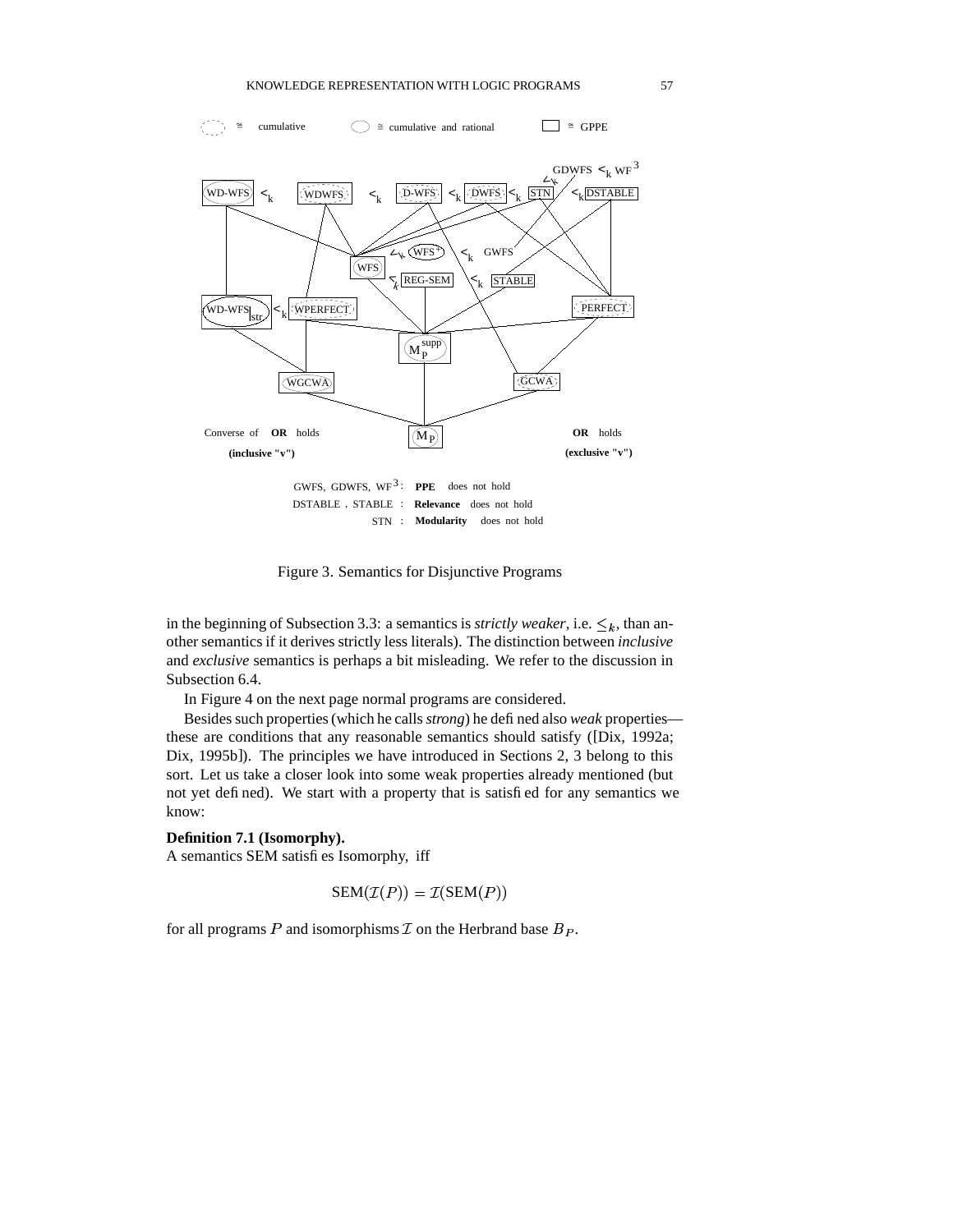Figure 3. Semantics for Disjunctive Programs

in the beginning of Subsection 3.3: a semantics is *strictly weaker*, i.e. $\leq_k$, than another semantics if it derives strictly less literals). The distinction between *inclusive* and *exclusive* semantics is perhaps a bit misleading. We refer to the discussion in Subsection 6.4.

In Figure 4 on the next page normal programs are considered.

Besides such properties (which he calls *strong*) he defined also *weak* properties— these are conditions that any reasonable semantics should satisfy ([Dix, 1992a; Dix, 1995b]). The principles we have introduced in Sections 2, 3 belong to this sort. Let us take a closer look into some weak properties already mentioned (but not yet defined). We start with a property that is satisfied for any semantics we know:

**Definition 7.1 (Isomorphy).**
A semantics SEM satisfies Isomorphy, iff

$$\text{SEM}(\mathcal{I}(P)) = \mathcal{I}(\text{SEM}(P))$$

for all programs $P$ and isomorphisms $\mathcal{I}$ on the Herbrand base $B_P$.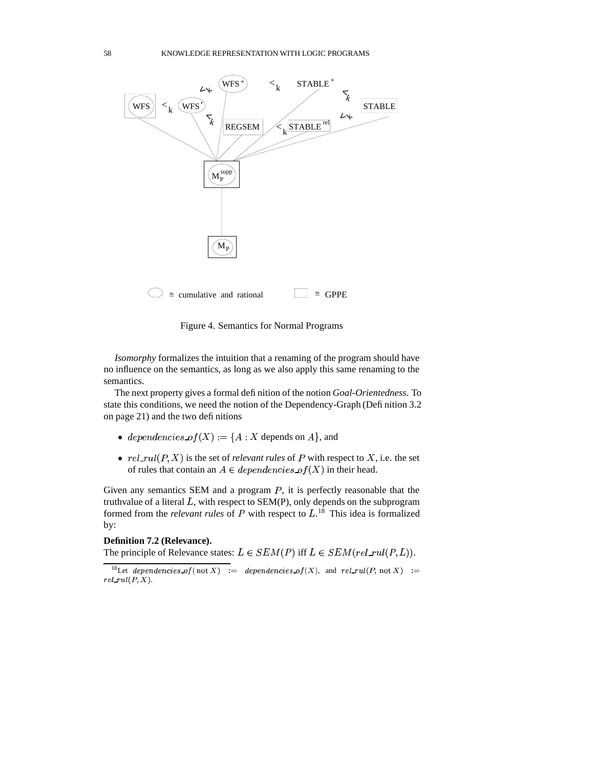Figure 4. Semantics for Normal Programs

*Isomorphy* formalizes the intuition that a renaming of the program should have no influence on the semantics, as long as we also apply this same renaming to the semantics.

The next property gives a formal definition of the notion *Goal-Orientedness*. To state this conditions, we need the notion of the Dependency-Graph (Definition 3.2 on page 21) and the two definitions

- $dependencies\_of(X) := \{A : X \text{ depends on } A\}$, and
- $rel\_rul(P, X)$ is the set of *relevant rules* of $P$ with respect to $X$, i.e. the set of rules that contain an $A \in dependencies\_of(X)$ in their head.

Given any semantics SEM and a program $P$, it is perfectly reasonable that the truthvalue of a literal $L$, with respect to SEM(P), only depends on the subprogram formed from the *relevant rules* of $P$ with respect to $L$.[18] This idea is formalized by:

**Definition 7.2 (Relevance).**
The principle of Relevance states: $L \in SEM(P)$ iff $L \in SEM(rel\_rul(P, L))$.

[18]Let $dependencies\_of(\text{not } X) := dependencies\_of(X)$, and $rel\_rul(P, \text{not } X) := rel\_rul(P, X)$.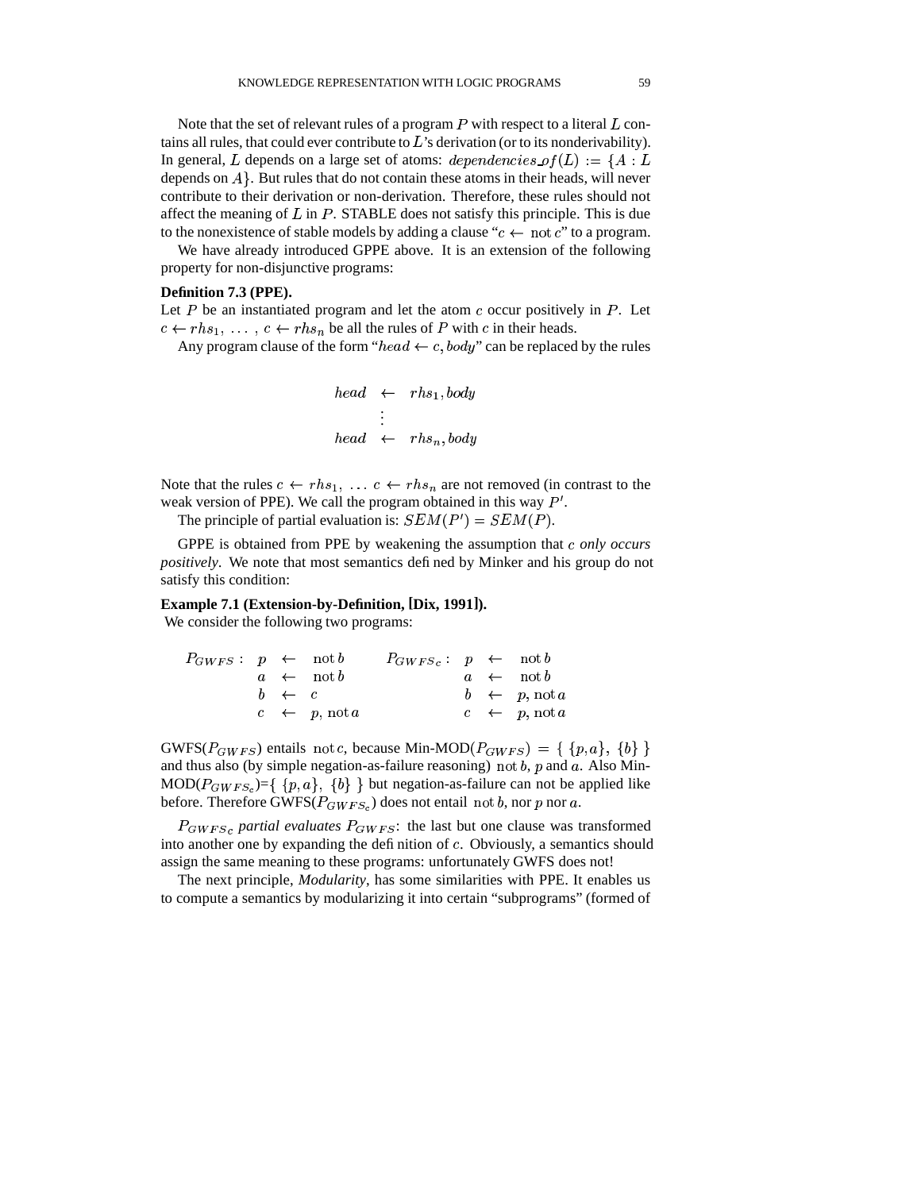Note that the set of relevant rules of a program $P$ with respect to a literal $L$ contains all rules, that could ever contribute to $L$'s derivation (or to its nonderivability). In general, $L$ depends on a large set of atoms: $dependencies\_of(L) := \{A : L$ depends on $A\}$. But rules that do not contain these atoms in their heads, will never contribute to their derivation or non-derivation. Therefore, these rules should not affect the meaning of $L$ in $P$. STABLE does not satisfy this principle. This is due to the nonexistence of stable models by adding a clause "$c \leftarrow \mathrm{not}\, c$" to a program.

We have already introduced GPPE above. It is an extension of the following property for non-disjunctive programs:

**Definition 7.3 (PPE).**
Let $P$ be an instantiated program and let the atom $c$ occur positively in $P$. Let $c \leftarrow rhs_1, \ldots, c \leftarrow rhs_n$ be all the rules of $P$ with $c$ in their heads.

Any program clause of the form "$head \leftarrow c, body$" can be replaced by the rules

$$
\begin{array}{lcl}
head & \leftarrow & rhs_1, body \\
 & \vdots & \\
head & \leftarrow & rhs_n, body
\end{array}
$$

Note that the rules $c \leftarrow rhs_1, \ldots c \leftarrow rhs_n$ are not removed (in contrast to the weak version of PPE). We call the program obtained in this way $P'$.

The principle of partial evaluation is: $SEM(P') = SEM(P)$.

GPPE is obtained from PPE by weakening the assumption that $c$ *only occurs positively*. We note that most semantics defined by Minker and his group do not satisfy this condition:

**Example 7.1 (Extension-by-Definition, [Dix, 1991]).**
We consider the following two programs:

$$
\begin{array}{llcl}
P_{GWFS}: & p & \leftarrow & \mathrm{not}\, b \\
 & a & \leftarrow & \mathrm{not}\, b \\
 & b & \leftarrow & c \\
 & c & \leftarrow & p, \mathrm{not}\, a
\end{array}
\qquad
\begin{array}{llcl}
P_{GWFS_c}: & p & \leftarrow & \mathrm{not}\, b \\
 & a & \leftarrow & \mathrm{not}\, b \\
 & b & \leftarrow & p, \mathrm{not}\, a \\
 & c & \leftarrow & p, \mathrm{not}\, a
\end{array}
$$

GWFS($P_{GWFS}$) entails $\mathrm{not}\, c$, because Min-MOD($P_{GWFS}$) $= \{ \{p, a\}, \{b\} \}$ and thus also (by simple negation-as-failure reasoning) $\mathrm{not}\, b$, $p$ and $a$. Also Min-MOD($P_{GWFS_c}$)$=\{ \{p, a\}, \{b\} \}$ but negation-as-failure can not be applied like before. Therefore GWFS($P_{GWFS_c}$) does not entail $\mathrm{not}\, b$, nor $p$ nor $a$.

$P_{GWFS_c}$ *partial evaluates* $P_{GWFS}$: the last but one clause was transformed into another one by expanding the definition of $c$. Obviously, a semantics should assign the same meaning to these programs: unfortunately GWFS does not!

The next principle, *Modularity*, has some similarities with PPE. It enables us to compute a semantics by modularizing it into certain "subprograms" (formed of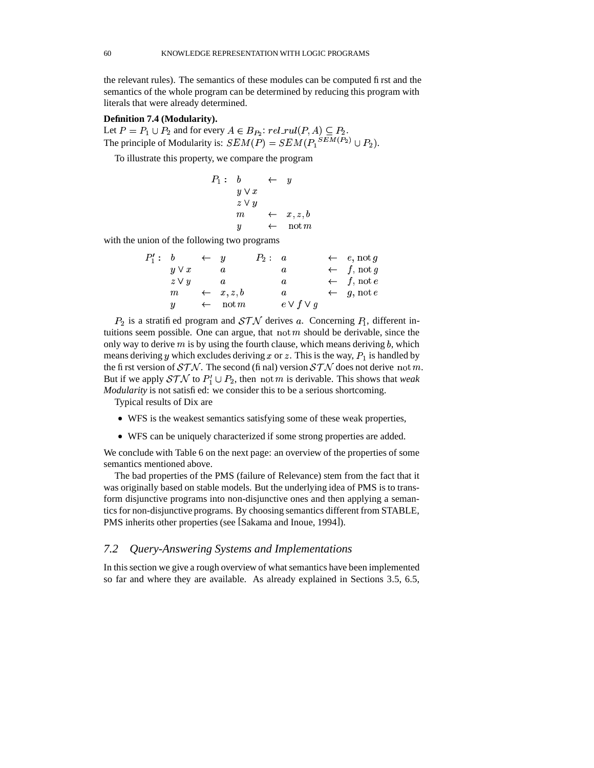the relevant rules). The semantics of these modules can be computed first and the semantics of the whole program can be determined by reducing this program with literals that were already determined.

**Definition 7.4 (Modularity).**
Let $P = P_1 \cup P_2$ and for every $A \in B_{P_2}$: $rel\_rul(P, A) \subseteq P_2$.
The principle of Modularity is: $SEM(P) = SEM({P_1}^{SEM(P_2)} \cup P_2)$.

To illustrate this property, we compare the program

$$
\begin{array}{llll}
P_1: & b & \leftarrow & y \\
 & y \vee x & & \\
 & z \vee y & & \\
 & m & \leftarrow & x, z, b \\
 & y & \leftarrow & \operatorname{not} m
\end{array}
$$

with the union of the following two programs

$$
\begin{array}{llll}
P_1': & b & \leftarrow & y \\
 & y \vee x & & a \\
 & z \vee y & & a \\
 & m & \leftarrow & x, z, b \\
 & y & \leftarrow & \operatorname{not} m
\end{array}
\qquad
\begin{array}{llll}
P_2: & a & \leftarrow & e, \operatorname{not} g \\
 & a & \leftarrow & f, \operatorname{not} g \\
 & a & \leftarrow & f, \operatorname{not} e \\
 & a & \leftarrow & g, \operatorname{not} e \\
 & e \vee f \vee g & &
\end{array}
$$

$P_2$ is a stratified program and $\mathcal{STN}$ derives $a$. Concerning $P_1$, different intuitions seem possible. One can argue, that $\operatorname{not} m$ should be derivable, since the only way to derive $m$ is by using the fourth clause, which means deriving $b$, which means deriving $y$ which excludes deriving $x$ or $z$. This is the way, $P_1$ is handled by the first version of $\mathcal{STN}$. The second (final) version $\mathcal{STN}$ does not derive $\operatorname{not} m$. But if we apply $\mathcal{STN}$ to $P_1' \cup P_2$, then $\operatorname{not} m$ is derivable. This shows that *weak Modularity* is not satisfied: we consider this to be a serious shortcoming.

Typical results of Dix are

- WFS is the weakest semantics satisfying some of these weak properties,
- WFS can be uniquely characterized if some strong properties are added.

We conclude with Table 6 on the next page: an overview of the properties of some semantics mentioned above.

The bad properties of the PMS (failure of Relevance) stem from the fact that it was originally based on stable models. But the underlying idea of PMS is to transform disjunctive programs into non-disjunctive ones and then applying a semantics for non-disjunctive programs. By choosing semantics different from STABLE, PMS inherits other properties (see [Sakama and Inoue, 1994]).

## *7.2 Query-Answering Systems and Implementations*

In this section we give a rough overview of what semantics have been implemented so far and where they are available. As already explained in Sections 3.5, 6.5,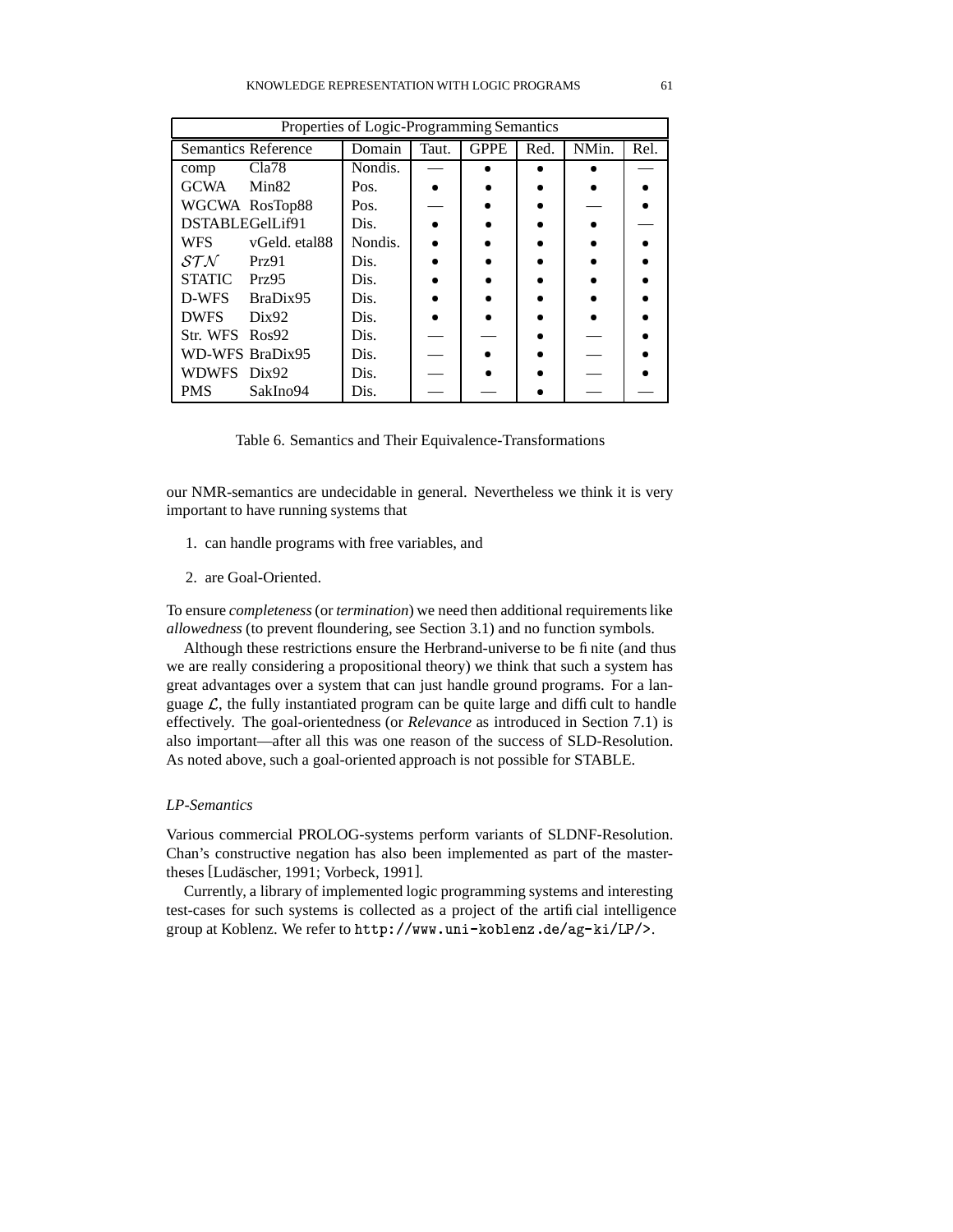| Properties of Logic-Programming Semantics | | | | | | | | |
|---|---|---|---|---|---|---|---|---|
| Semantics | Reference | Domain | Taut. | GPPE | Red. | NMin. | Rel. |
| comp | Cla78 | Nondis. | — | • | • | • | — |
| GCWA | Min82 | Pos. | • | • | • | • | • |
| WGCWA | RosTop88 | Pos. | — | • | • | — | • |
| DSTABLE | GelLif91 | Dis. | • | • | • | • | — |
| WFS | vGeld. etal88 | Nondis. | • | • | • | • | • |
| $\mathcal{STN}$ | Prz91 | Dis. | • | • | • | • | • |
| STATIC | Prz95 | Dis. | • | • | • | • | • |
| D-WFS | BraDix95 | Dis. | • | • | • | • | • |
| DWFS | Dix92 | Dis. | • | • | • | • | • |
| Str. WFS | Ros92 | Dis. | — | — | • | — | • |
| WD-WFS | BraDix95 | Dis. | — | • | • | — | • |
| WDWFS | Dix92 | Dis. | — | • | • | — | • |
| PMS | SakIno94 | Dis. | — | — | • | — | — |

Table 6. Semantics and Their Equivalence-Transformations

our NMR-semantics are undecidable in general. Nevertheless we think it is very important to have running systems that

1. can handle programs with free variables, and

2. are Goal-Oriented.

To ensure *completeness* (or *termination*) we need then additional requirements like *allowedness* (to prevent floundering, see Section 3.1) and no function symbols.

Although these restrictions ensure the Herbrand-universe to be finite (and thus we are really considering a propositional theory) we think that such a system has great advantages over a system that can just handle ground programs. For a language $\mathcal{L}$, the fully instantiated program can be quite large and difficult to handle effectively. The goal-orientedness (or *Relevance* as introduced in Section 7.1) is also important—after all this was one reason of the success of SLD-Resolution. As noted above, such a goal-oriented approach is not possible for STABLE.

### *LP-Semantics*

Various commercial PROLOG-systems perform variants of SLDNF-Resolution. Chan's constructive negation has also been implemented as part of the master-theses [Ludäscher, 1991; Vorbeck, 1991].

Currently, a library of implemented logic programming systems and interesting test-cases for such systems is collected as a project of the artificial intelligence group at Koblenz. We refer to `http://www.uni-koblenz.de/ag-ki/LP/>`.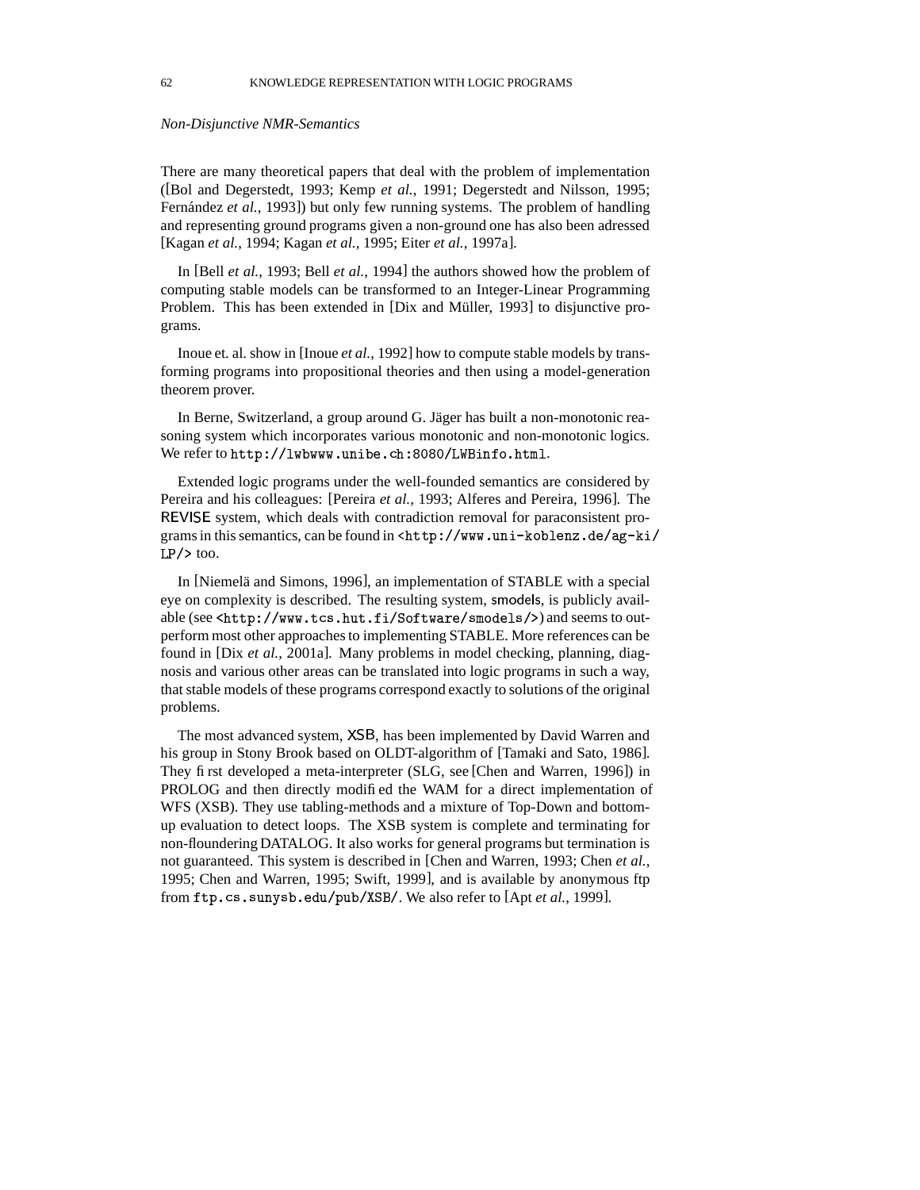*Non-Disjunctive NMR-Semantics*

There are many theoretical papers that deal with the problem of implementation ([Bol and Degerstedt, 1993; Kemp *et al.*, 1991; Degerstedt and Nilsson, 1995; Fernández *et al.*, 1993]) but only few running systems. The problem of handling and representing ground programs given a non-ground one has also been adressed [Kagan *et al.*, 1994; Kagan *et al.*, 1995; Eiter *et al.*, 1997a].

In [Bell *et al.*, 1993; Bell *et al.*, 1994] the authors showed how the problem of computing stable models can be transformed to an Integer-Linear Programming Problem. This has been extended in [Dix and Müller, 1993] to disjunctive programs.

Inoue et. al. show in [Inoue *et al.*, 1992] how to compute stable models by transforming programs into propositional theories and then using a model-generation theorem prover.

In Berne, Switzerland, a group around G. Jäger has built a non-monotonic reasoning system which incorporates various monotonic and non-monotonic logics. We refer to `http://lwbwww.unibe.ch:8080/LWBinfo.html`.

Extended logic programs under the well-founded semantics are considered by Pereira and his colleagues: [Pereira *et al.*, 1993; Alferes and Pereira, 1996]. The REVISE system, which deals with contradiction removal for paraconsistent programs in this semantics, can be found in `<http://www.uni-koblenz.de/ag-ki/LP/>` too.

In [Niemelä and Simons, 1996], an implementation of STABLE with a special eye on complexity is described. The resulting system, smodels, is publicly available (see `<http://www.tcs.hut.fi/Software/smodels/>`) and seems to outperform most other approaches to implementing STABLE. More references can be found in [Dix *et al.*, 2001a]. Many problems in model checking, planning, diagnosis and various other areas can be translated into logic programs in such a way, that stable models of these programs correspond exactly to solutions of the original problems.

The most advanced system, XSB, has been implemented by David Warren and his group in Stony Brook based on OLDT-algorithm of [Tamaki and Sato, 1986]. They first developed a meta-interpreter (SLG, see [Chen and Warren, 1996]) in PROLOG and then directly modified the WAM for a direct implementation of WFS (XSB). They use tabling-methods and a mixture of Top-Down and bottom-up evaluation to detect loops. The XSB system is complete and terminating for non-floundering DATALOG. It also works for general programs but termination is not guaranteed. This system is described in [Chen and Warren, 1993; Chen *et al.*, 1995; Chen and Warren, 1995; Swift, 1999], and is available by anonymous ftp from `ftp.cs.sunysb.edu/pub/XSB/`. We also refer to [Apt *et al.*, 1999].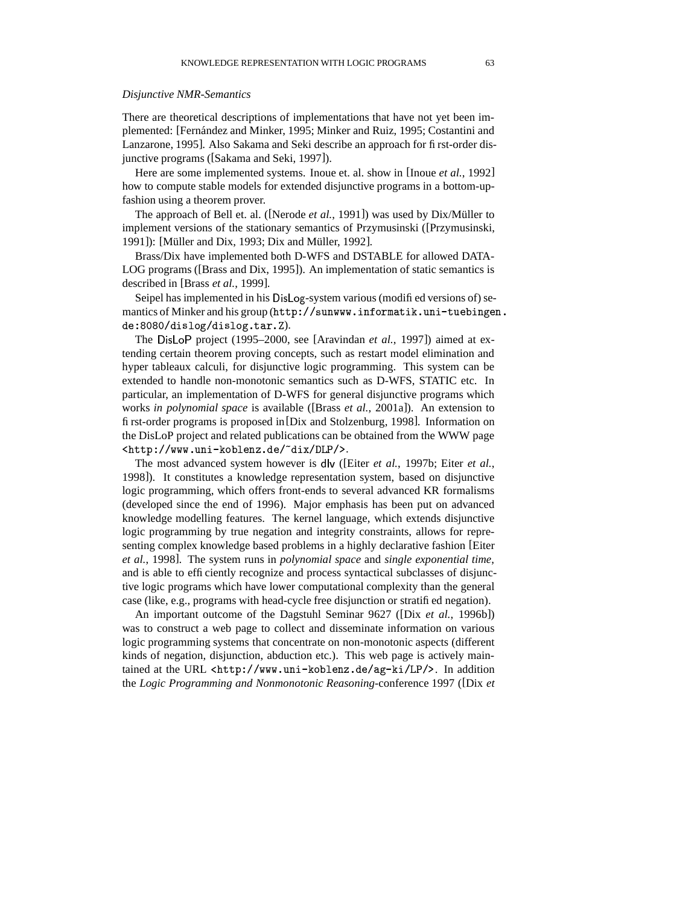*Disjunctive NMR-Semantics*

There are theoretical descriptions of implementations that have not yet been implemented: [Fernández and Minker, 1995; Minker and Ruiz, 1995; Costantini and Lanzarone, 1995]. Also Sakama and Seki describe an approach for first-order disjunctive programs ([Sakama and Seki, 1997]).

Here are some implemented systems. Inoue et. al. show in [Inoue *et al.*, 1992] how to compute stable models for extended disjunctive programs in a bottom-up-fashion using a theorem prover.

The approach of Bell et. al. ([Nerode *et al.*, 1991]) was used by Dix/Müller to implement versions of the stationary semantics of Przymusinski ([Przymusinski, 1991]): [Müller and Dix, 1993; Dix and Müller, 1992].

Brass/Dix have implemented both D-WFS and DSTABLE for allowed DATALOG programs ([Brass and Dix, 1995]). An implementation of static semantics is described in [Brass *et al.*, 1999].

Seipel has implemented in his DisLog-system various (modified versions of) semantics of Minker and his group (`http://sunwww.informatik.uni-tuebingen.de:8080/dislog/dislog.tar.Z`).

The DisLoP project (1995–2000, see [Aravindan *et al.*, 1997]) aimed at extending certain theorem proving concepts, such as restart model elimination and hyper tableaux calculi, for disjunctive logic programming. This system can be extended to handle non-monotonic semantics such as D-WFS, STATIC etc. In particular, an implementation of D-WFS for general disjunctive programs which works *in polynomial space* is available ([Brass *et al.*, 2001a]). An extension to first-order programs is proposed in [Dix and Stolzenburg, 1998]. Information on the DisLoP project and related publications can be obtained from the WWW page `<http://www.uni-koblenz.de/~dix/DLP/>`.

The most advanced system however is dlv ([Eiter *et al.*, 1997b; Eiter *et al.*, 1998]). It constitutes a knowledge representation system, based on disjunctive logic programming, which offers front-ends to several advanced KR formalisms (developed since the end of 1996). Major emphasis has been put on advanced knowledge modelling features. The kernel language, which extends disjunctive logic programming by true negation and integrity constraints, allows for representing complex knowledge based problems in a highly declarative fashion [Eiter *et al.*, 1998]. The system runs in *polynomial space* and *single exponential time*, and is able to efficiently recognize and process syntactical subclasses of disjunctive logic programs which have lower computational complexity than the general case (like, e.g., programs with head-cycle free disjunction or stratified negation).

An important outcome of the Dagstuhl Seminar 9627 ([Dix *et al.*, 1996b]) was to construct a web page to collect and disseminate information on various logic programming systems that concentrate on non-monotonic aspects (different kinds of negation, disjunction, abduction etc.). This web page is actively maintained at the URL `<http://www.uni-koblenz.de/ag-ki/LP/>`. In addition the *Logic Programming and Nonmonotonic Reasoning*-conference 1997 ([Dix *et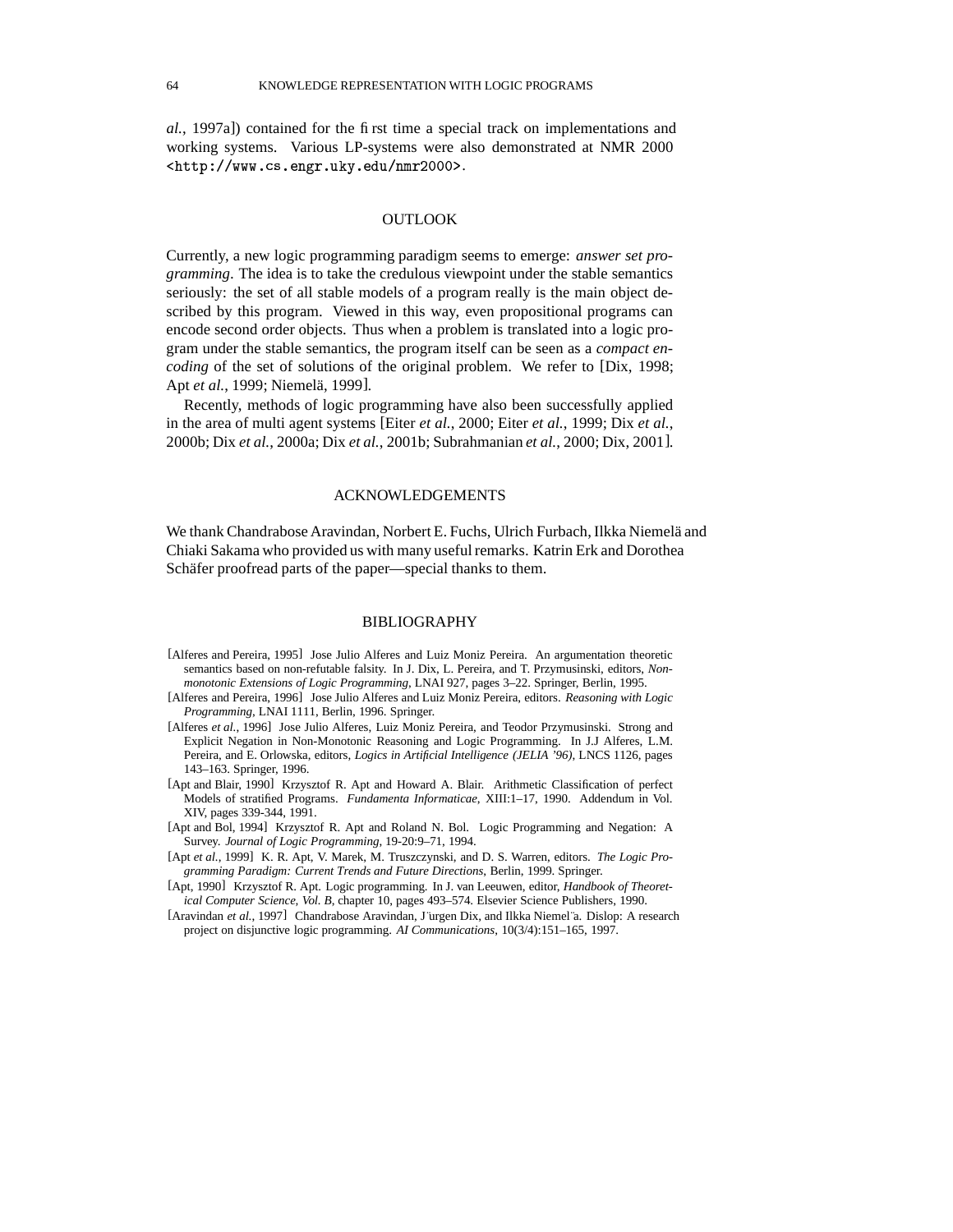*al.*, 1997a]) contained for the first time a special track on implementations and working systems. Various LP-systems were also demonstrated at NMR 2000 <http://www.cs.engr.uky.edu/nmr2000>.

## OUTLOOK

Currently, a new logic programming paradigm seems to emerge: *answer set programming*. The idea is to take the credulous viewpoint under the stable semantics seriously: the set of all stable models of a program really is the main object described by this program. Viewed in this way, even propositional programs can encode second order objects. Thus when a problem is translated into a logic program under the stable semantics, the program itself can be seen as a *compact encoding* of the set of solutions of the original problem. We refer to [Dix, 1998; Apt *et al.*, 1999; Niemelä, 1999].

Recently, methods of logic programming have also been successfully applied in the area of multi agent systems [Eiter *et al.*, 2000; Eiter *et al.*, 1999; Dix *et al.*, 2000b; Dix *et al.*, 2000a; Dix *et al.*, 2001b; Subrahmanian *et al.*, 2000; Dix, 2001].

## ACKNOWLEDGEMENTS

We thank Chandrabose Aravindan, Norbert E. Fuchs, Ulrich Furbach, Ilkka Niemelä and Chiaki Sakama who provided us with many useful remarks. Katrin Erk and Dorothea Schäfer proofread parts of the paper—special thanks to them.

## BIBLIOGRAPHY

[Alferes and Pereira, 1995] Jose Julio Alferes and Luiz Moniz Pereira. An argumentation theoretic semantics based on non-refutable falsity. In J. Dix, L. Pereira, and T. Przymusinski, editors, *Nonmonotonic Extensions of Logic Programming*, LNAI 927, pages 3–22. Springer, Berlin, 1995.

[Alferes and Pereira, 1996] Jose Julio Alferes and Luiz Moniz Pereira, editors. *Reasoning with Logic Programming*, LNAI 1111, Berlin, 1996. Springer.

[Alferes *et al.*, 1996] Jose Julio Alferes, Luiz Moniz Pereira, and Teodor Przymusinski. Strong and Explicit Negation in Non-Monotonic Reasoning and Logic Programming. In J.J Alferes, L.M. Pereira, and E. Orlowska, editors, *Logics in Artificial Intelligence (JELIA '96)*, LNCS 1126, pages 143–163. Springer, 1996.

[Apt and Blair, 1990] Krzysztof R. Apt and Howard A. Blair. Arithmetic Classification of perfect Models of stratified Programs. *Fundamenta Informaticae*, XIII:1–17, 1990. Addendum in Vol. XIV, pages 339-344, 1991.

[Apt and Bol, 1994] Krzysztof R. Apt and Roland N. Bol. Logic Programming and Negation: A Survey. *Journal of Logic Programming*, 19-20:9–71, 1994.

[Apt *et al.*, 1999] K. R. Apt, V. Marek, M. Truszczynski, and D. S. Warren, editors. *The Logic Programming Paradigm: Current Trends and Future Directions*, Berlin, 1999. Springer.

[Apt, 1990] Krzysztof R. Apt. Logic programming. In J. van Leeuwen, editor, *Handbook of Theoretical Computer Science, Vol. B*, chapter 10, pages 493–574. Elsevier Science Publishers, 1990.

[Aravindan *et al.*, 1997] Chandrabose Aravindan, Jürgen Dix, and Ilkka Niemelä. Dislop: A research project on disjunctive logic programming. *AI Communications*, 10(3/4):151–165, 1997.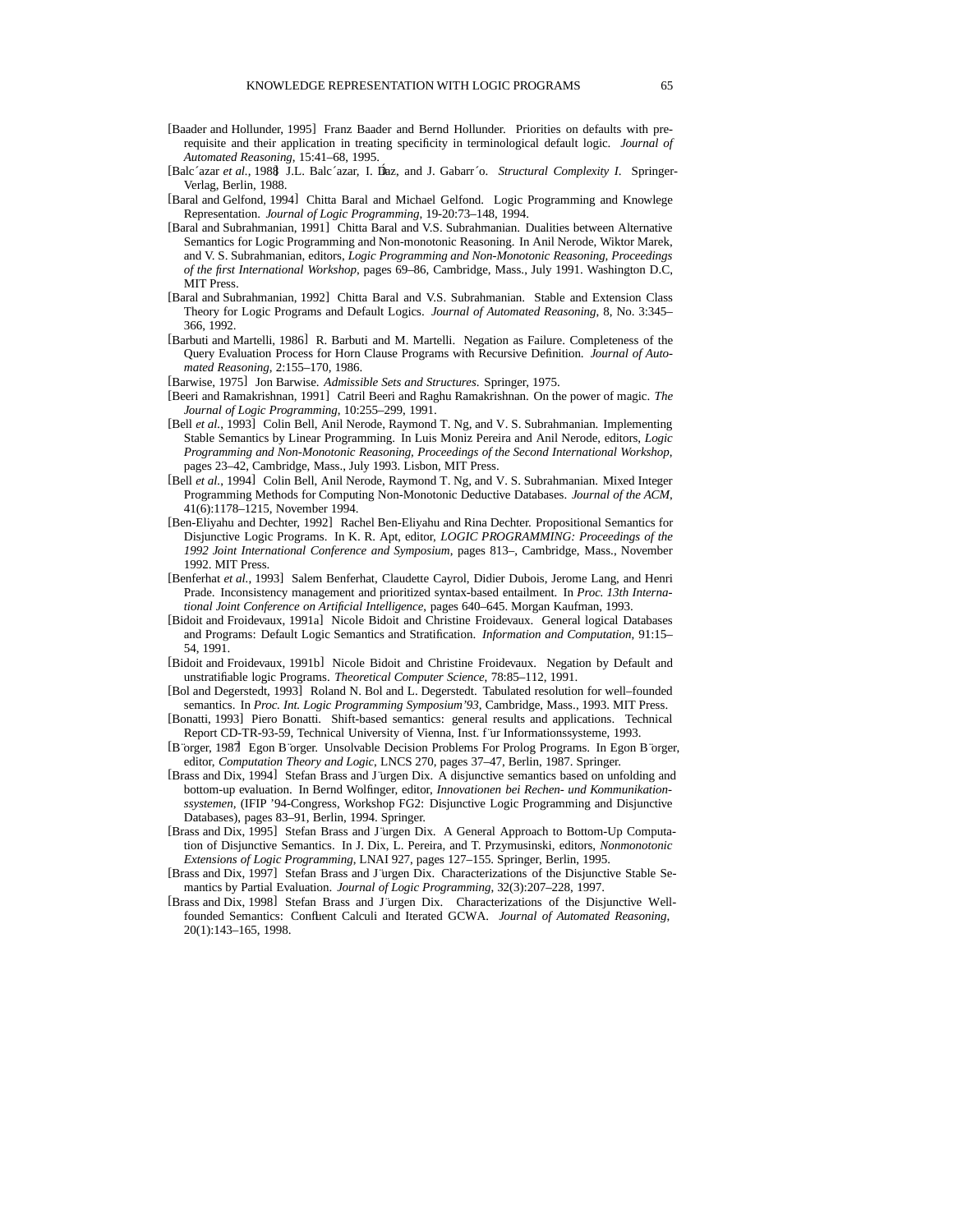[Baader and Hollunder, 1995] Franz Baader and Bernd Hollunder. Priorities on defaults with prerequisite and their application in treating specificity in terminological default logic. *Journal of Automated Reasoning*, 15:41–68, 1995.

[Balcázar *et al.*, 1988] J.L. Balcázar, I. Díaz, and J. Gabarró. *Structural Complexity I*. Springer-Verlag, Berlin, 1988.

[Baral and Gelfond, 1994] Chitta Baral and Michael Gelfond. Logic Programming and Knowlege Representation. *Journal of Logic Programming*, 19-20:73–148, 1994.

[Baral and Subrahmanian, 1991] Chitta Baral and V.S. Subrahmanian. Dualities between Alternative Semantics for Logic Programming and Non-monotonic Reasoning. In Anil Nerode, Wiktor Marek, and V. S. Subrahmanian, editors, *Logic Programming and Non-Monotonic Reasoning, Proceedings of the first International Workshop*, pages 69–86, Cambridge, Mass., July 1991. Washington D.C, MIT Press.

[Baral and Subrahmanian, 1992] Chitta Baral and V.S. Subrahmanian. Stable and Extension Class Theory for Logic Programs and Default Logics. *Journal of Automated Reasoning*, 8, No. 3:345–366, 1992.

[Barbuti and Martelli, 1986] R. Barbuti and M. Martelli. Negation as Failure. Completeness of the Query Evaluation Process for Horn Clause Programs with Recursive Definition. *Journal of Automated Reasoning*, 2:155–170, 1986.

[Barwise, 1975] Jon Barwise. *Admissible Sets and Structures*. Springer, 1975.

[Beeri and Ramakrishnan, 1991] Catril Beeri and Raghu Ramakrishnan. On the power of magic. *The Journal of Logic Programming*, 10:255–299, 1991.

[Bell *et al.*, 1993] Colin Bell, Anil Nerode, Raymond T. Ng, and V. S. Subrahmanian. Implementing Stable Semantics by Linear Programming. In Luis Moniz Pereira and Anil Nerode, editors, *Logic Programming and Non-Monotonic Reasoning, Proceedings of the Second International Workshop*, pages 23–42, Cambridge, Mass., July 1993. Lisbon, MIT Press.

[Bell *et al.*, 1994] Colin Bell, Anil Nerode, Raymond T. Ng, and V. S. Subrahmanian. Mixed Integer Programming Methods for Computing Non-Monotonic Deductive Databases. *Journal of the ACM*, 41(6):1178–1215, November 1994.

[Ben-Eliyahu and Dechter, 1992] Rachel Ben-Eliyahu and Rina Dechter. Propositional Semantics for Disjunctive Logic Programs. In K. R. Apt, editor, *LOGIC PROGRAMMING: Proceedings of the 1992 Joint International Conference and Symposium*, pages 813–, Cambridge, Mass., November 1992. MIT Press.

[Benferhat *et al.*, 1993] Salem Benferhat, Claudette Cayrol, Didier Dubois, Jerome Lang, and Henri Prade. Inconsistency management and prioritized syntax-based entailment. In *Proc. 13th International Joint Conference on Artificial Intelligence*, pages 640–645. Morgan Kaufman, 1993.

[Bidoit and Froidevaux, 1991a] Nicole Bidoit and Christine Froidevaux. General logical Databases and Programs: Default Logic Semantics and Stratification. *Information and Computation*, 91:15–54, 1991.

[Bidoit and Froidevaux, 1991b] Nicole Bidoit and Christine Froidevaux. Negation by Default and unstratifiable logic Programs. *Theoretical Computer Science*, 78:85–112, 1991.

[Bol and Degerstedt, 1993] Roland N. Bol and L. Degerstedt. Tabulated resolution for well–founded semantics. In *Proc. Int. Logic Programming Symposium'93*, Cambridge, Mass., 1993. MIT Press.

[Bonatti, 1993] Piero Bonatti. Shift-based semantics: general results and applications. Technical Report CD-TR-93-59, Technical University of Vienna, Inst. für Informationssysteme, 1993.

[Börger, 1987] Egon Börger. Unsolvable Decision Problems For Prolog Programs. In Egon Börger, editor, *Computation Theory and Logic*, LNCS 270, pages 37–47, Berlin, 1987. Springer.

[Brass and Dix, 1994] Stefan Brass and Jürgen Dix. A disjunctive semantics based on unfolding and bottom-up evaluation. In Bernd Wolfinger, editor, *Innovationen bei Rechen- und Kommunikationssystemen*, (IFIP '94-Congress, Workshop FG2: Disjunctive Logic Programming and Disjunctive Databases), pages 83–91, Berlin, 1994. Springer.

[Brass and Dix, 1995] Stefan Brass and Jürgen Dix. A General Approach to Bottom-Up Computation of Disjunctive Semantics. In J. Dix, L. Pereira, and T. Przymusinski, editors, *Nonmonotonic Extensions of Logic Programming*, LNAI 927, pages 127–155. Springer, Berlin, 1995.

[Brass and Dix, 1997] Stefan Brass and Jürgen Dix. Characterizations of the Disjunctive Stable Semantics by Partial Evaluation. *Journal of Logic Programming*, 32(3):207–228, 1997.

[Brass and Dix, 1998] Stefan Brass and Jürgen Dix. Characterizations of the Disjunctive Well-founded Semantics: Confluent Calculi and Iterated GCWA. *Journal of Automated Reasoning*, 20(1):143–165, 1998.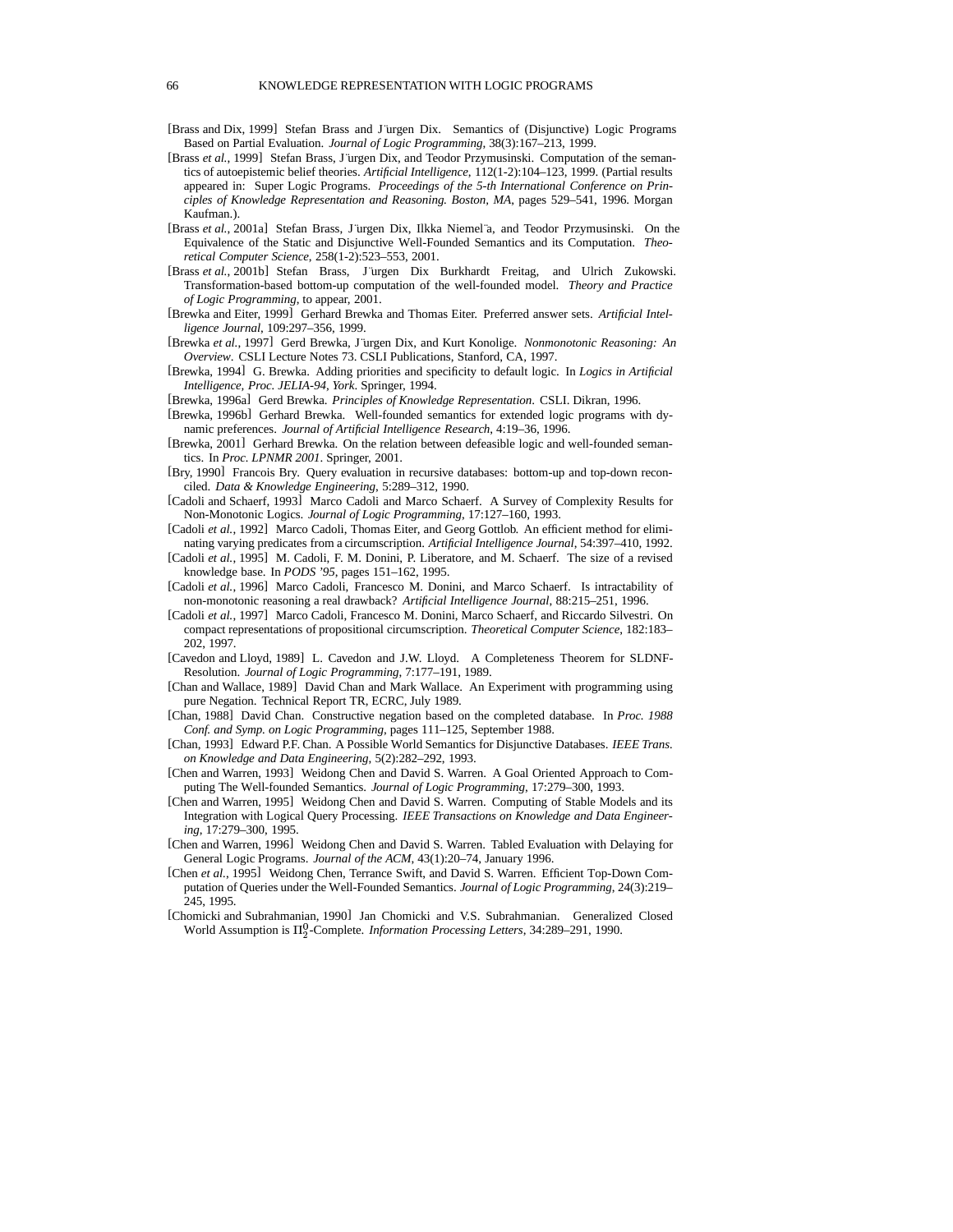[Brass and Dix, 1999] Stefan Brass and Jürgen Dix. Semantics of (Disjunctive) Logic Programs Based on Partial Evaluation. *Journal of Logic Programming*, 38(3):167–213, 1999.

[Brass *et al.*, 1999] Stefan Brass, Jürgen Dix, and Teodor Przymusinski. Computation of the semantics of autoepistemic belief theories. *Artificial Intelligence*, 112(1-2):104–123, 1999. (Partial results appeared in: Super Logic Programs. *Proceedings of the 5-th International Conference on Principles of Knowledge Representation and Reasoning. Boston, MA*, pages 529–541, 1996. Morgan Kaufman.).

[Brass *et al.*, 2001a] Stefan Brass, Jürgen Dix, Ilkka Niemelä, and Teodor Przymusinski. On the Equivalence of the Static and Disjunctive Well-Founded Semantics and its Computation. *Theoretical Computer Science*, 258(1-2):523–553, 2001.

[Brass *et al.*, 2001b] Stefan Brass, Jürgen Dix Burkhardt Freitag, and Ulrich Zukowski. Transformation-based bottom-up computation of the well-founded model. *Theory and Practice of Logic Programming*, to appear, 2001.

[Brewka and Eiter, 1999] Gerhard Brewka and Thomas Eiter. Preferred answer sets. *Artificial Intelligence Journal*, 109:297–356, 1999.

[Brewka *et al.*, 1997] Gerd Brewka, Jürgen Dix, and Kurt Konolige. *Nonmonotonic Reasoning: An Overview*. CSLI Lecture Notes 73. CSLI Publications, Stanford, CA, 1997.

[Brewka, 1994] G. Brewka. Adding priorities and specificity to default logic. In *Logics in Artificial Intelligence, Proc. JELIA-94, York*. Springer, 1994.

[Brewka, 1996a] Gerd Brewka. *Principles of Knowledge Representation*. CSLI. Dikran, 1996.

[Brewka, 1996b] Gerhard Brewka. Well-founded semantics for extended logic programs with dynamic preferences. *Journal of Artificial Intelligence Research*, 4:19–36, 1996.

[Brewka, 2001] Gerhard Brewka. On the relation between defeasible logic and well-founded semantics. In *Proc. LPNMR 2001*. Springer, 2001.

[Bry, 1990] Francois Bry. Query evaluation in recursive databases: bottom-up and top-down reconciled. *Data & Knowledge Engineering*, 5:289–312, 1990.

[Cadoli and Schaerf, 1993] Marco Cadoli and Marco Schaerf. A Survey of Complexity Results for Non-Monotonic Logics. *Journal of Logic Programming*, 17:127–160, 1993.

[Cadoli *et al.*, 1992] Marco Cadoli, Thomas Eiter, and Georg Gottlob. An efficient method for eliminating varying predicates from a circumscription. *Artificial Intelligence Journal*, 54:397–410, 1992.

[Cadoli *et al.*, 1995] M. Cadoli, F. M. Donini, P. Liberatore, and M. Schaerf. The size of a revised knowledge base. In *PODS '95*, pages 151–162, 1995.

[Cadoli *et al.*, 1996] Marco Cadoli, Francesco M. Donini, and Marco Schaerf. Is intractability of non-monotonic reasoning a real drawback? *Artificial Intelligence Journal*, 88:215–251, 1996.

[Cadoli *et al.*, 1997] Marco Cadoli, Francesco M. Donini, Marco Schaerf, and Riccardo Silvestri. On compact representations of propositional circumscription. *Theoretical Computer Science*, 182:183–202, 1997.

[Cavedon and Lloyd, 1989] L. Cavedon and J.W. Lloyd. A Completeness Theorem for SLDNF-Resolution. *Journal of Logic Programming*, 7:177–191, 1989.

[Chan and Wallace, 1989] David Chan and Mark Wallace. An Experiment with programming using pure Negation. Technical Report TR, ECRC, July 1989.

[Chan, 1988] David Chan. Constructive negation based on the completed database. In *Proc. 1988 Conf. and Symp. on Logic Programming*, pages 111–125, September 1988.

[Chan, 1993] Edward P.F. Chan. A Possible World Semantics for Disjunctive Databases. *IEEE Trans. on Knowledge and Data Engineering*, 5(2):282–292, 1993.

[Chen and Warren, 1993] Weidong Chen and David S. Warren. A Goal Oriented Approach to Computing The Well-founded Semantics. *Journal of Logic Programming*, 17:279–300, 1993.

[Chen and Warren, 1995] Weidong Chen and David S. Warren. Computing of Stable Models and its Integration with Logical Query Processing. *IEEE Transactions on Knowledge and Data Engineering*, 17:279–300, 1995.

[Chen and Warren, 1996] Weidong Chen and David S. Warren. Tabled Evaluation with Delaying for General Logic Programs. *Journal of the ACM*, 43(1):20–74, January 1996.

[Chen *et al.*, 1995] Weidong Chen, Terrance Swift, and David S. Warren. Efficient Top-Down Computation of Queries under the Well-Founded Semantics. *Journal of Logic Programming*, 24(3):219–245, 1995.

[Chomicki and Subrahmanian, 1990] Jan Chomicki and V.S. Subrahmanian. Generalized Closed World Assumption is $\Pi^0_2$-Complete. *Information Processing Letters*, 34:289–291, 1990.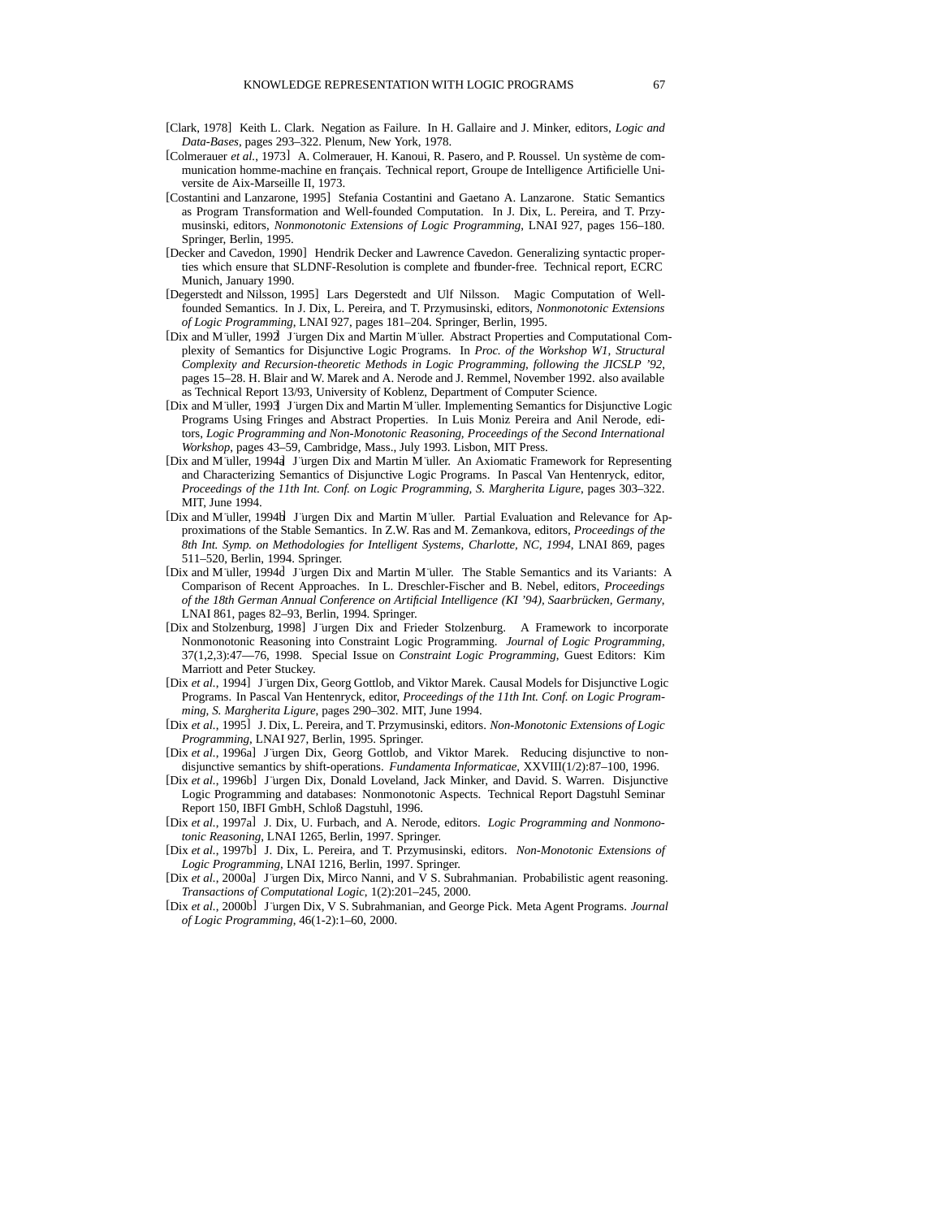[Clark, 1978] Keith L. Clark. Negation as Failure. In H. Gallaire and J. Minker, editors, *Logic and Data-Bases*, pages 293–322. Plenum, New York, 1978.

[Colmerauer *et al.*, 1973] A. Colmerauer, H. Kanoui, R. Pasero, and P. Roussel. Un système de communication homme-machine en français. Technical report, Groupe de Intelligence Artificielle Universite de Aix-Marseille II, 1973.

[Costantini and Lanzarone, 1995] Stefania Costantini and Gaetano A. Lanzarone. Static Semantics as Program Transformation and Well-founded Computation. In J. Dix, L. Pereira, and T. Przymusinski, editors, *Nonmonotonic Extensions of Logic Programming*, LNAI 927, pages 156–180. Springer, Berlin, 1995.

[Decker and Cavedon, 1990] Hendrik Decker and Lawrence Cavedon. Generalizing syntactic properties which ensure that SLDNF-Resolution is complete and flounder-free. Technical report, ECRC Munich, January 1990.

[Degerstedt and Nilsson, 1995] Lars Degerstedt and Ulf Nilsson. Magic Computation of Well-founded Semantics. In J. Dix, L. Pereira, and T. Przymusinski, editors, *Nonmonotonic Extensions of Logic Programming*, LNAI 927, pages 181–204. Springer, Berlin, 1995.

[Dix and Müller, 1992] Jürgen Dix and Martin Müller. Abstract Properties and Computational Complexity of Semantics for Disjunctive Logic Programs. In *Proc. of the Workshop W1, Structural Complexity and Recursion-theoretic Methods in Logic Programming, following the JICSLP '92*, pages 15–28. H. Blair and W. Marek and A. Nerode and J. Remmel, November 1992. also available as Technical Report 13/93, University of Koblenz, Department of Computer Science.

[Dix and Müller, 1993] Jürgen Dix and Martin Müller. Implementing Semantics for Disjunctive Logic Programs Using Fringes and Abstract Properties. In Luis Moniz Pereira and Anil Nerode, editors, *Logic Programming and Non-Monotonic Reasoning, Proceedings of the Second International Workshop*, pages 43–59, Cambridge, Mass., July 1993. Lisbon, MIT Press.

[Dix and Müller, 1994a] Jürgen Dix and Martin Müller. An Axiomatic Framework for Representing and Characterizing Semantics of Disjunctive Logic Programs. In Pascal Van Hentenryck, editor, *Proceedings of the 11th Int. Conf. on Logic Programming, S. Margherita Ligure*, pages 303–322. MIT, June 1994.

[Dix and Müller, 1994b] Jürgen Dix and Martin Müller. Partial Evaluation and Relevance for Approximations of the Stable Semantics. In Z.W. Ras and M. Zemankova, editors, *Proceedings of the 8th Int. Symp. on Methodologies for Intelligent Systems, Charlotte, NC, 1994*, LNAI 869, pages 511–520, Berlin, 1994. Springer.

[Dix and Müller, 1994c] Jürgen Dix and Martin Müller. The Stable Semantics and its Variants: A Comparison of Recent Approaches. In L. Dreschler-Fischer and B. Nebel, editors, *Proceedings of the 18th German Annual Conference on Artificial Intelligence (KI '94), Saarbrücken, Germany*, LNAI 861, pages 82–93, Berlin, 1994. Springer.

[Dix and Stolzenburg, 1998] Jürgen Dix and Frieder Stolzenburg. A Framework to incorporate Nonmonotonic Reasoning into Constraint Logic Programming. *Journal of Logic Programming*, 37(1,2,3):47—76, 1998. Special Issue on *Constraint Logic Programming*, Guest Editors: Kim Marriott and Peter Stuckey.

[Dix *et al.*, 1994] Jürgen Dix, Georg Gottlob, and Viktor Marek. Causal Models for Disjunctive Logic Programs. In Pascal Van Hentenryck, editor, *Proceedings of the 11th Int. Conf. on Logic Programming, S. Margherita Ligure*, pages 290–302. MIT, June 1994.

[Dix *et al.*, 1995] J. Dix, L. Pereira, and T. Przymusinski, editors. *Non-Monotonic Extensions of Logic Programming*, LNAI 927, Berlin, 1995. Springer.

[Dix *et al.*, 1996a] Jürgen Dix, Georg Gottlob, and Viktor Marek. Reducing disjunctive to non-disjunctive semantics by shift-operations. *Fundamenta Informaticae*, XXVIII(1/2):87–100, 1996.

[Dix *et al.*, 1996b] Jürgen Dix, Donald Loveland, Jack Minker, and David. S. Warren. Disjunctive Logic Programming and databases: Nonmonotonic Aspects. Technical Report Dagstuhl Seminar Report 150, IBFI GmbH, Schloß Dagstuhl, 1996.

[Dix *et al.*, 1997a] J. Dix, U. Furbach, and A. Nerode, editors. *Logic Programming and Nonmonotonic Reasoning*, LNAI 1265, Berlin, 1997. Springer.

[Dix *et al.*, 1997b] J. Dix, L. Pereira, and T. Przymusinski, editors. *Non-Monotonic Extensions of Logic Programming*, LNAI 1216, Berlin, 1997. Springer.

[Dix *et al.*, 2000a] Jürgen Dix, Mirco Nanni, and V S. Subrahmanian. Probabilistic agent reasoning. *Transactions of Computational Logic*, 1(2):201–245, 2000.

[Dix *et al.*, 2000b] Jürgen Dix, V S. Subrahmanian, and George Pick. Meta Agent Programs. *Journal of Logic Programming*, 46(1-2):1–60, 2000.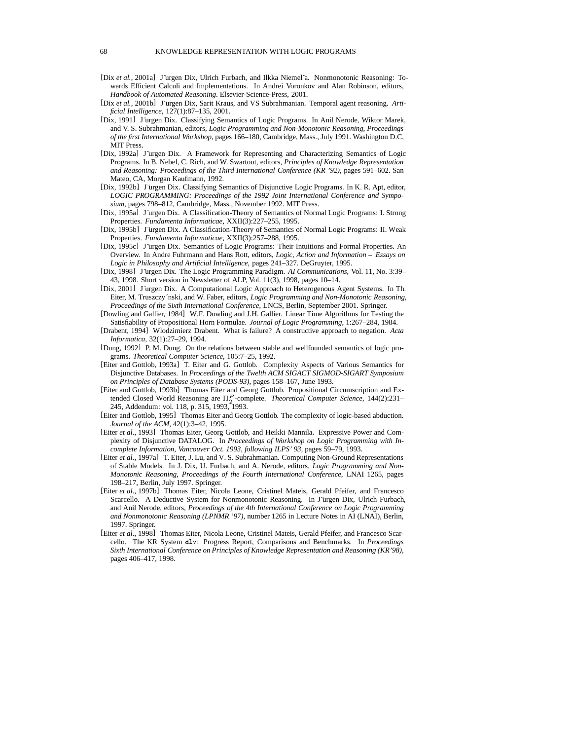[Dix *et al.*, 2001a] Jürgen Dix, Ulrich Furbach, and Ilkka Niemelä. Nonmonotonic Reasoning: Towards Efficient Calculi and Implementations. In Andrei Voronkov and Alan Robinson, editors, *Handbook of Automated Reasoning*. Elsevier-Science-Press, 2001.

[Dix *et al.*, 2001b] Jürgen Dix, Sarit Kraus, and VS Subrahmanian. Temporal agent reasoning. *Artificial Intelligence*, 127(1):87–135, 2001.

[Dix, 1991] Jürgen Dix. Classifying Semantics of Logic Programs. In Anil Nerode, Wiktor Marek, and V. S. Subrahmanian, editors, *Logic Programming and Non-Monotonic Reasoning, Proceedings of the first International Workshop*, pages 166–180, Cambridge, Mass., July 1991. Washington D.C, MIT Press.

[Dix, 1992a] Jürgen Dix. A Framework for Representing and Characterizing Semantics of Logic Programs. In B. Nebel, C. Rich, and W. Swartout, editors, *Principles of Knowledge Representation and Reasoning: Proceedings of the Third International Conference (KR '92)*, pages 591–602. San Mateo, CA, Morgan Kaufmann, 1992.

[Dix, 1992b] Jürgen Dix. Classifying Semantics of Disjunctive Logic Programs. In K. R. Apt, editor, *LOGIC PROGRAMMING: Proceedings of the 1992 Joint International Conference and Symposium*, pages 798–812, Cambridge, Mass., November 1992. MIT Press.

[Dix, 1995a] Jürgen Dix. A Classification-Theory of Semantics of Normal Logic Programs: I. Strong Properties. *Fundamenta Informaticae*, XXII(3):227–255, 1995.

[Dix, 1995b] Jürgen Dix. A Classification-Theory of Semantics of Normal Logic Programs: II. Weak Properties. *Fundamenta Informaticae*, XXII(3):257–288, 1995.

[Dix, 1995c] Jürgen Dix. Semantics of Logic Programs: Their Intuitions and Formal Properties. An Overview. In Andre Fuhrmann and Hans Rott, editors, *Logic, Action and Information – Essays on Logic in Philosophy and Artificial Intelligence*, pages 241–327. DeGruyter, 1995.

[Dix, 1998] Jürgen Dix. The Logic Programming Paradigm. *AI Communications*, Vol. 11, No. 3:39–43, 1998. Short version in Newsletter of ALP, Vol. 11(3), 1998, pages 10–14.

[Dix, 2001] Jürgen Dix. A Computational Logic Approach to Heterogenous Agent Systems. In Th. Eiter, M. Truszczyński, and W. Faber, editors, *Logic Programming and Non-Monotonic Reasoning, Proceedings of the Sixth International Conference*, LNCS, Berlin, September 2001. Springer.

[Dowling and Gallier, 1984] W.F. Dowling and J.H. Gallier. Linear Time Algorithms for Testing the Satisfiability of Propositional Horn Formulae. *Journal of Logic Programming*, 1:267–284, 1984.

[Drabent, 1994] Wlodzimierz Drabent. What is failure? A constructive approach to negation. *Acta Informatica*, 32(1):27–29, 1994.

[Dung, 1992] P. M. Dung. On the relations between stable and wellfounded semantics of logic programs. *Theoretical Computer Science*, 105:7–25, 1992.

[Eiter and Gottlob, 1993a] T. Eiter and G. Gottlob. Complexity Aspects of Various Semantics for Disjunctive Databases. In *Proceedings of the Twelth ACM SIGACT SIGMOD-SIGART Symposium on Principles of Database Systems (PODS-93)*, pages 158–167, June 1993.

[Eiter and Gottlob, 1993b] Thomas Eiter and Georg Gottlob. Propositional Circumscription and Extended Closed World Reasoning are $\Pi_2^P$-complete. *Theoretical Computer Science*, 144(2):231–245, Addendum: vol. 118, p. 315, 1993, 1993.

[Eiter and Gottlob, 1995] Thomas Eiter and Georg Gottlob. The complexity of logic-based abduction. *Journal of the ACM*, 42(1):3–42, 1995.

[Eiter *et al.*, 1993] Thomas Eiter, Georg Gottlob, and Heikki Mannila. Expressive Power and Complexity of Disjunctive DATALOG. In *Proceedings of Workshop on Logic Programming with Incomplete Information, Vancouver Oct. 1993, following ILPS' 93*, pages 59–79, 1993.

[Eiter *et al.*, 1997a] T. Eiter, J. Lu, and V. S. Subrahmanian. Computing Non-Ground Representations of Stable Models. In J. Dix, U. Furbach, and A. Nerode, editors, *Logic Programming and Non-Monotonic Reasoning, Proceedings of the Fourth International Conference*, LNAI 1265, pages 198–217, Berlin, July 1997. Springer.

[Eiter *et al.*, 1997b] Thomas Eiter, Nicola Leone, Cristinel Mateis, Gerald Pfeifer, and Francesco Scarcello. A Deductive System for Nonmonotonic Reasoning. In Jürgen Dix, Ulrich Furbach, and Anil Nerode, editors, *Proceedings of the 4th International Conference on Logic Programming and Nonmonotonic Reasoning (LPNMR '97)*, number 1265 in Lecture Notes in AI (LNAI), Berlin, 1997. Springer.

[Eiter *et al.*, 1998] Thomas Eiter, Nicola Leone, Cristinel Mateis, Gerald Pfeifer, and Francesco Scarcello. The KR System `dlv`: Progress Report, Comparisons and Benchmarks. In *Proceedings Sixth International Conference on Principles of Knowledge Representation and Reasoning (KR'98)*, pages 406–417, 1998.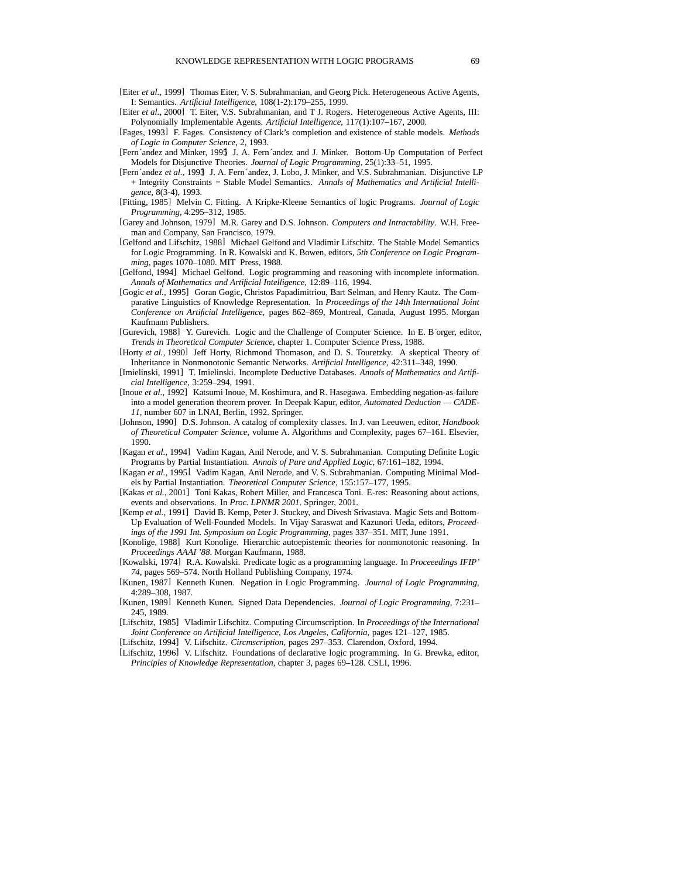[Eiter *et al.*, 1999] Thomas Eiter, V. S. Subrahmanian, and Georg Pick. Heterogeneous Active Agents, I: Semantics. *Artificial Intelligence*, 108(1-2):179–255, 1999.

[Eiter *et al.*, 2000] T. Eiter, V.S. Subrahmanian, and T J. Rogers. Heterogeneous Active Agents, III: Polynomially Implementable Agents. *Artificial Intelligence*, 117(1):107–167, 2000.

[Fages, 1993] F. Fages. Consistency of Clark's completion and existence of stable models. *Methods of Logic in Computer Science*, 2, 1993.

[Fernández and Minker, 1995] J. A. Fernández and J. Minker. Bottom-Up Computation of Perfect Models for Disjunctive Theories. *Journal of Logic Programming*, 25(1):33–51, 1995.

[Fernández *et al.*, 1993] J. A. Fernández, J. Lobo, J. Minker, and V.S. Subrahmanian. Disjunctive LP + Integrity Constraints = Stable Model Semantics. *Annals of Mathematics and Artificial Intelligence*, 8(3-4), 1993.

[Fitting, 1985] Melvin C. Fitting. A Kripke-Kleene Semantics of logic Programs. *Journal of Logic Programming*, 4:295–312, 1985.

[Garey and Johnson, 1979] M.R. Garey and D.S. Johnson. *Computers and Intractability*. W.H. Freeman and Company, San Francisco, 1979.

[Gelfond and Lifschitz, 1988] Michael Gelfond and Vladimir Lifschitz. The Stable Model Semantics for Logic Programming. In R. Kowalski and K. Bowen, editors, *5th Conference on Logic Programming*, pages 1070–1080. MIT Press, 1988.

[Gelfond, 1994] Michael Gelfond. Logic programming and reasoning with incomplete information. *Annals of Mathematics and Artificial Intelligence*, 12:89–116, 1994.

[Gogic *et al.*, 1995] Goran Gogic, Christos Papadimitriou, Bart Selman, and Henry Kautz. The Comparative Linguistics of Knowledge Representation. In *Proceedings of the 14th International Joint Conference on Artificial Intelligence*, pages 862–869, Montreal, Canada, August 1995. Morgan Kaufmann Publishers.

[Gurevich, 1988] Y. Gurevich. Logic and the Challenge of Computer Science. In E. Börger, editor, *Trends in Theoretical Computer Science*, chapter 1. Computer Science Press, 1988.

[Horty *et al.*, 1990] Jeff Horty, Richmond Thomason, and D. S. Touretzky. A skeptical Theory of Inheritance in Nonmonotonic Semantic Networks. *Artificial Intelligence*, 42:311–348, 1990.

[Imielinski, 1991] T. Imielinski. Incomplete Deductive Databases. *Annals of Mathematics and Artificial Intelligence*, 3:259–294, 1991.

[Inoue *et al.*, 1992] Katsumi Inoue, M. Koshimura, and R. Hasegawa. Embedding negation-as-failure into a model generation theorem prover. In Deepak Kapur, editor, *Automated Deduction — CADE-11*, number 607 in LNAI, Berlin, 1992. Springer.

[Johnson, 1990] D.S. Johnson. A catalog of complexity classes. In J. van Leeuwen, editor, *Handbook of Theoretical Computer Science*, volume A. Algorithms and Complexity, pages 67–161. Elsevier, 1990.

[Kagan *et al.*, 1994] Vadim Kagan, Anil Nerode, and V. S. Subrahmanian. Computing Definite Logic Programs by Partial Instantiation. *Annals of Pure and Applied Logic*, 67:161–182, 1994.

[Kagan *et al.*, 1995] Vadim Kagan, Anil Nerode, and V. S. Subrahmanian. Computing Minimal Models by Partial Instantiation. *Theoretical Computer Science*, 155:157–177, 1995.

[Kakas *et al.*, 2001] Toni Kakas, Robert Miller, and Francesca Toni. E-res: Reasoning about actions, events and observations. In *Proc. LPNMR 2001*. Springer, 2001.

[Kemp *et al.*, 1991] David B. Kemp, Peter J. Stuckey, and Divesh Srivastava. Magic Sets and Bottom-Up Evaluation of Well-Founded Models. In Vijay Saraswat and Kazunori Ueda, editors, *Proceedings of the 1991 Int. Symposium on Logic Programming*, pages 337–351. MIT, June 1991.

[Konolige, 1988] Kurt Konolige. Hierarchic autoepistemic theories for nonmonotonic reasoning. In *Proceedings AAAI '88*. Morgan Kaufmann, 1988.

[Kowalski, 1974] R.A. Kowalski. Predicate logic as a programming language. In *Proceeedings IFIP' 74*, pages 569–574. North Holland Publishing Company, 1974.

[Kunen, 1987] Kenneth Kunen. Negation in Logic Programming. *Journal of Logic Programming*, 4:289–308, 1987.

[Kunen, 1989] Kenneth Kunen. Signed Data Dependencies. *Journal of Logic Programming*, 7:231–245, 1989.

[Lifschitz, 1985] Vladimir Lifschitz. Computing Circumscription. In *Proceedings of the International Joint Conference on Artificial Intelligence, Los Angeles, California*, pages 121–127, 1985.

[Lifschitz, 1994] V. Lifschitz. *Circmscription*, pages 297–353. Clarendon, Oxford, 1994.

[Lifschitz, 1996] V. Lifschitz. Foundations of declarative logic programming. In G. Brewka, editor, *Principles of Knowledge Representation*, chapter 3, pages 69–128. CSLI, 1996.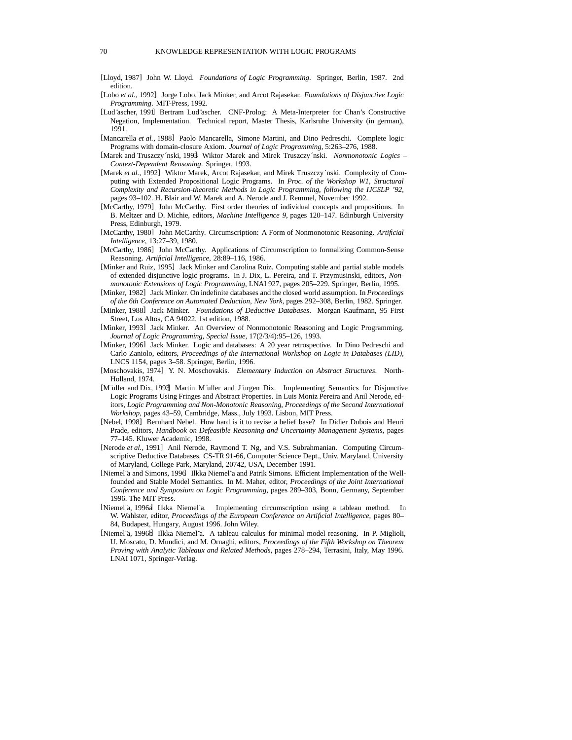[Lloyd, 1987] John W. Lloyd. *Foundations of Logic Programming*. Springer, Berlin, 1987. 2nd edition.

[Lobo *et al.*, 1992] Jorge Lobo, Jack Minker, and Arcot Rajasekar. *Foundations of Disjunctive Logic Programming*. MIT-Press, 1992.

[Ludäscher, 1991] Bertram Ludäscher. CNF-Prolog: A Meta-Interpreter for Chan's Constructive Negation, Implementation. Technical report, Master Thesis, Karlsruhe University (in german), 1991.

[Mancarella *et al.*, 1988] Paolo Mancarella, Simone Martini, and Dino Pedreschi. Complete logic Programs with domain-closure Axiom. *Journal of Logic Programming*, 5:263–276, 1988.

[Marek and Truszczyński, 1993] Wiktor Marek and Mirek Truszczyński. *Nonmonotonic Logics – Context-Dependent Reasoning*. Springer, 1993.

[Marek *et al.*, 1992] Wiktor Marek, Arcot Rajasekar, and Mirek Truszczyński. Complexity of Computing with Extended Propositional Logic Programs. In *Proc. of the Workshop W1, Structural Complexity and Recursion-theoretic Methods in Logic Programming, following the IJCSLP '92*, pages 93–102. H. Blair and W. Marek and A. Nerode and J. Remmel, November 1992.

[McCarthy, 1979] John McCarthy. First order theories of individual concepts and propositions. In B. Meltzer and D. Michie, editors, *Machine Intelligence 9*, pages 120–147. Edinburgh University Press, Edinburgh, 1979.

[McCarthy, 1980] John McCarthy. Circumscription: A Form of Nonmonotonic Reasoning. *Artificial Intelligence*, 13:27–39, 1980.

[McCarthy, 1986] John McCarthy. Applications of Circumscription to formalizing Common-Sense Reasoning. *Artificial Intelligence*, 28:89–116, 1986.

[Minker and Ruiz, 1995] Jack Minker and Carolina Ruiz. Computing stable and partial stable models of extended disjunctive logic programs. In J. Dix, L. Pereira, and T. Przymusinski, editors, *Nonmonotonic Extensions of Logic Programming*, LNAI 927, pages 205–229. Springer, Berlin, 1995.

[Minker, 1982] Jack Minker. On indefinite databases and the closed world assumption. In *Proceedings of the 6th Conference on Automated Deduction, New York*, pages 292–308, Berlin, 1982. Springer.

[Minker, 1988] Jack Minker. *Foundations of Deductive Databases*. Morgan Kaufmann, 95 First Street, Los Altos, CA 94022, 1st edition, 1988.

[Minker, 1993] Jack Minker. An Overview of Nonmonotonic Reasoning and Logic Programming. *Journal of Logic Programming, Special Issue*, 17(2/3/4):95–126, 1993.

[Minker, 1996] Jack Minker. Logic and databases: A 20 year retrospective. In Dino Pedreschi and Carlo Zaniolo, editors, *Proceedings of the International Workshop on Logic in Databases (LID)*, LNCS 1154, pages 3–58. Springer, Berlin, 1996.

[Moschovakis, 1974] Y. N. Moschovakis. *Elementary Induction on Abstract Structures*. North-Holland, 1974.

[Müller and Dix, 1993] Martin Müller and Jürgen Dix. Implementing Semantics for Disjunctive Logic Programs Using Fringes and Abstract Properties. In Luis Moniz Pereira and Anil Nerode, editors, *Logic Programming and Non-Monotonic Reasoning, Proceedings of the Second International Workshop*, pages 43–59, Cambridge, Mass., July 1993. Lisbon, MIT Press.

[Nebel, 1998] Bernhard Nebel. How hard is it to revise a belief base? In Didier Dubois and Henri Prade, editors, *Handbook on Defeasible Reasoning and Uncertainty Management Systems*, pages 77–145. Kluwer Academic, 1998.

[Nerode *et al.*, 1991] Anil Nerode, Raymond T. Ng, and V.S. Subrahmanian. Computing Circumscriptive Deductive Databases. CS-TR 91-66, Computer Science Dept., Univ. Maryland, University of Maryland, College Park, Maryland, 20742, USA, December 1991.

[Niemelä and Simons, 1996] Ilkka Niemelä and Patrik Simons. Efficient Implementation of the Well-founded and Stable Model Semantics. In M. Maher, editor, *Proceedings of the Joint International Conference and Symposium on Logic Programming*, pages 289–303, Bonn, Germany, September 1996. The MIT Press.

[Niemelä, 1996a] Ilkka Niemelä. Implementing circumscription using a tableau method. In W. Wahlster, editor, *Proceedings of the European Conference on Artificial Intelligence*, pages 80–84, Budapest, Hungary, August 1996. John Wiley.

[Niemelä, 1996b] Ilkka Niemelä. A tableau calculus for minimal model reasoning. In P. Miglioli, U. Moscato, D. Mundici, and M. Ornaghi, editors, *Proceedings of the Fifth Workshop on Theorem Proving with Analytic Tableaux and Related Methods*, pages 278–294, Terrasini, Italy, May 1996. LNAI 1071, Springer-Verlag.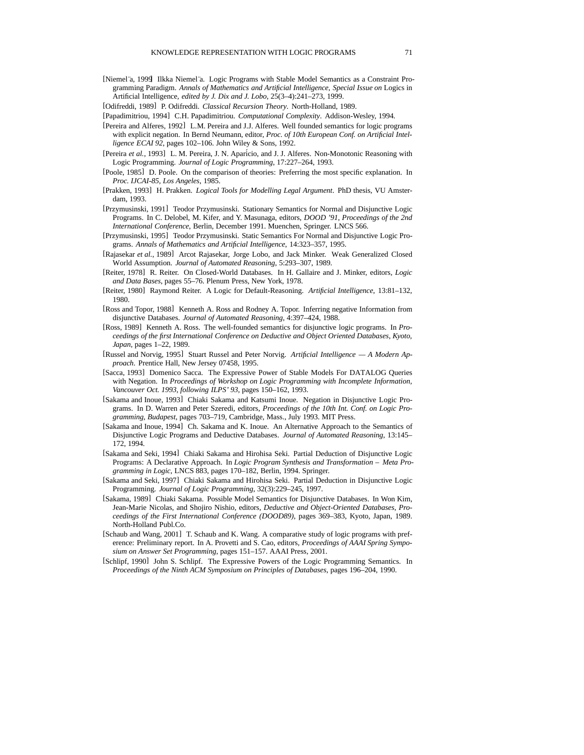[Niemelä, 1999] Ilkka Niemelä. Logic Programs with Stable Model Semantics as a Constraint Programming Paradigm. *Annals of Mathematics and Artificial Intelligence, Special Issue on* Logics in Artificial Intelligence, *edited by J. Dix and J. Lobo*, 25(3–4):241–273, 1999.

[Odifreddi, 1989] P. Odifreddi. *Classical Recursion Theory*. North-Holland, 1989.

[Papadimitriou, 1994] C.H. Papadimitriou. *Computational Complexity*. Addison-Wesley, 1994.

[Pereira and Alferes, 1992] L.M. Pereira and J.J. Alferes. Well founded semantics for logic programs with explicit negation. In Bernd Neumann, editor, *Proc. of 10th European Conf. on Artificial Intelligence ECAI 92*, pages 102–106. John Wiley & Sons, 1992.

[Pereira *et al.*, 1993] L. M. Pereira, J. N. Aparício, and J. J. Alferes. Non-Monotonic Reasoning with Logic Programming. *Journal of Logic Programming*, 17:227–264, 1993.

[Poole, 1985] D. Poole. On the comparison of theories: Preferring the most specific explanation. In *Proc. IJCAI-85, Los Angeles*, 1985.

[Prakken, 1993] H. Prakken. *Logical Tools for Modelling Legal Argument*. PhD thesis, VU Amsterdam, 1993.

[Przymusinski, 1991] Teodor Przymusinski. Stationary Semantics for Normal and Disjunctive Logic Programs. In C. Delobel, M. Kifer, and Y. Masunaga, editors, *DOOD '91, Proceedings of the 2nd International Conference*, Berlin, December 1991. Muenchen, Springer. LNCS 566.

[Przymusinski, 1995] Teodor Przymusinski. Static Semantics For Normal and Disjunctive Logic Programs. *Annals of Mathematics and Artificial Intelligence*, 14:323–357, 1995.

[Rajasekar *et al.*, 1989] Arcot Rajasekar, Jorge Lobo, and Jack Minker. Weak Generalized Closed World Assumption. *Journal of Automated Reasoning*, 5:293–307, 1989.

[Reiter, 1978] R. Reiter. On Closed-World Databases. In H. Gallaire and J. Minker, editors, *Logic and Data Bases*, pages 55–76. Plenum Press, New York, 1978.

[Reiter, 1980] Raymond Reiter. A Logic for Default-Reasoning. *Artificial Intelligence*, 13:81–132, 1980.

[Ross and Topor, 1988] Kenneth A. Ross and Rodney A. Topor. Inferring negative Information from disjunctive Databases. *Journal of Automated Reasoning*, 4:397–424, 1988.

[Ross, 1989] Kenneth A. Ross. The well-founded semantics for disjunctive logic programs. In *Proceedings of the first International Conference on Deductive and Object Oriented Databases, Kyoto, Japan*, pages 1–22, 1989.

[Russel and Norvig, 1995] Stuart Russel and Peter Norvig. *Artificial Intelligence — A Modern Approach*. Prentice Hall, New Jersey 07458, 1995.

[Sacca, 1993] Domenico Sacca. The Expressive Power of Stable Models For DATALOG Queries with Negation. In *Proceedings of Workshop on Logic Programming with Incomplete Information, Vancouver Oct. 1993, following ILPS' 93*, pages 150–162, 1993.

[Sakama and Inoue, 1993] Chiaki Sakama and Katsumi Inoue. Negation in Disjunctive Logic Programs. In D. Warren and Peter Szeredi, editors, *Proceedings of the 10th Int. Conf. on Logic Programming, Budapest*, pages 703–719, Cambridge, Mass., July 1993. MIT Press.

[Sakama and Inoue, 1994] Ch. Sakama and K. Inoue. An Alternative Approach to the Semantics of Disjunctive Logic Programs and Deductive Databases. *Journal of Automated Reasoning*, 13:145–172, 1994.

[Sakama and Seki, 1994] Chiaki Sakama and Hirohisa Seki. Partial Deduction of Disjunctive Logic Programs: A Declarative Approach. In *Logic Program Synthesis and Transformation – Meta Programming in Logic*, LNCS 883, pages 170–182, Berlin, 1994. Springer.

[Sakama and Seki, 1997] Chiaki Sakama and Hirohisa Seki. Partial Deduction in Disjunctive Logic Programming. *Journal of Logic Programming*, 32(3):229–245, 1997.

[Sakama, 1989] Chiaki Sakama. Possible Model Semantics for Disjunctive Databases. In Won Kim, Jean-Marie Nicolas, and Shojiro Nishio, editors, *Deductive and Object-Oriented Databases, Proceedings of the First International Conference (DOOD89)*, pages 369–383, Kyoto, Japan, 1989. North-Holland Publ.Co.

[Schaub and Wang, 2001] T. Schaub and K. Wang. A comparative study of logic programs with preference: Preliminary report. In A. Provetti and S. Cao, editors, *Proceedings of AAAI Spring Symposium on Answer Set Programming*, pages 151–157. AAAI Press, 2001.

[Schlipf, 1990] John S. Schlipf. The Expressive Powers of the Logic Programming Semantics. In *Proceedings of the Ninth ACM Symposium on Principles of Databases*, pages 196–204, 1990.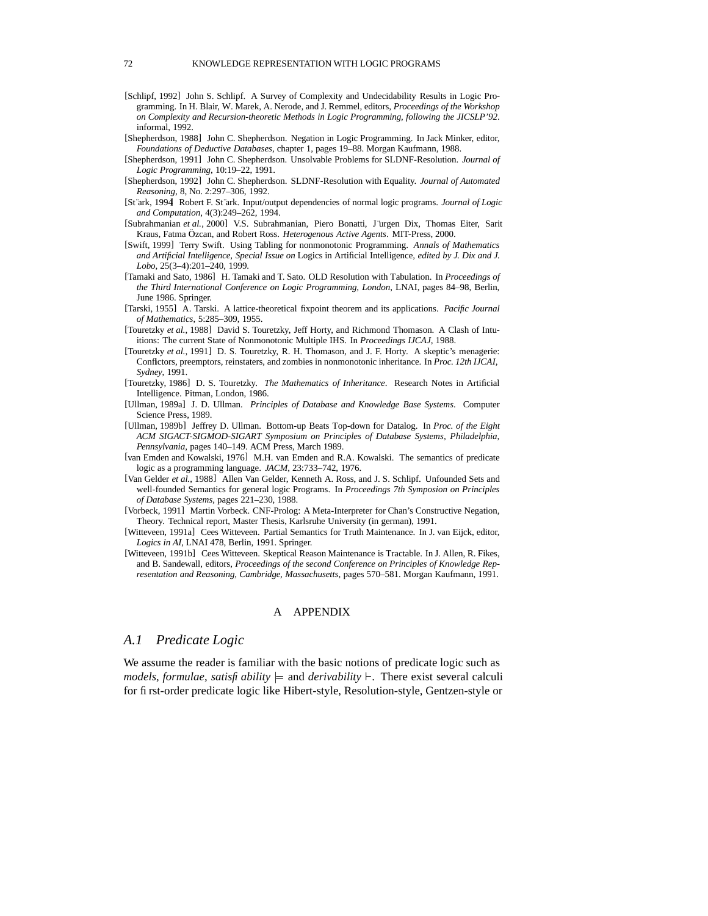[Schlipf, 1992] John S. Schlipf. A Survey of Complexity and Undecidability Results in Logic Programming. In H. Blair, W. Marek, A. Nerode, and J. Remmel, editors, *Proceedings of the Workshop on Complexity and Recursion-theoretic Methods in Logic Programming, following the JICSLP'92*. informal, 1992.

[Shepherdson, 1988] John C. Shepherdson. Negation in Logic Programming. In Jack Minker, editor, *Foundations of Deductive Databases*, chapter 1, pages 19–88. Morgan Kaufmann, 1988.

[Shepherdson, 1991] John C. Shepherdson. Unsolvable Problems for SLDNF-Resolution. *Journal of Logic Programming*, 10:19–22, 1991.

[Shepherdson, 1992] John C. Shepherdson. SLDNF-Resolution with Equality. *Journal of Automated Reasoning*, 8, No. 2:297–306, 1992.

[Stärk, 1994] Robert F. Stärk. Input/output dependencies of normal logic programs. *Journal of Logic and Computation*, 4(3):249–262, 1994.

[Subrahmanian *et al.*, 2000] V.S. Subrahmanian, Piero Bonatti, Jürgen Dix, Thomas Eiter, Sarit Kraus, Fatma Özcan, and Robert Ross. *Heterogenous Active Agents*. MIT-Press, 2000.

[Swift, 1999] Terry Swift. Using Tabling for nonmonotonic Programming. *Annals of Mathematics and Artificial Intelligence, Special Issue on* Logics in Artificial Intelligence*, edited by J. Dix and J. Lobo*, 25(3–4):201–240, 1999.

[Tamaki and Sato, 1986] H. Tamaki and T. Sato. OLD Resolution with Tabulation. In *Proceedings of the Third International Conference on Logic Programming, London*, LNAI, pages 84–98, Berlin, June 1986. Springer.

[Tarski, 1955] A. Tarski. A lattice-theoretical fixpoint theorem and its applications. *Pacific Journal of Mathematics*, 5:285–309, 1955.

[Touretzky *et al.*, 1988] David S. Touretzky, Jeff Horty, and Richmond Thomason. A Clash of Intuitions: The current State of Nonmonotonic Multiple IHS. In *Proceedings IJCAJ*, 1988.

[Touretzky *et al.*, 1991] D. S. Touretzky, R. H. Thomason, and J. F. Horty. A skeptic's menagerie: Conflctors, preemptors, reinstaters, and zombies in nonmonotonic inheritance. In *Proc. 12th IJCAI, Sydney*, 1991.

[Touretzky, 1986] D. S. Touretzky. *The Mathematics of Inheritance*. Research Notes in Artificial Intelligence. Pitman, London, 1986.

[Ullman, 1989a] J. D. Ullman. *Principles of Database and Knowledge Base Systems*. Computer Science Press, 1989.

[Ullman, 1989b] Jeffrey D. Ullman. Bottom-up Beats Top-down for Datalog. In *Proc. of the Eight ACM SIGACT-SIGMOD-SIGART Symposium on Principles of Database Systems, Philadelphia, Pennsylvania*, pages 140–149. ACM Press, March 1989.

[van Emden and Kowalski, 1976] M.H. van Emden and R.A. Kowalski. The semantics of predicate logic as a programming language. *JACM*, 23:733–742, 1976.

[Van Gelder *et al.*, 1988] Allen Van Gelder, Kenneth A. Ross, and J. S. Schlipf. Unfounded Sets and well-founded Semantics for general logic Programs. In *Proceedings 7th Symposion on Principles of Database Systems*, pages 221–230, 1988.

[Vorbeck, 1991] Martin Vorbeck. CNF-Prolog: A Meta-Interpreter for Chan's Constructive Negation, Theory. Technical report, Master Thesis, Karlsruhe University (in german), 1991.

[Witteveen, 1991a] Cees Witteveen. Partial Semantics for Truth Maintenance. In J. van Eijck, editor, *Logics in AI*, LNAI 478, Berlin, 1991. Springer.

[Witteveen, 1991b] Cees Witteveen. Skeptical Reason Maintenance is Tractable. In J. Allen, R. Fikes, and B. Sandewall, editors, *Proceedings of the second Conference on Principles of Knowledge Representation and Reasoning, Cambridge, Massachusetts*, pages 570–581. Morgan Kaufmann, 1991.

# A APPENDIX

## *A.1 Predicate Logic*

We assume the reader is familiar with the basic notions of predicate logic such as *models*, *formulae*, *satisfiability* $\models$ and *derivability* $\vdash$. There exist several calculi for first-order predicate logic like Hibert-style, Resolution-style, Gentzen-style or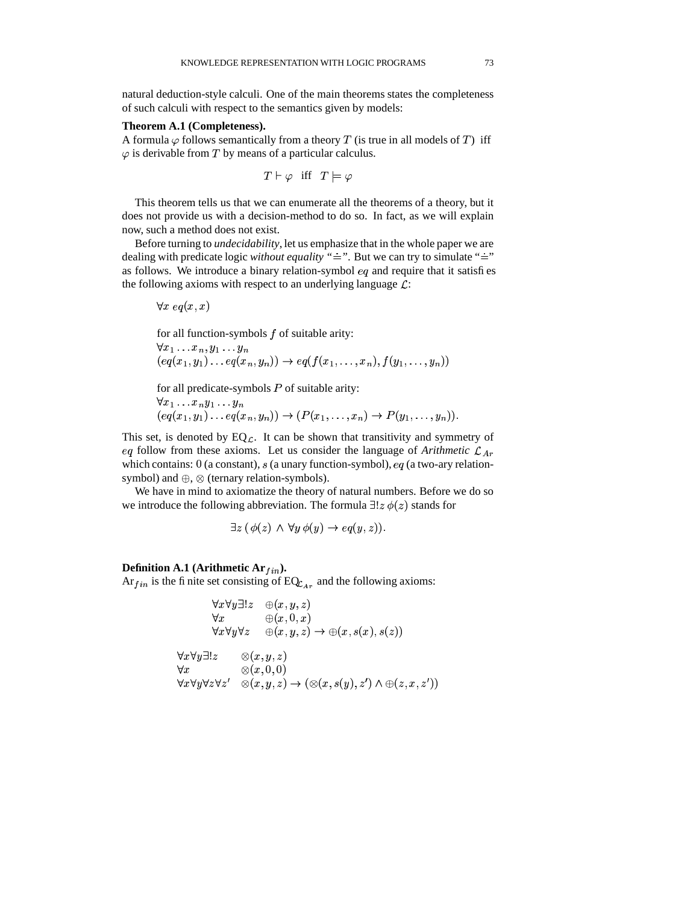natural deduction-style calculi. One of the main theorems states the completeness of such calculi with respect to the semantics given by models:

**Theorem A.1 (Completeness).**
A formula $\varphi$ follows semantically from a theory $T$ (is true in all models of $T$) iff $\varphi$ is derivable from $T$ by means of a particular calculus.

$$T \vdash \varphi \quad \text{iff} \quad T \models \varphi$$

This theorem tells us that we can enumerate all the theorems of a theory, but it does not provide us with a decision-method to do so. In fact, as we will explain now, such a method does not exist.

Before turning to *undecidability*, let us emphasize that in the whole paper we are dealing with predicate logic *without equality* "$\doteq$". But we can try to simulate "$\doteq$" as follows. We introduce a binary relation-symbol $eq$ and require that it satisfies the following axioms with respect to an underlying language $\mathcal{L}$:

$$\forall x \; eq(x, x)$$

for all function-symbols $f$ of suitable arity:

$$\forall x_1 \ldots x_n, y_1 \ldots y_n$$
$$(eq(x_1, y_1) \ldots eq(x_n, y_n)) \rightarrow eq(f(x_1, \ldots, x_n), f(y_1, \ldots, y_n))$$

for all predicate-symbols $P$ of suitable arity:

$$\forall x_1 \ldots x_n y_1 \ldots y_n$$
$$(eq(x_1, y_1) \ldots eq(x_n, y_n)) \rightarrow (P(x_1, \ldots, x_n) \rightarrow P(y_1, \ldots, y_n)).$$

This set, is denoted by $\mathrm{EQ}_{\mathcal{L}}$. It can be shown that transitivity and symmetry of $eq$ follow from these axioms. Let us consider the language of *Arithmetic* $\mathcal{L}_{Ar}$ which contains: 0 (a constant), $s$ (a unary function-symbol), $eq$ (a two-ary relation-symbol) and $\oplus$, $\otimes$ (ternary relation-symbols).

We have in mind to axiomatize the theory of natural numbers. Before we do so we introduce the following abbreviation. The formula $\exists! z \, \phi(z)$ stands for

$$\exists z \, (\, \phi(z) \, \wedge \, \forall y \, \phi(y) \rightarrow eq(y, z)).$$

**Definition A.1 (Arithmetic $\mathrm{Ar}_{fin}$).**
$\mathrm{Ar}_{fin}$ is the finite set consisting of $\mathrm{EQ}_{\mathcal{L}_{Ar}}$ and the following axioms:

$$
\begin{array}{ll}
\forall x \forall y \exists! z & \oplus(x, y, z) \\
\forall x & \oplus(x, 0, x) \\
\forall x \forall y \forall z & \oplus(x, y, z) \rightarrow \oplus(x, s(x), s(z))
\end{array}
$$

$$
\begin{array}{ll}
\forall x \forall y \exists! z & \otimes(x, y, z) \\
\forall x & \otimes(x, 0, 0) \\
\forall x \forall y \forall z \forall z' & \otimes(x, y, z) \rightarrow (\otimes(x, s(y), z') \wedge \oplus(z, x, z'))
\end{array}
$$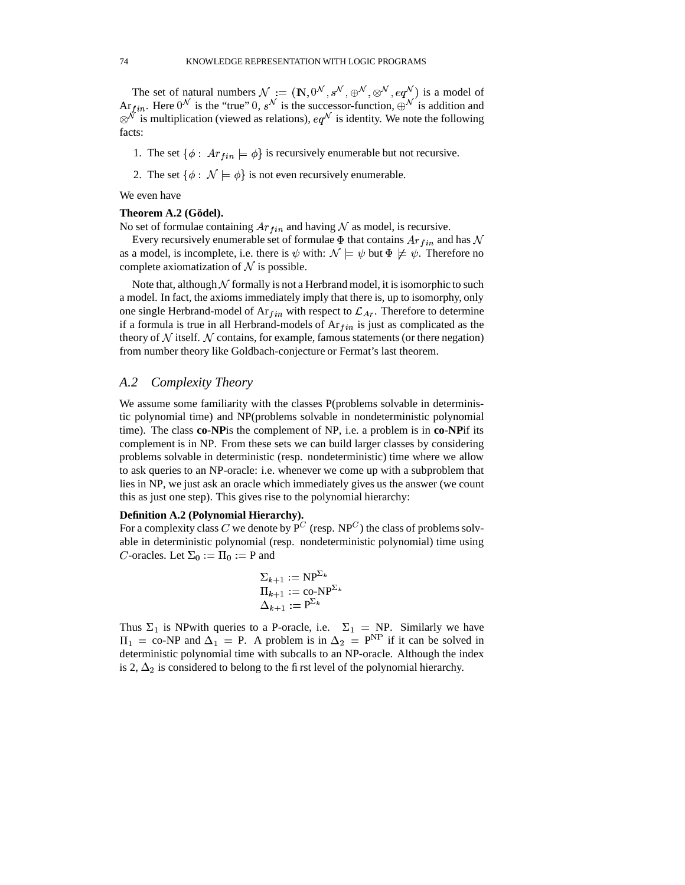The set of natural numbers $\mathcal{N} := (\mathbb{N}, 0^{\mathcal{N}}, s^{\mathcal{N}}, \oplus^{\mathcal{N}}, \otimes^{\mathcal{N}}, eq^{\mathcal{N}})$ is a model of $\mathrm{Ar}_{fin}$. Here $0^{\mathcal{N}}$ is the "true" 0, $s^{\mathcal{N}}$ is the successor-function, $\oplus^{\mathcal{N}}$ is addition and $\otimes^{\mathcal{N}}$ is multiplication (viewed as relations), $eq^{\mathcal{N}}$ is identity. We note the following facts:

1. The set $\{\phi : Ar_{fin} \models \phi\}$ is recursively enumerable but not recursive.
2. The set $\{\phi : \mathcal{N} \models \phi\}$ is not even recursively enumerable.

We even have

**Theorem A.2 (Gödel).**
No set of formulae containing $Ar_{fin}$ and having $\mathcal{N}$ as model, is recursive.

Every recursively enumerable set of formulae $\Phi$ that contains $Ar_{fin}$ and has $\mathcal{N}$ as a model, is incomplete, i.e. there is $\psi$ with: $\mathcal{N} \models \psi$ but $\Phi \not\models \psi$. Therefore no complete axiomatization of $\mathcal{N}$ is possible.

Note that, although $\mathcal{N}$ formally is not a Herbrand model, it is isomorphic to such a model. In fact, the axioms immediately imply that there is, up to isomorphy, only one single Herbrand-model of $\mathrm{Ar}_{fin}$ with respect to $\mathcal{L}_{Ar}$. Therefore to determine if a formula is true in all Herbrand-models of $\mathrm{Ar}_{fin}$ is just as complicated as the theory of $\mathcal{N}$ itself. $\mathcal{N}$ contains, for example, famous statements (or there negation) from number theory like Goldbach-conjecture or Fermat's last theorem.

## A.2 Complexity Theory

We assume some familiarity with the classes P(problems solvable in deterministic polynomial time) and NP(problems solvable in nondeterministic polynomial time). The class **co-NP**is the complement of NP, i.e. a problem is in **co-NP**if its complement is in NP. From these sets we can build larger classes by considering problems solvable in deterministic (resp. nondeterministic) time where we allow to ask queries to an NP-oracle: i.e. whenever we come up with a subproblem that lies in NP, we just ask an oracle which immediately gives us the answer (we count this as just one step). This gives rise to the polynomial hierarchy:

**Definition A.2 (Polynomial Hierarchy).**
For a complexity class $C$ we denote by $\mathrm{P}^{C}$ (resp. $\mathrm{NP}^{C}$) the class of problems solvable in deterministic polynomial (resp. nondeterministic polynomial) time using $C$-oracles. Let $\Sigma_0 := \Pi_0 := \mathrm{P}$ and

$$
\begin{aligned}
\Sigma_{k+1} &:= \mathrm{NP}^{\Sigma_k} \\
\Pi_{k+1} &:= \text{co-NP}^{\Sigma_k} \\
\Delta_{k+1} &:= \mathrm{P}^{\Sigma_k}
\end{aligned}
$$

Thus $\Sigma_1$ is NPwith queries to a P-oracle, i.e. $\Sigma_1 = \mathrm{NP}$. Similarly we have $\Pi_1 = \text{co-NP}$ and $\Delta_1 = \mathrm{P}$. A problem is in $\Delta_2 = \mathrm{P}^{\mathrm{NP}}$ if it can be solved in deterministic polynomial time with subcalls to an NP-oracle. Although the index is 2, $\Delta_2$ is considered to belong to the first level of the polynomial hierarchy.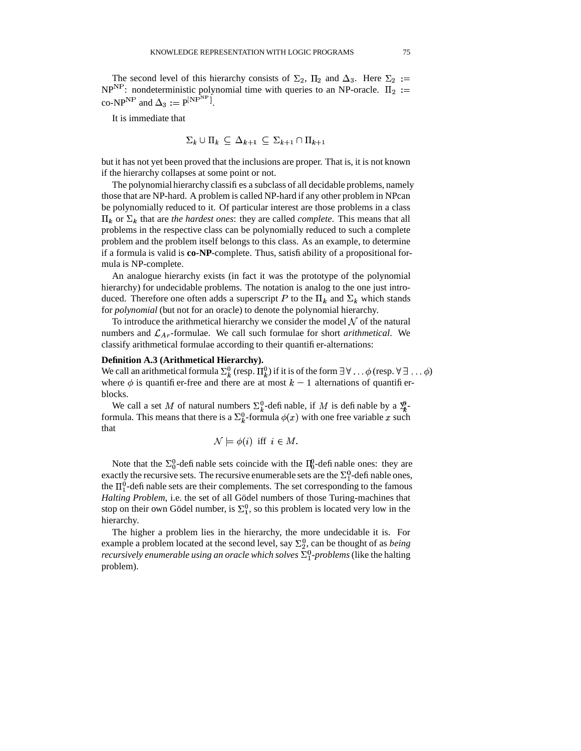The second level of this hierarchy consists of $\Sigma_2$, $\Pi_2$ and $\Delta_3$. Here $\Sigma_2 :=$ NP$^{\text{NP}}$: nondeterministic polynomial time with queries to an NP-oracle. $\Pi_2 :=$ co-NP$^{\text{NP}}$ and $\Delta_3 := \text{P}^{[\text{NP}^{\text{NP}}]}$.

It is immediate that

$$\Sigma_k \cup \Pi_k \subseteq \Delta_{k+1} \subseteq \Sigma_{k+1} \cap \Pi_{k+1}$$

but it has not yet been proved that the inclusions are proper. That is, it is not known if the hierarchy collapses at some point or not.

The polynomial hierarchy classifies a subclass of all decidable problems, namely those that are NP-hard. A problem is called NP-hard if any other problem in NPcan be polynomially reduced to it. Of particular interest are those problems in a class $\Pi_k$ or $\Sigma_k$ that are *the hardest ones*: they are called *complete*. This means that all problems in the respective class can be polynomially reduced to such a complete problem and the problem itself belongs to this class. As an example, to determine if a formula is valid is **co-NP**-complete. Thus, satisfiability of a propositional formula is NP-complete.

An analogue hierarchy exists (in fact it was the prototype of the polynomial hierarchy) for undecidable problems. The notation is analog to the one just introduced. Therefore one often adds a superscript $P$ to the $\Pi_k$ and $\Sigma_k$ which stands for *polynomial* (but not for an oracle) to denote the polynomial hierarchy.

To introduce the arithmetical hierarchy we consider the model $\mathcal{N}$ of the natural numbers and $\mathcal{L}_{Ar}$-formulae. We call such formulae for short *arithmetical*. We classify arithmetical formulae according to their quantifier-alternations:

**Definition A.3 (Arithmetical Hierarchy).**
We call an arithmetical formula $\Sigma_k^0$ (resp. $\Pi_k^0$) if it is of the form $\exists\forall\ldots\phi$ (resp. $\forall\exists\ldots\phi$) where $\phi$ is quantifier-free and there are at most $k-1$ alternations of quantifier-blocks.

We call a set $M$ of natural numbers $\Sigma_k^0$-definable, if $M$ is definable by a $\Sigma_k^0$-formula. This means that there is a $\Sigma_k^0$-formula $\phi(x)$ with one free variable $x$ such that

$$\mathcal{N} \models \phi(i) \text{ iff } i \in M.$$

Note that the $\Sigma_0^0$-definable sets coincide with the $\Pi_0^0$-definable ones: they are exactly the recursive sets. The recursive enumerable sets are the $\Sigma_1^0$-definable ones, the $\Pi_1^0$-definable sets are their complements. The set corresponding to the famous *Halting Problem*, i.e. the set of all Gödel numbers of those Turing-machines that stop on their own Gödel number, is $\Sigma_1^0$, so this problem is located very low in the hierarchy.

The higher a problem lies in the hierarchy, the more undecidable it is. For example a problem located at the second level, say $\Sigma_2^0$, can be thought of as *being recursively enumerable using an oracle which solves $\Sigma_1^0$-problems* (like the halting problem).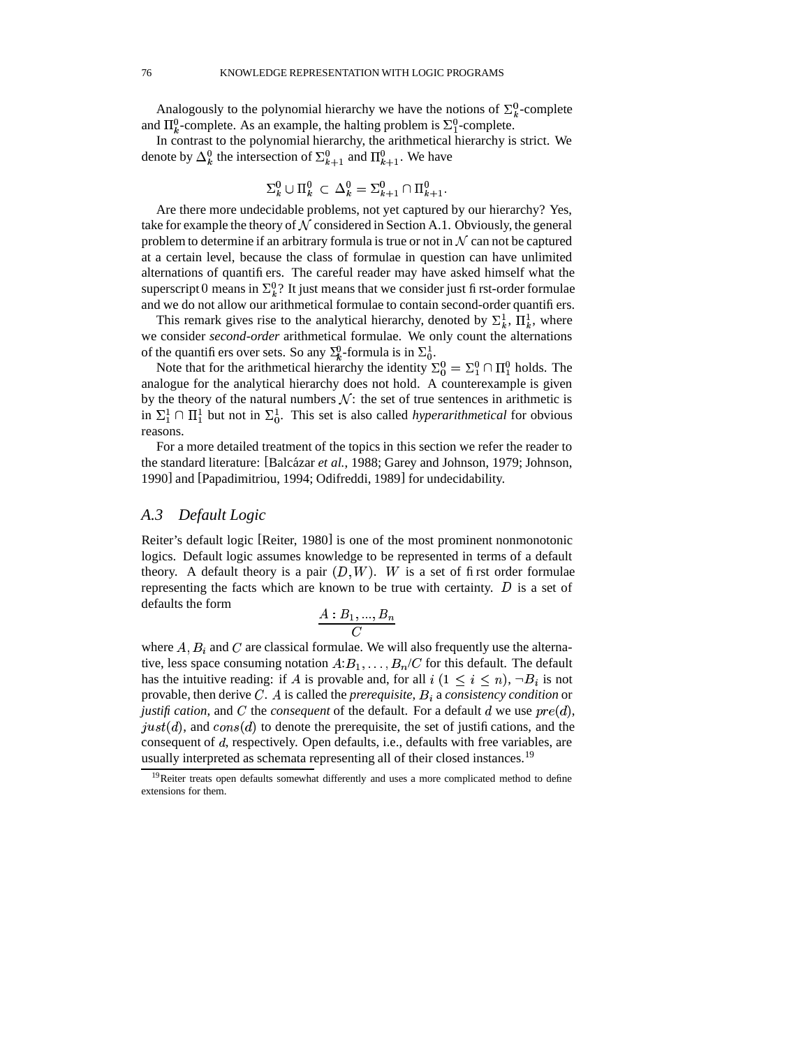Analogously to the polynomial hierarchy we have the notions of $\Sigma_k^0$-complete and $\Pi_k^0$-complete. As an example, the halting problem is $\Sigma_1^0$-complete.

In contrast to the polynomial hierarchy, the arithmetical hierarchy is strict. We denote by $\Delta_k^0$ the intersection of $\Sigma_{k+1}^0$ and $\Pi_{k+1}^0$. We have

$$\Sigma_k^0 \cup \Pi_k^0 \subset \Delta_k^0 = \Sigma_{k+1}^0 \cap \Pi_{k+1}^0.$$

Are there more undecidable problems, not yet captured by our hierarchy? Yes, take for example the theory of $\mathcal{N}$ considered in Section A.1. Obviously, the general problem to determine if an arbitrary formula is true or not in $\mathcal{N}$ can not be captured at a certain level, because the class of formulae in question can have unlimited alternations of quantifiers. The careful reader may have asked himself what the superscript $0$ means in $\Sigma_k^0$? It just means that we consider just first-order formulae and we do not allow our arithmetical formulae to contain second-order quantifiers.

This remark gives rise to the analytical hierarchy, denoted by $\Sigma_k^1$, $\Pi_k^1$, where we consider *second-order* arithmetical formulae. We only count the alternations of the quantifiers over sets. So any $\Sigma_k^0$-formula is in $\Sigma_0^1$.

Note that for the arithmetical hierarchy the identity $\Sigma_0^0 = \Sigma_1^0 \cap \Pi_1^0$ holds. The analogue for the analytical hierarchy does not hold. A counterexample is given by the theory of the natural numbers $\mathcal{N}$: the set of true sentences in arithmetic is in $\Sigma_1^1 \cap \Pi_1^1$ but not in $\Sigma_0^1$. This set is also called *hyperarithmetical* for obvious reasons.

For a more detailed treatment of the topics in this section we refer the reader to the standard literature: [Balcázar *et al.*, 1988; Garey and Johnson, 1979; Johnson, 1990] and [Papadimitriou, 1994; Odifreddi, 1989] for undecidability.

## A.3 Default Logic

Reiter's default logic [Reiter, 1980] is one of the most prominent nonmonotonic logics. Default logic assumes knowledge to be represented in terms of a default theory. A default theory is a pair $(D, W)$. $W$ is a set of first order formulae representing the facts which are known to be true with certainty. $D$ is a set of defaults the form

$$\frac{A : B_1, ..., B_n}{C}$$

where $A, B_i$ and $C$ are classical formulae. We will also frequently use the alternative, less space consuming notation $A{:}B_1, \ldots, B_n/C$ for this default. The default has the intuitive reading: if $A$ is provable and, for all $i$ $(1 \leq i \leq n)$, $\neg B_i$ is not provable, then derive $C$. $A$ is called the *prerequisite*, $B_i$ a *consistency condition* or *justification*, and $C$ the *consequent* of the default. For a default $d$ we use $pre(d)$, $just(d)$, and $cons(d)$ to denote the prerequisite, the set of justifications, and the consequent of $d$, respectively. Open defaults, i.e., defaults with free variables, are usually interpreted as schemata representing all of their closed instances.[19]

[19] Reiter treats open defaults somewhat differently and uses a more complicated method to define extensions for them.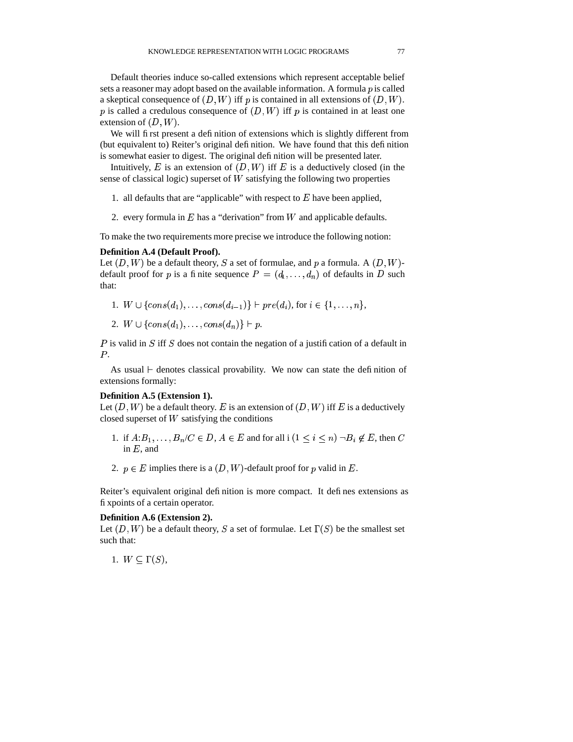Default theories induce so-called extensions which represent acceptable belief sets a reasoner may adopt based on the available information. A formula $p$ is called a skeptical consequence of $(D, W)$ iff $p$ is contained in all extensions of $(D, W)$. $p$ is called a credulous consequence of $(D, W)$ iff $p$ is contained in at least one extension of $(D, W)$.

We will first present a definition of extensions which is slightly different from (but equivalent to) Reiter's original definition. We have found that this definition is somewhat easier to digest. The original definition will be presented later.

Intuitively, $E$ is an extension of $(D, W)$ iff $E$ is a deductively closed (in the sense of classical logic) superset of $W$ satisfying the following two properties

1. all defaults that are "applicable" with respect to $E$ have been applied,
2. every formula in $E$ has a "derivation" from $W$ and applicable defaults.

To make the two requirements more precise we introduce the following notion:

**Definition A.4 (Default Proof).**
Let $(D, W)$ be a default theory, $S$ a set of formulae, and $p$ a formula. A $(D, W)$-default proof for $p$ is a finite sequence $P = (d_1, \ldots, d_n)$ of defaults in $D$ such that:

1. $W \cup \{cons(d_1), \ldots, cons(d_{i-1})\} \vdash pre(d_i)$, for $i \in \{1, \ldots, n\}$,
2. $W \cup \{cons(d_1), \ldots, cons(d_n)\} \vdash p$.

$P$ is valid in $S$ iff $S$ does not contain the negation of a justification of a default in $P$.

As usual $\vdash$ denotes classical provability. We now can state the definition of extensions formally:

**Definition A.5 (Extension 1).**
Let $(D, W)$ be a default theory. $E$ is an extension of $(D, W)$ iff $E$ is a deductively closed superset of $W$ satisfying the conditions

1. if $A{:}B_1, \ldots, B_n/C \in D$, $A \in E$ and for all i $(1 \leq i \leq n)$ $\neg B_i \notin E$, then $C$ in $E$, and
2. $p \in E$ implies there is a $(D, W)$-default proof for $p$ valid in $E$.

Reiter's equivalent original definition is more compact. It defines extensions as fixpoints of a certain operator.

**Definition A.6 (Extension 2).**
Let $(D, W)$ be a default theory, $S$ a set of formulae. Let $\Gamma(S)$ be the smallest set such that:

1. $W \subseteq \Gamma(S)$,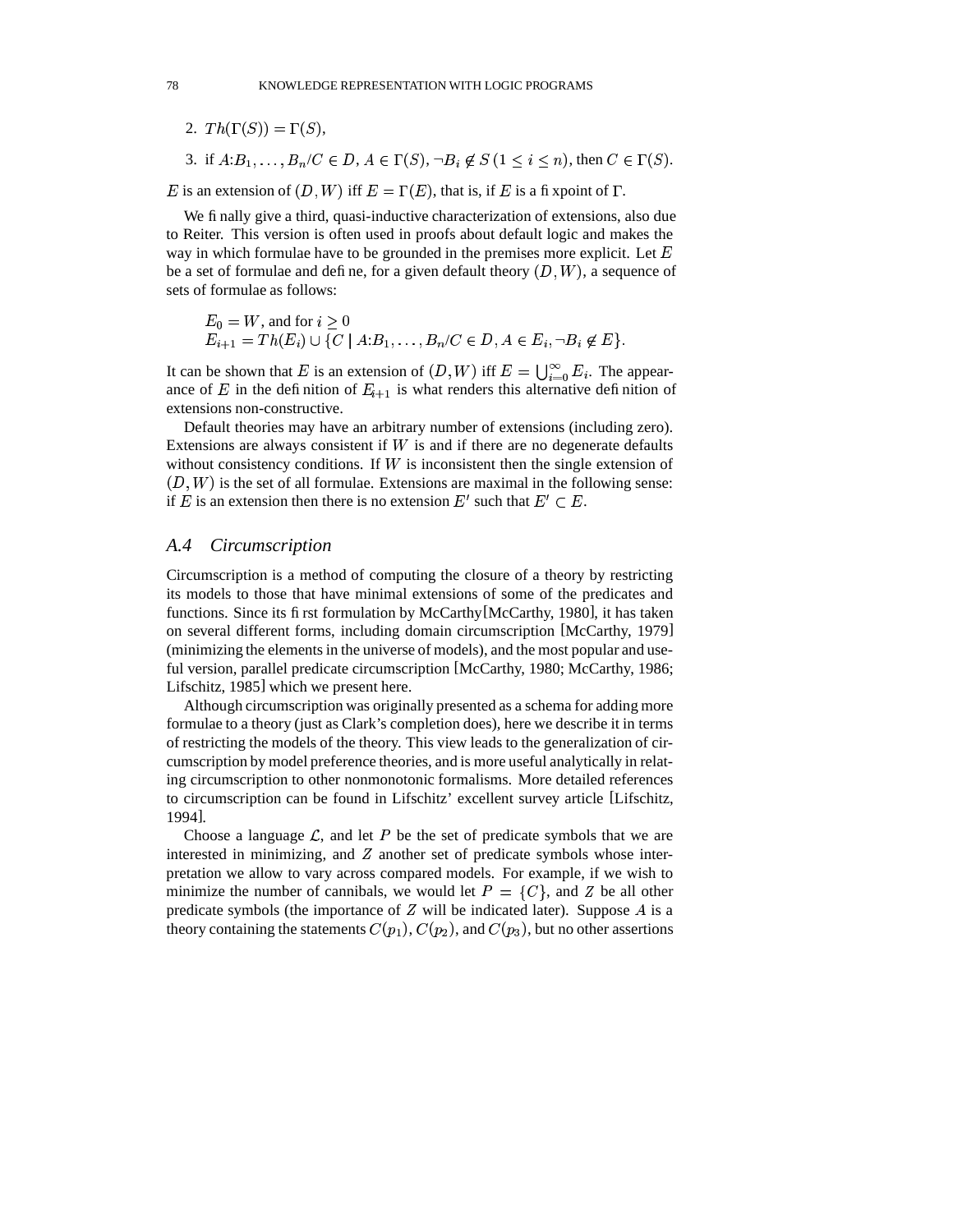2. $Th(\Gamma(S)) = \Gamma(S)$,

3. if $A{:}B_1, \ldots, B_n/C \in D$, $A \in \Gamma(S)$, $\neg B_i \notin S$ $(1 \leq i \leq n)$, then $C \in \Gamma(S)$.

$E$ is an extension of $(D, W)$ iff $E = \Gamma(E)$, that is, if $E$ is a fixpoint of $\Gamma$.

We finally give a third, quasi-inductive characterization of extensions, also due to Reiter. This version is often used in proofs about default logic and makes the way in which formulae have to be grounded in the premises more explicit. Let $E$ be a set of formulae and define, for a given default theory $(D, W)$, a sequence of sets of formulae as follows:

$$E_0 = W, \text{ and for } i \geq 0$$
$$E_{i+1} = Th(E_i) \cup \{C \mid A{:}B_1, \ldots, B_n/C \in D, A \in E_i, \neg B_i \notin E\}.$$

It can be shown that $E$ is an extension of $(D, W)$ iff $E = \bigcup_{i=0}^{\infty} E_i$. The appearance of $E$ in the definition of $E_{i+1}$ is what renders this alternative definition of extensions non-constructive.

Default theories may have an arbitrary number of extensions (including zero). Extensions are always consistent if $W$ is and if there are no degenerate defaults without consistency conditions. If $W$ is inconsistent then the single extension of $(D, W)$ is the set of all formulae. Extensions are maximal in the following sense: if $E$ is an extension then there is no extension $E'$ such that $E' \subset E$.

## A.4 *Circumscription*

Circumscription is a method of computing the closure of a theory by restricting its models to those that have minimal extensions of some of the predicates and functions. Since its first formulation by McCarthy[McCarthy, 1980], it has taken on several different forms, including domain circumscription [McCarthy, 1979] (minimizing the elements in the universe of models), and the most popular and useful version, parallel predicate circumscription [McCarthy, 1980; McCarthy, 1986; Lifschitz, 1985] which we present here.

Although circumscription was originally presented as a schema for adding more formulae to a theory (just as Clark's completion does), here we describe it in terms of restricting the models of the theory. This view leads to the generalization of circumscription by model preference theories, and is more useful analytically in relating circumscription to other nonmonotonic formalisms. More detailed references to circumscription can be found in Lifschitz' excellent survey article [Lifschitz, 1994].

Choose a language $\mathcal{L}$, and let $P$ be the set of predicate symbols that we are interested in minimizing, and $Z$ another set of predicate symbols whose interpretation we allow to vary across compared models. For example, if we wish to minimize the number of cannibals, we would let $P = \{C\}$, and $Z$ be all other predicate symbols (the importance of $Z$ will be indicated later). Suppose $A$ is a theory containing the statements $C(p_1)$, $C(p_2)$, and $C(p_3)$, but no other assertions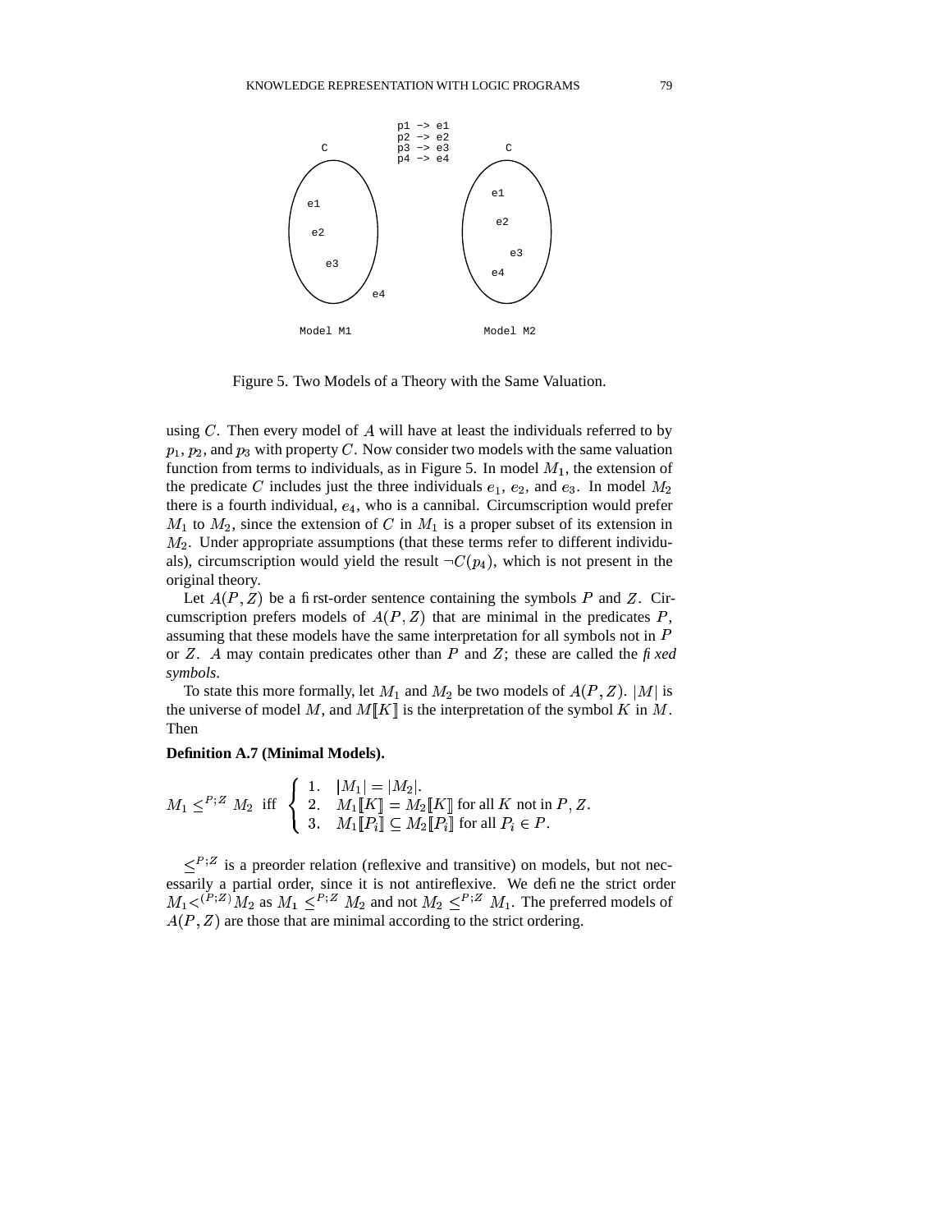p1 -> e1
p2 -> e2
p3 -> e3
p4 -> e4

C

e1
e2
e3
e4

Model M1

C

e1
e2
e3
e4

Model M2

Figure 5. Two Models of a Theory with the Same Valuation.

using $C$. Then every model of $A$ will have at least the individuals referred to by $p_1$, $p_2$, and $p_3$ with property $C$. Now consider two models with the same valuation function from terms to individuals, as in Figure 5. In model $M_1$, the extension of the predicate $C$ includes just the three individuals $e_1$, $e_2$, and $e_3$. In model $M_2$ there is a fourth individual, $e_4$, who is a cannibal. Circumscription would prefer $M_1$ to $M_2$, since the extension of $C$ in $M_1$ is a proper subset of its extension in $M_2$. Under appropriate assumptions (that these terms refer to different individuals), circumscription would yield the result $\neg C(p_4)$, which is not present in the original theory.

Let $A(P, Z)$ be a first-order sentence containing the symbols $P$ and $Z$. Circumscription prefers models of $A(P, Z)$ that are minimal in the predicates $P$, assuming that these models have the same interpretation for all symbols not in $P$ or $Z$. $A$ may contain predicates other than $P$ and $Z$; these are called the *fixed symbols*.

To state this more formally, let $M_1$ and $M_2$ be two models of $A(P, Z)$. $|M|$ is the universe of model $M$, and $M[\![K]\!]$ is the interpretation of the symbol $K$ in $M$. Then

**Definition A.7 (Minimal Models).**

$$M_1 \leq^{P;Z} M_2 \;\text{ iff }\; \begin{cases} 1. & |M_1| = |M_2|. \\ 2. & M_1[\![K]\!] = M_2[\![K]\!] \text{ for all } K \text{ not in } P, Z. \\ 3. & M_1[\![P_i]\!] \subseteq M_2[\![P_i]\!] \text{ for all } P_i \in P. \end{cases}$$

$\leq^{P;Z}$ is a preorder relation (reflexive and transitive) on models, but not necessarily a partial order, since it is not antireflexive. We define the strict order $M_1 <^{(P;Z)} M_2$ as $M_1 \leq^{P;Z} M_2$ and not $M_2 \leq^{P;Z} M_1$. The preferred models of $A(P, Z)$ are those that are minimal according to the strict ordering.